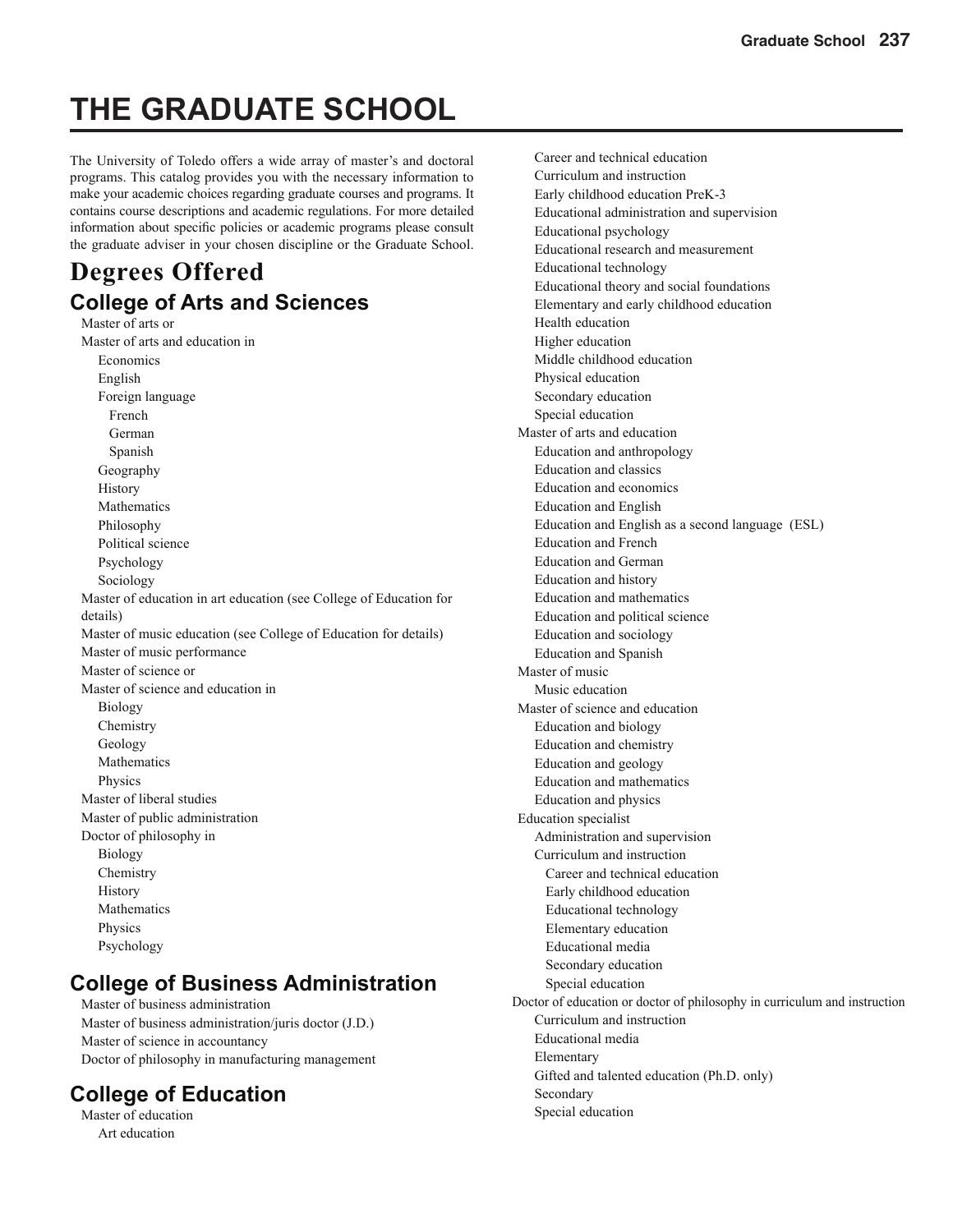# THE GRADUATE SCHOOL

The University of Toledo offers a wide array of master's and doctoral programs. This catalog provides you with the necessary information to make your academic choices regarding graduate courses and programs. It contains course descriptions and academic regulations. For more detailed information about specific policies or academic programs please consult the graduate adviser in your chosen discipline or the Graduate School.

## Degrees Offered

### College of Arts and Sciences

- Master of arts or
- Master of arts and education in
  - Economics
  - English
  - Foreign language
    - French
    - German
    - Spanish
  - Geography
  - History
  - Mathematics
  - Philosophy
  - Political science
  - Psychology
  - Sociology
- Master of education in art education (see College of Education for details)
- Master of music education (see College of Education for details)
- Master of music performance
- Master of science or
- Master of science and education in
  - Biology
  - Chemistry
  - Geology
  - Mathematics
  - Physics
- Master of liberal studies
- Master of public administration
- Doctor of philosophy in
  - Biology
  - Chemistry
  - History
  - Mathematics
  - Physics
  - Psychology

### College of Business Administration

- Master of business administration
- Master of business administration/juris doctor (J.D.)
- Master of science in accountancy
- Doctor of philosophy in manufacturing management

### College of Education

- Master of education
  - Art education
  - Career and technical education
  - Curriculum and instruction
  - Early childhood education PreK-3
  - Educational administration and supervision
  - Educational psychology
  - Educational research and measurement
  - Educational technology
  - Educational theory and social foundations
  - Elementary and early childhood education
  - Health education
  - Higher education
  - Middle childhood education
  - Physical education
  - Secondary education
  - Special education
- Master of arts and education
  - Education and anthropology
  - Education and classics
  - Education and economics
  - Education and English
  - Education and English as a second language (ESL)
  - Education and French
  - Education and German
  - Education and history
  - Education and mathematics
  - Education and political science
  - Education and sociology
  - Education and Spanish
- Master of music
  - Music education
- Master of science and education
  - Education and biology
  - Education and chemistry
  - Education and geology
  - Education and mathematics
  - Education and physics
- Education specialist
  - Administration and supervision
  - Curriculum and instruction
    - Career and technical education
    - Early childhood education
    - Educational technology
    - Elementary education
    - Educational media
    - Secondary education
    - Special education
- Doctor of education or doctor of philosophy in curriculum and instruction
  - Curriculum and instruction
  - Educational media
  - Elementary
  - Gifted and talented education (Ph.D. only)
  - Secondary
  - Special education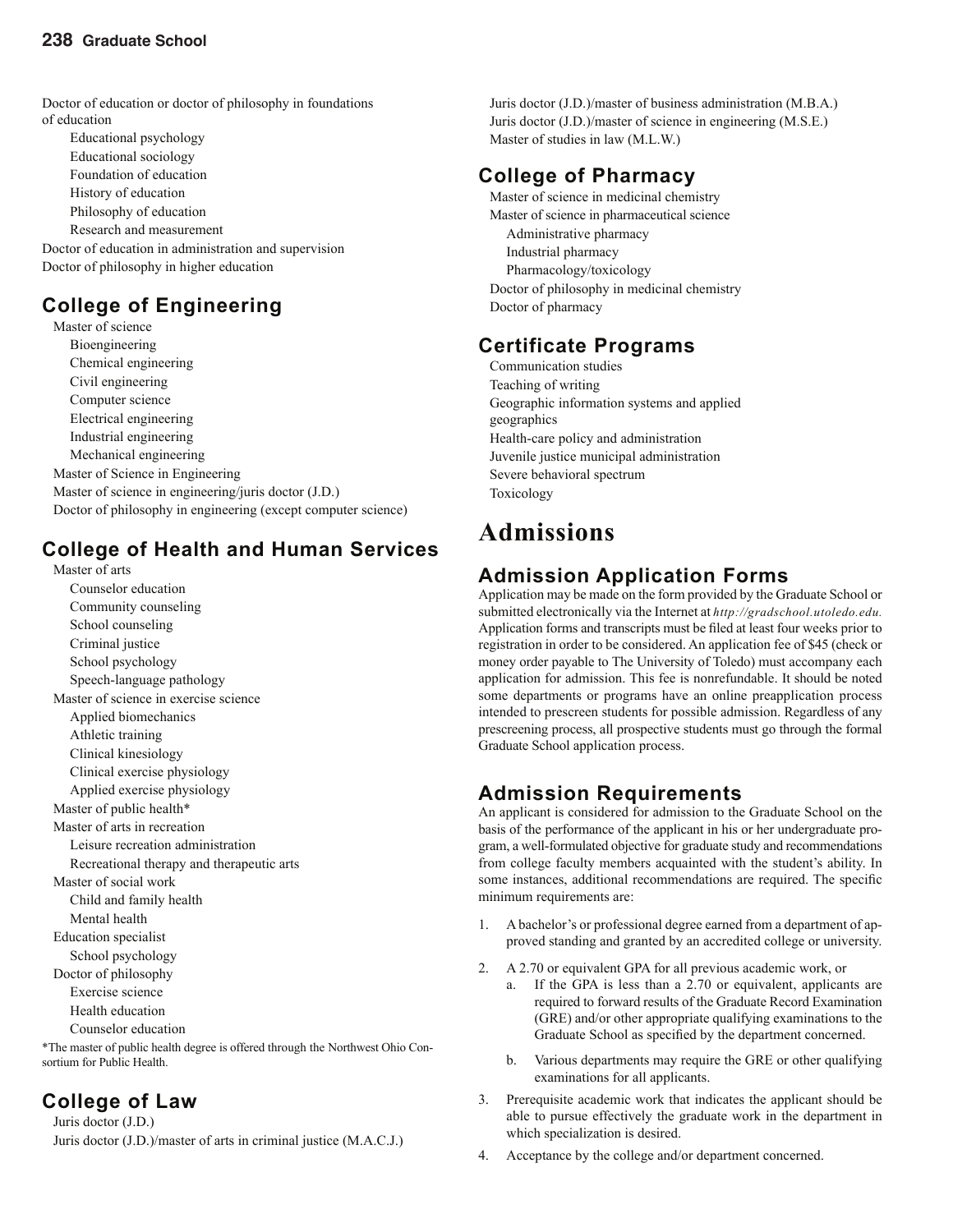Doctor of education or doctor of philosophy in foundations of education

- Educational psychology
- Educational sociology
- Foundation of education
- History of education
- Philosophy of education
- Research and measurement

Doctor of education in administration and supervision

Doctor of philosophy in higher education

## College of Engineering

Master of science

- Bioengineering
- Chemical engineering
- Civil engineering
- Computer science
- Electrical engineering
- Industrial engineering
- Mechanical engineering

Master of Science in Engineering

Master of science in engineering/juris doctor (J.D.)

Doctor of philosophy in engineering (except computer science)

## College of Health and Human Services

Master of arts

- Counselor education
- Community counseling
- School counseling
- Criminal justice
- School psychology
- Speech-language pathology

Master of science in exercise science

- Applied biomechanics
- Athletic training
- Clinical kinesiology
- Clinical exercise physiology
- Applied exercise physiology

Master of public health*

Master of arts in recreation

- Leisure recreation administration
- Recreational therapy and therapeutic arts

Master of social work

- Child and family health
- Mental health

Education specialist

- School psychology

Doctor of philosophy

- Exercise science
- Health education
- Counselor education

*The master of public health degree is offered through the Northwest Ohio Consortium for Public Health.

## College of Law

Juris doctor (J.D.)

Juris doctor (J.D.)/master of arts in criminal justice (M.A.C.J.)

Juris doctor (J.D.)/master of business administration (M.B.A.)

Juris doctor (J.D.)/master of science in engineering (M.S.E.)

Master of studies in law (M.L.W.)

## College of Pharmacy

Master of science in medicinal chemistry

Master of science in pharmaceutical science

- Administrative pharmacy
- Industrial pharmacy
- Pharmacology/toxicology

Doctor of philosophy in medicinal chemistry

Doctor of pharmacy

## Certificate Programs

- Communication studies
- Teaching of writing
- Geographic information systems and applied geographics
- Health-care policy and administration
- Juvenile justice municipal administration
- Severe behavioral spectrum
- Toxicology

# Admissions

## Admission Application Forms

Application may be made on the form provided by the Graduate School or submitted electronically via the Internet at *http://gradschool.utoledo.edu.* Application forms and transcripts must be filed at least four weeks prior to registration in order to be considered. An application fee of $45 (check or money order payable to The University of Toledo) must accompany each application for admission. This fee is nonrefundable. It should be noted some departments or programs have an online preapplication process intended to prescreen students for possible admission. Regardless of any prescreening process, all prospective students must go through the formal Graduate School application process.

## Admission Requirements

An applicant is considered for admission to the Graduate School on the basis of the performance of the applicant in his or her undergraduate program, a well-formulated objective for graduate study and recommendations from college faculty members acquainted with the student's ability. In some instances, additional recommendations are required. The specific minimum requirements are:

1. A bachelor's or professional degree earned from a department of approved standing and granted by an accredited college or university.
2. A 2.70 or equivalent GPA for all previous academic work, or
   a. If the GPA is less than a 2.70 or equivalent, applicants are required to forward results of the Graduate Record Examination (GRE) and/or other appropriate qualifying examinations to the Graduate School as specified by the department concerned.
   b. Various departments may require the GRE or other qualifying examinations for all applicants.
3. Prerequisite academic work that indicates the applicant should be able to pursue effectively the graduate work in the department in which specialization is desired.
4. Acceptance by the college and/or department concerned.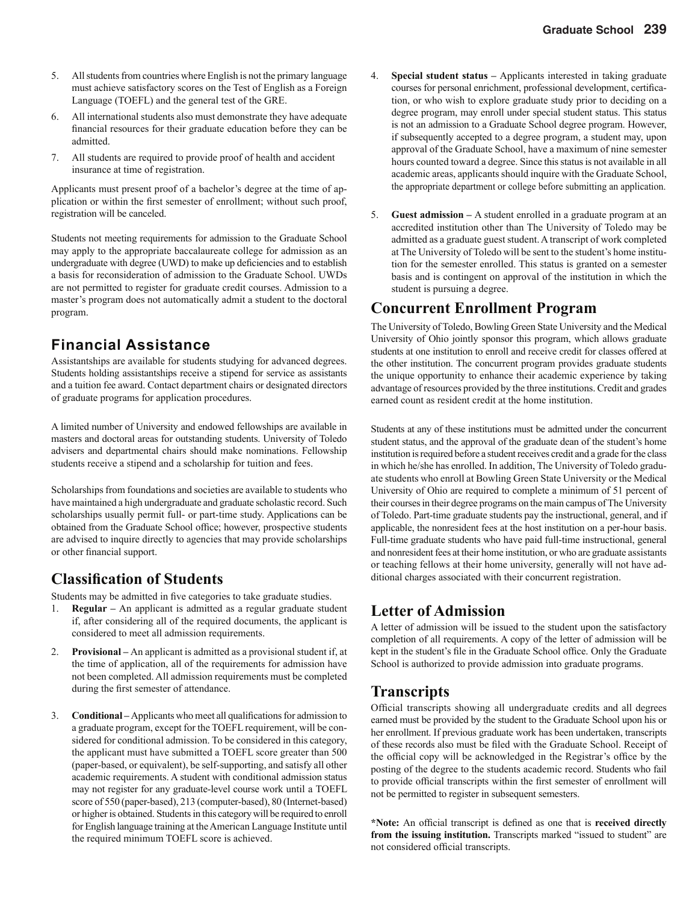5. All students from countries where English is not the primary language must achieve satisfactory scores on the Test of English as a Foreign Language (TOEFL) and the general test of the GRE.
6. All international students also must demonstrate they have adequate financial resources for their graduate education before they can be admitted.
7. All students are required to provide proof of health and accident insurance at time of registration.

Applicants must present proof of a bachelor's degree at the time of application or within the first semester of enrollment; without such proof, registration will be canceled.

Students not meeting requirements for admission to the Graduate School may apply to the appropriate baccalaureate college for admission as an undergraduate with degree (UWD) to make up deficiencies and to establish a basis for reconsideration of admission to the Graduate School. UWDs are not permitted to register for graduate credit courses. Admission to a master's program does not automatically admit a student to the doctoral program.

## Financial Assistance

Assistantships are available for students studying for advanced degrees. Students holding assistantships receive a stipend for service as assistants and a tuition fee award. Contact department chairs or designated directors of graduate programs for application procedures.

A limited number of University and endowed fellowships are available in masters and doctoral areas for outstanding students. University of Toledo advisers and departmental chairs should make nominations. Fellowship students receive a stipend and a scholarship for tuition and fees.

Scholarships from foundations and societies are available to students who have maintained a high undergraduate and graduate scholastic record. Such scholarships usually permit full- or part-time study. Applications can be obtained from the Graduate School office; however, prospective students are advised to inquire directly to agencies that may provide scholarships or other financial support.

## Classification of Students

Students may be admitted in five categories to take graduate studies.

1. **Regular –** An applicant is admitted as a regular graduate student if, after considering all of the required documents, the applicant is considered to meet all admission requirements.
2. **Provisional –** An applicant is admitted as a provisional student if, at the time of application, all of the requirements for admission have not been completed. All admission requirements must be completed during the first semester of attendance.
3. **Conditional –** Applicants who meet all qualifications for admission to a graduate program, except for the TOEFL requirement, will be considered for conditional admission. To be considered in this category, the applicant must have submitted a TOEFL score greater than 500 (paper-based, or equivalent), be self-supporting, and satisfy all other academic requirements. A student with conditional admission status may not register for any graduate-level course work until a TOEFL score of 550 (paper-based), 213 (computer-based), 80 (Internet-based) or higher is obtained. Students in this category will be required to enroll for English language training at the American Language Institute until the required minimum TOEFL score is achieved.
4. **Special student status –** Applicants interested in taking graduate courses for personal enrichment, professional development, certification, or who wish to explore graduate study prior to deciding on a degree program, may enroll under special student status. This status is not an admission to a Graduate School degree program. However, if subsequently accepted to a degree program, a student may, upon approval of the Graduate School, have a maximum of nine semester hours counted toward a degree. Since this status is not available in all academic areas, applicants should inquire with the Graduate School, the appropriate department or college before submitting an application.
5. **Guest admission –** A student enrolled in a graduate program at an accredited institution other than The University of Toledo may be admitted as a graduate guest student. A transcript of work completed at The University of Toledo will be sent to the student's home institution for the semester enrolled. This status is granted on a semester basis and is contingent on approval of the institution in which the student is pursuing a degree.

## Concurrent Enrollment Program

The University of Toledo, Bowling Green State University and the Medical University of Ohio jointly sponsor this program, which allows graduate students at one institution to enroll and receive credit for classes offered at the other institution. The concurrent program provides graduate students the unique opportunity to enhance their academic experience by taking advantage of resources provided by the three institutions. Credit and grades earned count as resident credit at the home institution.

Students at any of these institutions must be admitted under the concurrent student status, and the approval of the graduate dean of the student's home institution is required before a student receives credit and a grade for the class in which he/she has enrolled. In addition, The University of Toledo graduate students who enroll at Bowling Green State University or the Medical University of Ohio are required to complete a minimum of 51 percent of their courses in their degree programs on the main campus of The University of Toledo. Part-time graduate students pay the instructional, general, and if applicable, the nonresident fees at the host institution on a per-hour basis. Full-time graduate students who have paid full-time instructional, general and nonresident fees at their home institution, or who are graduate assistants or teaching fellows at their home university, generally will not have additional charges associated with their concurrent registration.

## Letter of Admission

A letter of admission will be issued to the student upon the satisfactory completion of all requirements. A copy of the letter of admission will be kept in the student's file in the Graduate School office. Only the Graduate School is authorized to provide admission into graduate programs.

## Transcripts

Official transcripts showing all undergraduate credits and all degrees earned must be provided by the student to the Graduate School upon his or her enrollment. If previous graduate work has been undertaken, transcripts of these records also must be filed with the Graduate School. Receipt of the official copy will be acknowledged in the Registrar's office by the posting of the degree to the students academic record. Students who fail to provide official transcripts within the first semester of enrollment will not be permitted to register in subsequent semesters.

***Note:** An official transcript is defined as one that is **received directly from the issuing institution.** Transcripts marked "issued to student" are not considered official transcripts.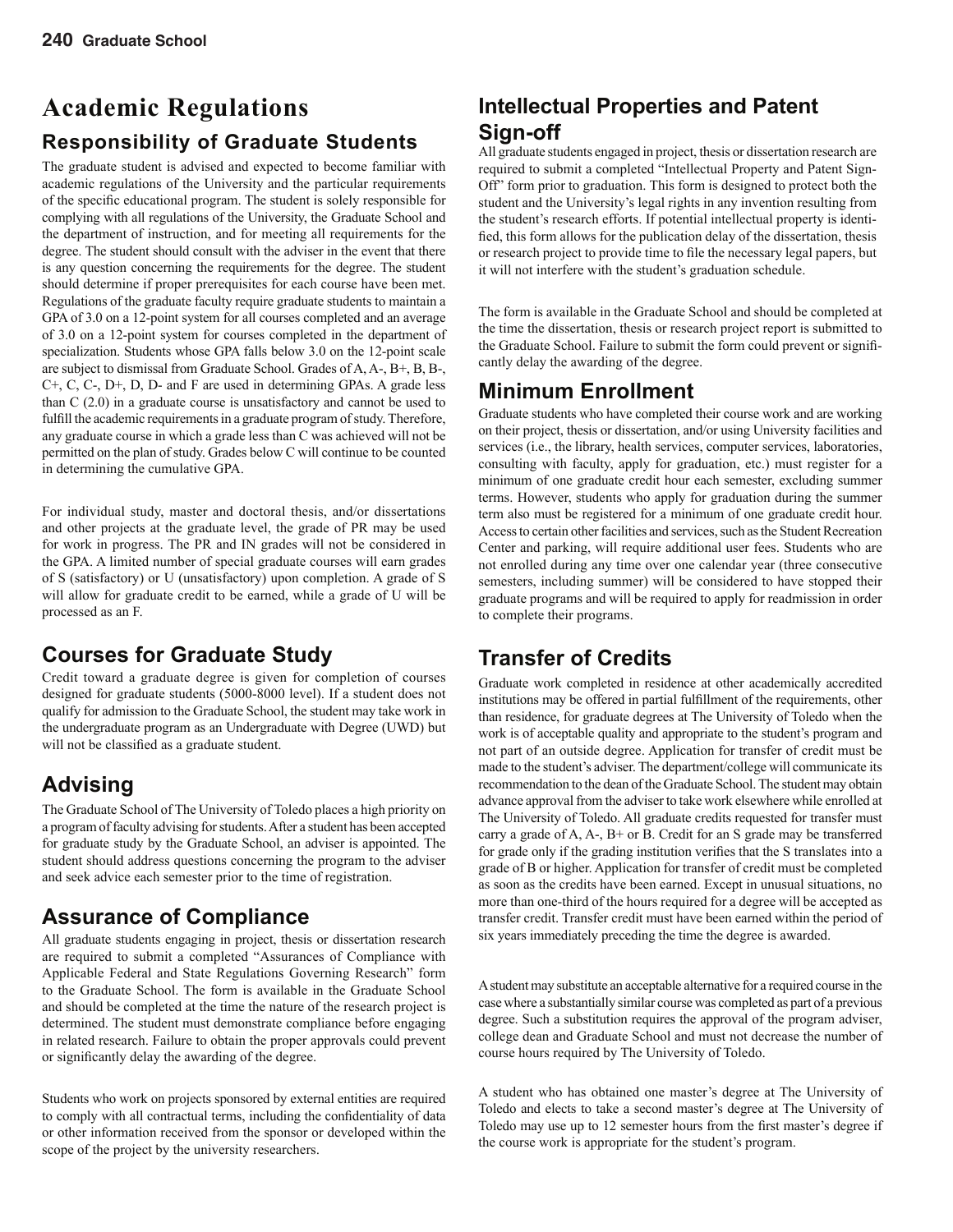# Academic Regulations

## Responsibility of Graduate Students

The graduate student is advised and expected to become familiar with academic regulations of the University and the particular requirements of the specific educational program. The student is solely responsible for complying with all regulations of the University, the Graduate School and the department of instruction, and for meeting all requirements for the degree. The student should consult with the adviser in the event that there is any question concerning the requirements for the degree. The student should determine if proper prerequisites for each course have been met. Regulations of the graduate faculty require graduate students to maintain a GPA of 3.0 on a 12-point system for all courses completed and an average of 3.0 on a 12-point system for courses completed in the department of specialization. Students whose GPA falls below 3.0 on the 12-point scale are subject to dismissal from Graduate School. Grades of A, A-, B+, B, B-, C+, C, C-, D+, D, D- and F are used in determining GPAs. A grade less than C (2.0) in a graduate course is unsatisfactory and cannot be used to fulfill the academic requirements in a graduate program of study. Therefore, any graduate course in which a grade less than C was achieved will not be permitted on the plan of study. Grades below C will continue to be counted in determining the cumulative GPA.

For individual study, master and doctoral thesis, and/or dissertations and other projects at the graduate level, the grade of PR may be used for work in progress. The PR and IN grades will not be considered in the GPA. A limited number of special graduate courses will earn grades of S (satisfactory) or U (unsatisfactory) upon completion. A grade of S will allow for graduate credit to be earned, while a grade of U will be processed as an F.

## Courses for Graduate Study

Credit toward a graduate degree is given for completion of courses designed for graduate students (5000-8000 level). If a student does not qualify for admission to the Graduate School, the student may take work in the undergraduate program as an Undergraduate with Degree (UWD) but will not be classified as a graduate student.

## Advising

The Graduate School of The University of Toledo places a high priority on a program of faculty advising for students. After a student has been accepted for graduate study by the Graduate School, an adviser is appointed. The student should address questions concerning the program to the adviser and seek advice each semester prior to the time of registration.

## Assurance of Compliance

All graduate students engaging in project, thesis or dissertation research are required to submit a completed "Assurances of Compliance with Applicable Federal and State Regulations Governing Research" form to the Graduate School. The form is available in the Graduate School and should be completed at the time the nature of the research project is determined. The student must demonstrate compliance before engaging in related research. Failure to obtain the proper approvals could prevent or significantly delay the awarding of the degree.

Students who work on projects sponsored by external entities are required to comply with all contractual terms, including the confidentiality of data or other information received from the sponsor or developed within the scope of the project by the university researchers.

## Intellectual Properties and Patent Sign-off

All graduate students engaged in project, thesis or dissertation research are required to submit a completed "Intellectual Property and Patent Sign-Off" form prior to graduation. This form is designed to protect both the student and the University's legal rights in any invention resulting from the student's research efforts. If potential intellectual property is identified, this form allows for the publication delay of the dissertation, thesis or research project to provide time to file the necessary legal papers, but it will not interfere with the student's graduation schedule.

The form is available in the Graduate School and should be completed at the time the dissertation, thesis or research project report is submitted to the Graduate School. Failure to submit the form could prevent or significantly delay the awarding of the degree.

## Minimum Enrollment

Graduate students who have completed their course work and are working on their project, thesis or dissertation, and/or using University facilities and services (i.e., the library, health services, computer services, laboratories, consulting with faculty, apply for graduation, etc.) must register for a minimum of one graduate credit hour each semester, excluding summer terms. However, students who apply for graduation during the summer term also must be registered for a minimum of one graduate credit hour. Access to certain other facilities and services, such as the Student Recreation Center and parking, will require additional user fees. Students who are not enrolled during any time over one calendar year (three consecutive semesters, including summer) will be considered to have stopped their graduate programs and will be required to apply for readmission in order to complete their programs.

## Transfer of Credits

Graduate work completed in residence at other academically accredited institutions may be offered in partial fulfillment of the requirements, other than residence, for graduate degrees at The University of Toledo when the work is of acceptable quality and appropriate to the student's program and not part of an outside degree. Application for transfer of credit must be made to the student's adviser. The department/college will communicate its recommendation to the dean of the Graduate School. The student may obtain advance approval from the adviser to take work elsewhere while enrolled at The University of Toledo. All graduate credits requested for transfer must carry a grade of A, A-, B+ or B. Credit for an S grade may be transferred for grade only if the grading institution verifies that the S translates into a grade of B or higher. Application for transfer of credit must be completed as soon as the credits have been earned. Except in unusual situations, no more than one-third of the hours required for a degree will be accepted as transfer credit. Transfer credit must have been earned within the period of six years immediately preceding the time the degree is awarded.

A student may substitute an acceptable alternative for a required course in the case where a substantially similar course was completed as part of a previous degree. Such a substitution requires the approval of the program adviser, college dean and Graduate School and must not decrease the number of course hours required by The University of Toledo.

A student who has obtained one master's degree at The University of Toledo and elects to take a second master's degree at The University of Toledo may use up to 12 semester hours from the first master's degree if the course work is appropriate for the student's program.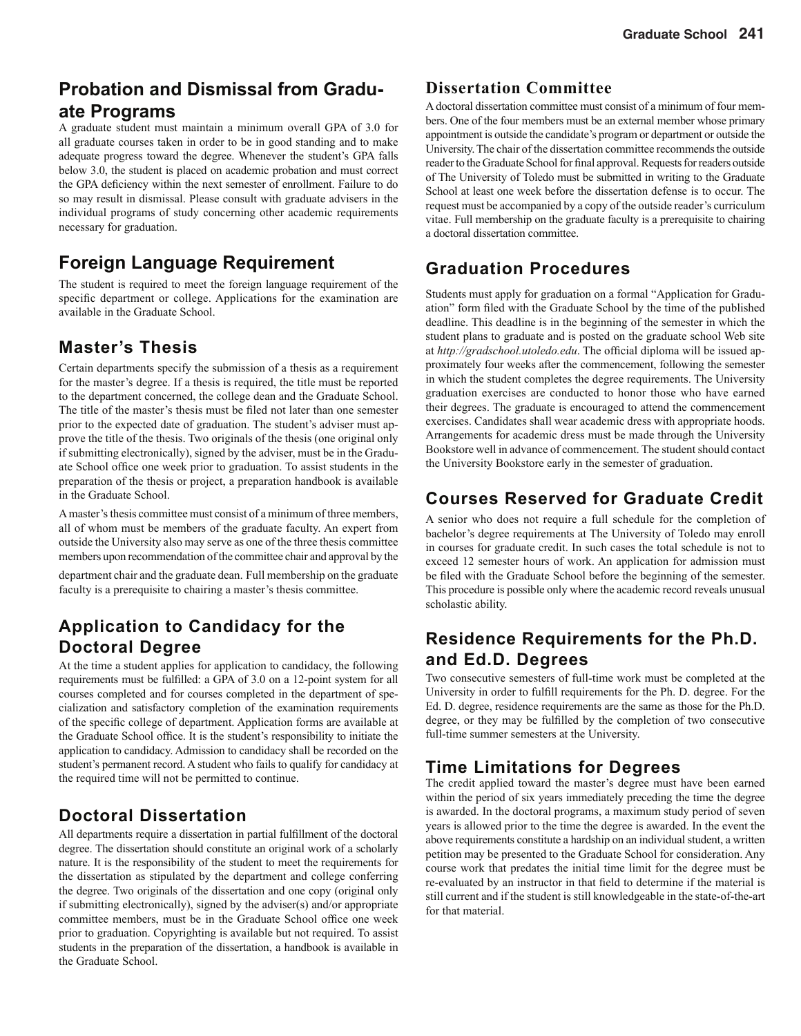## Probation and Dismissal from Graduate Programs

A graduate student must maintain a minimum overall GPA of 3.0 for all graduate courses taken in order to be in good standing and to make adequate progress toward the degree. Whenever the student's GPA falls below 3.0, the student is placed on academic probation and must correct the GPA deficiency within the next semester of enrollment. Failure to do so may result in dismissal. Please consult with graduate advisers in the individual programs of study concerning other academic requirements necessary for graduation.

## Foreign Language Requirement

The student is required to meet the foreign language requirement of the specific department or college. Applications for the examination are available in the Graduate School.

## Master's Thesis

Certain departments specify the submission of a thesis as a requirement for the master's degree. If a thesis is required, the title must be reported to the department concerned, the college dean and the Graduate School. The title of the master's thesis must be filed not later than one semester prior to the expected date of graduation. The student's adviser must approve the title of the thesis. Two originals of the thesis (one original only if submitting electronically), signed by the adviser, must be in the Graduate School office one week prior to graduation. To assist students in the preparation of the thesis or project, a preparation handbook is available in the Graduate School.

A master's thesis committee must consist of a minimum of three members, all of whom must be members of the graduate faculty. An expert from outside the University also may serve as one of the three thesis committee members upon recommendation of the committee chair and approval by the department chair and the graduate dean. Full membership on the graduate faculty is a prerequisite to chairing a master's thesis committee.

## Application to Candidacy for the Doctoral Degree

At the time a student applies for application to candidacy, the following requirements must be fulfilled: a GPA of 3.0 on a 12-point system for all courses completed and for courses completed in the department of specialization and satisfactory completion of the examination requirements of the specific college of department. Application forms are available at the Graduate School office. It is the student's responsibility to initiate the application to candidacy. Admission to candidacy shall be recorded on the student's permanent record. A student who fails to qualify for candidacy at the required time will not be permitted to continue.

## Doctoral Dissertation

All departments require a dissertation in partial fulfillment of the doctoral degree. The dissertation should constitute an original work of a scholarly nature. It is the responsibility of the student to meet the requirements for the dissertation as stipulated by the department and college conferring the degree. Two originals of the dissertation and one copy (original only if submitting electronically), signed by the adviser(s) and/or appropriate committee members, must be in the Graduate School office one week prior to graduation. Copyrighting is available but not required. To assist students in the preparation of the dissertation, a handbook is available in the Graduate School.

### Dissertation Committee

A doctoral dissertation committee must consist of a minimum of four members. One of the four members must be an external member whose primary appointment is outside the candidate's program or department or outside the University. The chair of the dissertation committee recommends the outside reader to the Graduate School for final approval. Requests for readers outside of The University of Toledo must be submitted in writing to the Graduate School at least one week before the dissertation defense is to occur. The request must be accompanied by a copy of the outside reader's curriculum vitae. Full membership on the graduate faculty is a prerequisite to chairing a doctoral dissertation committee.

## Graduation Procedures

Students must apply for graduation on a formal "Application for Graduation" form filed with the Graduate School by the time of the published deadline. This deadline is in the beginning of the semester in which the student plans to graduate and is posted on the graduate school Web site at *http://gradschool.utoledo.edu*. The official diploma will be issued approximately four weeks after the commencement, following the semester in which the student completes the degree requirements. The University graduation exercises are conducted to honor those who have earned their degrees. The graduate is encouraged to attend the commencement exercises. Candidates shall wear academic dress with appropriate hoods. Arrangements for academic dress must be made through the University Bookstore well in advance of commencement. The student should contact the University Bookstore early in the semester of graduation.

## Courses Reserved for Graduate Credit

A senior who does not require a full schedule for the completion of bachelor's degree requirements at The University of Toledo may enroll in courses for graduate credit. In such cases the total schedule is not to exceed 12 semester hours of work. An application for admission must be filed with the Graduate School before the beginning of the semester. This procedure is possible only where the academic record reveals unusual scholastic ability.

## Residence Requirements for the Ph.D. and Ed.D. Degrees

Two consecutive semesters of full-time work must be completed at the University in order to fulfill requirements for the Ph. D. degree. For the Ed. D. degree, residence requirements are the same as those for the Ph.D. degree, or they may be fulfilled by the completion of two consecutive full-time summer semesters at the University.

## Time Limitations for Degrees

The credit applied toward the master's degree must have been earned within the period of six years immediately preceding the time the degree is awarded. In the doctoral programs, a maximum study period of seven years is allowed prior to the time the degree is awarded. In the event the above requirements constitute a hardship on an individual student, a written petition may be presented to the Graduate School for consideration. Any course work that predates the initial time limit for the degree must be re-evaluated by an instructor in that field to determine if the material is still current and if the student is still knowledgeable in the state-of-the-art for that material.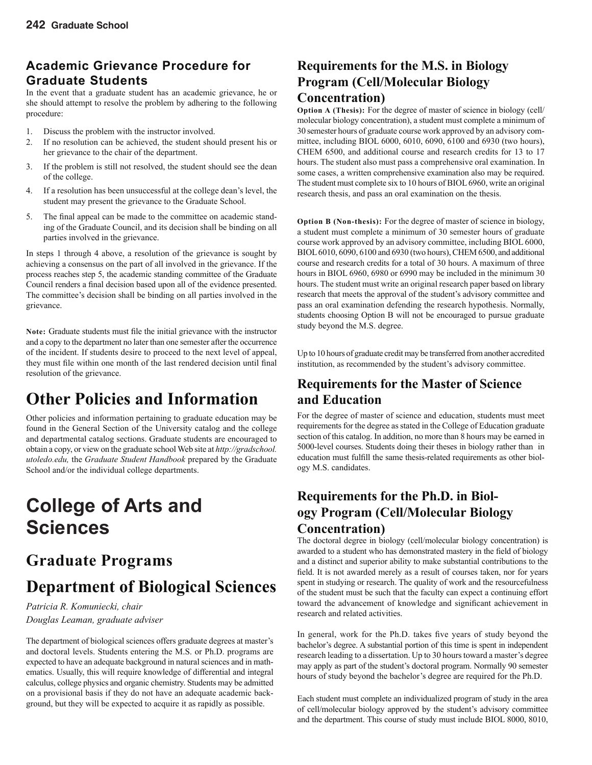### Academic Grievance Procedure for Graduate Students

In the event that a graduate student has an academic grievance, he or she should attempt to resolve the problem by adhering to the following procedure:

1. Discuss the problem with the instructor involved.
2. If no resolution can be achieved, the student should present his or her grievance to the chair of the department.
3. If the problem is still not resolved, the student should see the dean of the college.
4. If a resolution has been unsuccessful at the college dean's level, the student may present the grievance to the Graduate School.
5. The final appeal can be made to the committee on academic standing of the Graduate Council, and its decision shall be binding on all parties involved in the grievance.

In steps 1 through 4 above, a resolution of the grievance is sought by achieving a consensus on the part of all involved in the grievance. If the process reaches step 5, the academic standing committee of the Graduate Council renders a final decision based upon all of the evidence presented. The committee's decision shall be binding on all parties involved in the grievance.

**Note:** Graduate students must file the initial grievance with the instructor and a copy to the department no later than one semester after the occurrence of the incident. If students desire to proceed to the next level of appeal, they must file within one month of the last rendered decision until final resolution of the grievance.

# Other Policies and Information

Other policies and information pertaining to graduate education may be found in the General Section of the University catalog and the college and departmental catalog sections. Graduate students are encouraged to obtain a copy, or view on the graduate school Web site at *http://gradschool.utoledo.edu,* the *Graduate Student Handbook* prepared by the Graduate School and/or the individual college departments.

# College of Arts and Sciences

## Graduate Programs

## Department of Biological Sciences

*Patricia R. Komuniecki, chair*
*Douglas Leaman, graduate adviser*

The department of biological sciences offers graduate degrees at master's and doctoral levels. Students entering the M.S. or Ph.D. programs are expected to have an adequate background in natural sciences and in mathematics. Usually, this will require knowledge of differential and integral calculus, college physics and organic chemistry. Students may be admitted on a provisional basis if they do not have an adequate academic background, but they will be expected to acquire it as rapidly as possible.

### Requirements for the M.S. in Biology Program (Cell/Molecular Biology Concentration)

**Option A (Thesis):** For the degree of master of science in biology (cell/molecular biology concentration), a student must complete a minimum of 30 semester hours of graduate course work approved by an advisory committee, including BIOL 6000, 6010, 6090, 6100 and 6930 (two hours), CHEM 6500, and additional course and research credits for 13 to 17 hours. The student also must pass a comprehensive oral examination. In some cases, a written comprehensive examination also may be required. The student must complete six to 10 hours of BIOL 6960, write an original research thesis, and pass an oral examination on the thesis.

**Option B (Non-thesis):** For the degree of master of science in biology, a student must complete a minimum of 30 semester hours of graduate course work approved by an advisory committee, including BIOL 6000, BIOL 6010, 6090, 6100 and 6930 (two hours), CHEM 6500, and additional course and research credits for a total of 30 hours. A maximum of three hours in BIOL 6960, 6980 or 6990 may be included in the minimum 30 hours. The student must write an original research paper based on library research that meets the approval of the student's advisory committee and pass an oral examination defending the research hypothesis. Normally, students choosing Option B will not be encouraged to pursue graduate study beyond the M.S. degree.

Up to 10 hours of graduate credit may be transferred from another accredited institution, as recommended by the student's advisory committee.

### Requirements for the Master of Science and Education

For the degree of master of science and education, students must meet requirements for the degree as stated in the College of Education graduate section of this catalog. In addition, no more than 8 hours may be earned in 5000-level courses. Students doing their theses in biology rather than in education must fulfill the same thesis-related requirements as other biology M.S. candidates.

### Requirements for the Ph.D. in Biology Program (Cell/Molecular Biology Concentration)

The doctoral degree in biology (cell/molecular biology concentration) is awarded to a student who has demonstrated mastery in the field of biology and a distinct and superior ability to make substantial contributions to the field. It is not awarded merely as a result of courses taken, nor for years spent in studying or research. The quality of work and the resourcefulness of the student must be such that the faculty can expect a continuing effort toward the advancement of knowledge and significant achievement in research and related activities.

In general, work for the Ph.D. takes five years of study beyond the bachelor's degree. A substantial portion of this time is spent in independent research leading to a dissertation. Up to 30 hours toward a master's degree may apply as part of the student's doctoral program. Normally 90 semester hours of study beyond the bachelor's degree are required for the Ph.D.

Each student must complete an individualized program of study in the area of cell/molecular biology approved by the student's advisory committee and the department. This course of study must include BIOL 8000, 8010,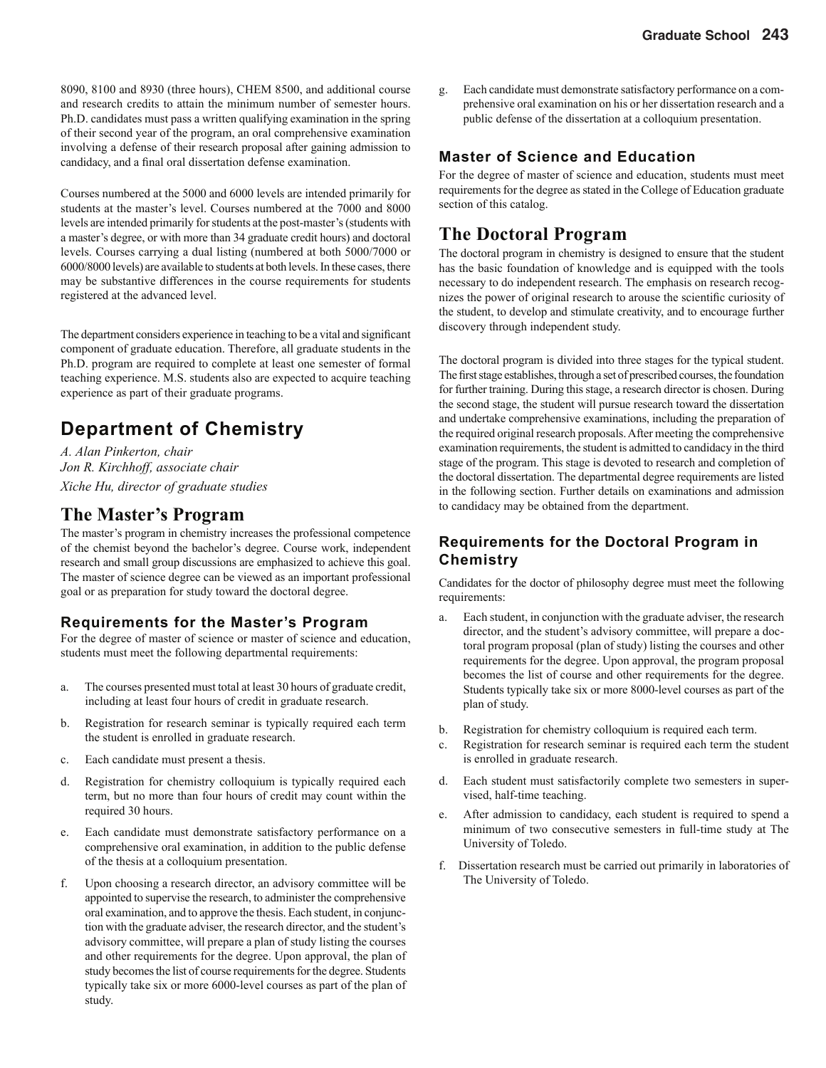8090, 8100 and 8930 (three hours), CHEM 8500, and additional course and research credits to attain the minimum number of semester hours. Ph.D. candidates must pass a written qualifying examination in the spring of their second year of the program, an oral comprehensive examination involving a defense of their research proposal after gaining admission to candidacy, and a final oral dissertation defense examination.

Courses numbered at the 5000 and 6000 levels are intended primarily for students at the master's level. Courses numbered at the 7000 and 8000 levels are intended primarily for students at the post-master's (students with a master's degree, or with more than 34 graduate credit hours) and doctoral levels. Courses carrying a dual listing (numbered at both 5000/7000 or 6000/8000 levels) are available to students at both levels. In these cases, there may be substantive differences in the course requirements for students registered at the advanced level.

The department considers experience in teaching to be a vital and significant component of graduate education. Therefore, all graduate students in the Ph.D. program are required to complete at least one semester of formal teaching experience. M.S. students also are expected to acquire teaching experience as part of their graduate programs.

# Department of Chemistry

*A. Alan Pinkerton, chair*
*Jon R. Kirchhoff, associate chair*
*Xiche Hu, director of graduate studies*

## The Master's Program

The master's program in chemistry increases the professional competence of the chemist beyond the bachelor's degree. Course work, independent research and small group discussions are emphasized to achieve this goal. The master of science degree can be viewed as an important professional goal or as preparation for study toward the doctoral degree.

### Requirements for the Master's Program

For the degree of master of science or master of science and education, students must meet the following departmental requirements:

a. The courses presented must total at least 30 hours of graduate credit, including at least four hours of credit in graduate research.

b. Registration for research seminar is typically required each term the student is enrolled in graduate research.

c. Each candidate must present a thesis.

d. Registration for chemistry colloquium is typically required each term, but no more than four hours of credit may count within the required 30 hours.

e. Each candidate must demonstrate satisfactory performance on a comprehensive oral examination, in addition to the public defense of the thesis at a colloquium presentation.

f. Upon choosing a research director, an advisory committee will be appointed to supervise the research, to administer the comprehensive oral examination, and to approve the thesis. Each student, in conjunction with the graduate adviser, the research director, and the student's advisory committee, will prepare a plan of study listing the courses and other requirements for the degree. Upon approval, the plan of study becomes the list of course requirements for the degree. Students typically take six or more 6000-level courses as part of the plan of study.

g. Each candidate must demonstrate satisfactory performance on a comprehensive oral examination on his or her dissertation research and a public defense of the dissertation at a colloquium presentation.

### Master of Science and Education

For the degree of master of science and education, students must meet requirements for the degree as stated in the College of Education graduate section of this catalog.

## The Doctoral Program

The doctoral program in chemistry is designed to ensure that the student has the basic foundation of knowledge and is equipped with the tools necessary to do independent research. The emphasis on research recognizes the power of original research to arouse the scientific curiosity of the student, to develop and stimulate creativity, and to encourage further discovery through independent study.

The doctoral program is divided into three stages for the typical student. The first stage establishes, through a set of prescribed courses, the foundation for further training. During this stage, a research director is chosen. During the second stage, the student will pursue research toward the dissertation and undertake comprehensive examinations, including the preparation of the required original research proposals. After meeting the comprehensive examination requirements, the student is admitted to candidacy in the third stage of the program. This stage is devoted to research and completion of the doctoral dissertation. The departmental degree requirements are listed in the following section. Further details on examinations and admission to candidacy may be obtained from the department.

### Requirements for the Doctoral Program in Chemistry

Candidates for the doctor of philosophy degree must meet the following requirements:

a. Each student, in conjunction with the graduate adviser, the research director, and the student's advisory committee, will prepare a doctoral program proposal (plan of study) listing the courses and other requirements for the degree. Upon approval, the program proposal becomes the list of course and other requirements for the degree. Students typically take six or more 8000-level courses as part of the plan of study.

b. Registration for chemistry colloquium is required each term.

c. Registration for research seminar is required each term the student is enrolled in graduate research.

d. Each student must satisfactorily complete two semesters in supervised, half-time teaching.

e. After admission to candidacy, each student is required to spend a minimum of two consecutive semesters in full-time study at The University of Toledo.

f. Dissertation research must be carried out primarily in laboratories of The University of Toledo.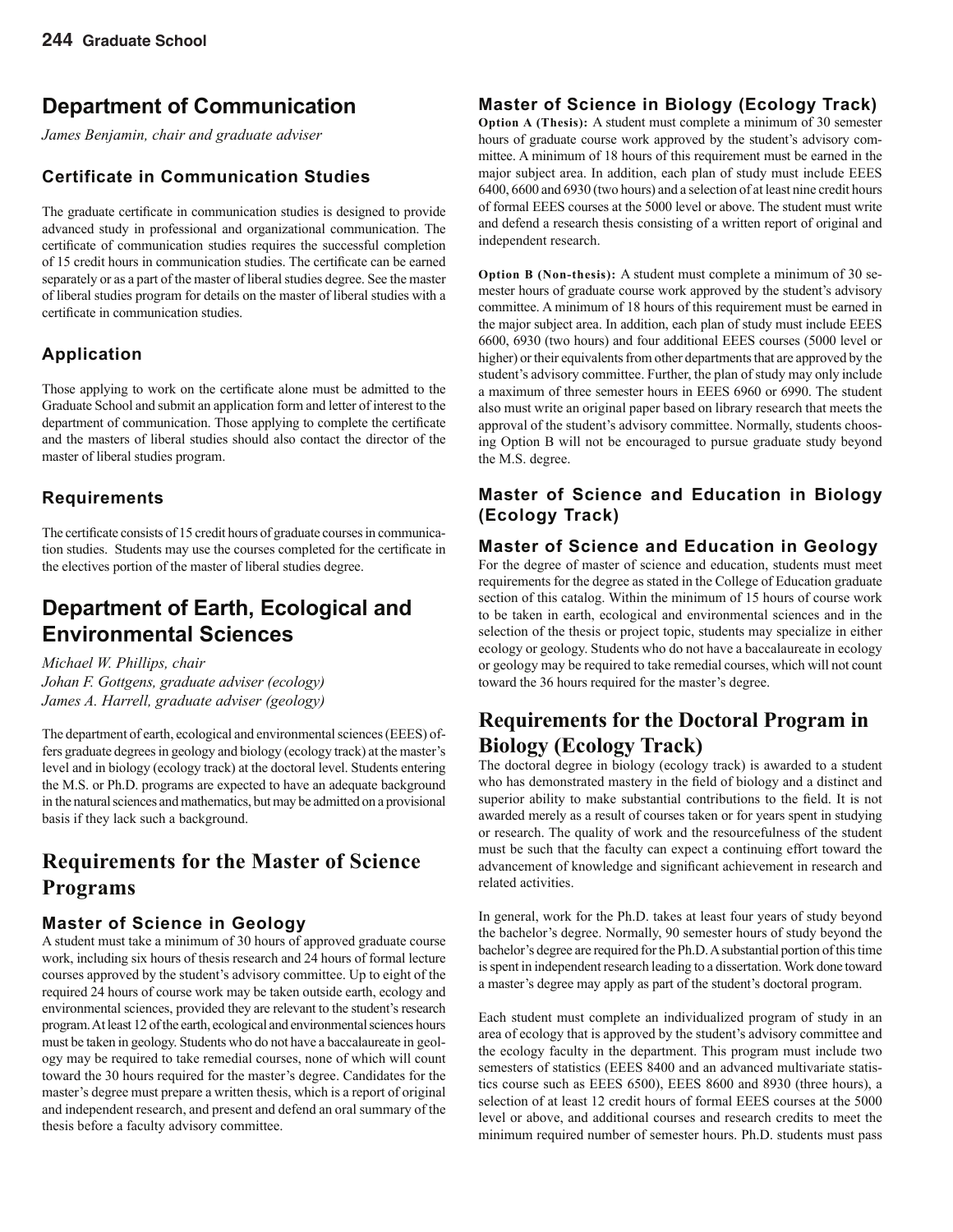## Department of Communication

*James Benjamin, chair and graduate adviser*

### Certificate in Communication Studies

The graduate certificate in communication studies is designed to provide advanced study in professional and organizational communication. The certificate of communication studies requires the successful completion of 15 credit hours in communication studies. The certificate can be earned separately or as a part of the master of liberal studies degree. See the master of liberal studies program for details on the master of liberal studies with a certificate in communication studies.

### Application

Those applying to work on the certificate alone must be admitted to the Graduate School and submit an application form and letter of interest to the department of communication. Those applying to complete the certificate and the masters of liberal studies should also contact the director of the master of liberal studies program.

### Requirements

The certificate consists of 15 credit hours of graduate courses in communication studies. Students may use the courses completed for the certificate in the electives portion of the master of liberal studies degree.

## Department of Earth, Ecological and Environmental Sciences

*Michael W. Phillips, chair*
*Johan F. Gottgens, graduate adviser (ecology)*
*James A. Harrell, graduate adviser (geology)*

The department of earth, ecological and environmental sciences (EEES) offers graduate degrees in geology and biology (ecology track) at the master's level and in biology (ecology track) at the doctoral level. Students entering the M.S. or Ph.D. programs are expected to have an adequate background in the natural sciences and mathematics, but may be admitted on a provisional basis if they lack such a background.

## Requirements for the Master of Science Programs

### Master of Science in Geology

A student must take a minimum of 30 hours of approved graduate course work, including six hours of thesis research and 24 hours of formal lecture courses approved by the student's advisory committee. Up to eight of the required 24 hours of course work may be taken outside earth, ecology and environmental sciences, provided they are relevant to the student's research program. At least 12 of the earth, ecological and environmental sciences hours must be taken in geology. Students who do not have a baccalaureate in geology may be required to take remedial courses, none of which will count toward the 30 hours required for the master's degree. Candidates for the master's degree must prepare a written thesis, which is a report of original and independent research, and present and defend an oral summary of the thesis before a faculty advisory committee.

### Master of Science in Biology (Ecology Track)

**Option A (Thesis):** A student must complete a minimum of 30 semester hours of graduate course work approved by the student's advisory committee. A minimum of 18 hours of this requirement must be earned in the major subject area. In addition, each plan of study must include EEES 6400, 6600 and 6930 (two hours) and a selection of at least nine credit hours of formal EEES courses at the 5000 level or above. The student must write and defend a research thesis consisting of a written report of original and independent research.

**Option B (Non-thesis):** A student must complete a minimum of 30 semester hours of graduate course work approved by the student's advisory committee. A minimum of 18 hours of this requirement must be earned in the major subject area. In addition, each plan of study must include EEES 6600, 6930 (two hours) and four additional EEES courses (5000 level or higher) or their equivalents from other departments that are approved by the student's advisory committee. Further, the plan of study may only include a maximum of three semester hours in EEES 6960 or 6990. The student also must write an original paper based on library research that meets the approval of the student's advisory committee. Normally, students choosing Option B will not be encouraged to pursue graduate study beyond the M.S. degree.

### Master of Science and Education in Biology (Ecology Track)

### Master of Science and Education in Geology

For the degree of master of science and education, students must meet requirements for the degree as stated in the College of Education graduate section of this catalog. Within the minimum of 15 hours of course work to be taken in earth, ecological and environmental sciences and in the selection of the thesis or project topic, students may specialize in either ecology or geology. Students who do not have a baccalaureate in ecology or geology may be required to take remedial courses, which will not count toward the 36 hours required for the master's degree.

## Requirements for the Doctoral Program in Biology (Ecology Track)

The doctoral degree in biology (ecology track) is awarded to a student who has demonstrated mastery in the field of biology and a distinct and superior ability to make substantial contributions to the field. It is not awarded merely as a result of courses taken or for years spent in studying or research. The quality of work and the resourcefulness of the student must be such that the faculty can expect a continuing effort toward the advancement of knowledge and significant achievement in research and related activities.

In general, work for the Ph.D. takes at least four years of study beyond the bachelor's degree. Normally, 90 semester hours of study beyond the bachelor's degree are required for the Ph.D. A substantial portion of this time is spent in independent research leading to a dissertation. Work done toward a master's degree may apply as part of the student's doctoral program.

Each student must complete an individualized program of study in an area of ecology that is approved by the student's advisory committee and the ecology faculty in the department. This program must include two semesters of statistics (EEES 8400 and an advanced multivariate statistics course such as EEES 6500), EEES 8600 and 8930 (three hours), a selection of at least 12 credit hours of formal EEES courses at the 5000 level or above, and additional courses and research credits to meet the minimum required number of semester hours. Ph.D. students must pass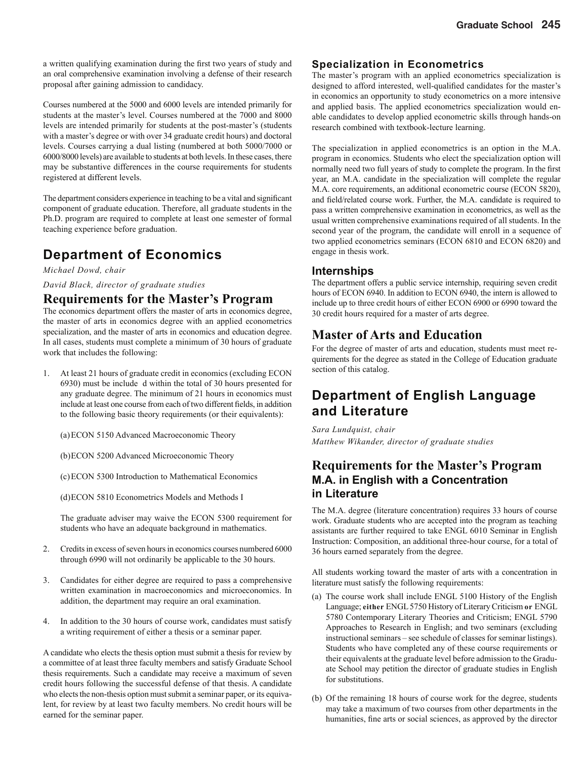a written qualifying examination during the first two years of study and an oral comprehensive examination involving a defense of their research proposal after gaining admission to candidacy.

Courses numbered at the 5000 and 6000 levels are intended primarily for students at the master's level. Courses numbered at the 7000 and 8000 levels are intended primarily for students at the post-master's (students with a master's degree or with over 34 graduate credit hours) and doctoral levels. Courses carrying a dual listing (numbered at both 5000/7000 or 6000/8000 levels) are available to students at both levels. In these cases, there may be substantive differences in the course requirements for students registered at different levels.

The department considers experience in teaching to be a vital and significant component of graduate education. Therefore, all graduate students in the Ph.D. program are required to complete at least one semester of formal teaching experience before graduation.

# Department of Economics

*Michael Dowd, chair*

*David Black, director of graduate studies*

## Requirements for the Master's Program

The economics department offers the master of arts in economics degree, the master of arts in economics degree with an applied econometrics specialization, and the master of arts in economics and education degree. In all cases, students must complete a minimum of 30 hours of graduate work that includes the following:

1. At least 21 hours of graduate credit in economics (excluding ECON 6930) must be include d within the total of 30 hours presented for any graduate degree. The minimum of 21 hours in economics must include at least one course from each of two different fields, in addition to the following basic theory requirements (or their equivalents):

   (a) ECON 5150 Advanced Macroeconomic Theory

   (b) ECON 5200 Advanced Microeconomic Theory

   (c) ECON 5300 Introduction to Mathematical Economics

   (d) ECON 5810 Econometrics Models and Methods I

   The graduate adviser may waive the ECON 5300 requirement for students who have an adequate background in mathematics.

2. Credits in excess of seven hours in economics courses numbered 6000 through 6990 will not ordinarily be applicable to the 30 hours.

3. Candidates for either degree are required to pass a comprehensive written examination in macroeconomics and microeconomics. In addition, the department may require an oral examination.

4. In addition to the 30 hours of course work, candidates must satisfy a writing requirement of either a thesis or a seminar paper.

A candidate who elects the thesis option must submit a thesis for review by a committee of at least three faculty members and satisfy Graduate School thesis requirements. Such a candidate may receive a maximum of seven credit hours following the successful defense of that thesis. A candidate who elects the non-thesis option must submit a seminar paper, or its equivalent, for review by at least two faculty members. No credit hours will be earned for the seminar paper.

### Specialization in Econometrics

The master's program with an applied econometrics specialization is designed to afford interested, well-qualified candidates for the master's in economics an opportunity to study econometrics on a more intensive and applied basis. The applied econometrics specialization would enable candidates to develop applied econometric skills through hands-on research combined with textbook-lecture learning.

The specialization in applied econometrics is an option in the M.A. program in economics. Students who elect the specialization option will normally need two full years of study to complete the program. In the first year, an M.A. candidate in the specialization will complete the regular M.A. core requirements, an additional econometric course (ECON 5820), and field/related course work. Further, the M.A. candidate is required to pass a written comprehensive examination in econometrics, as well as the usual written comprehensive examinations required of all students. In the second year of the program, the candidate will enroll in a sequence of two applied econometrics seminars (ECON 6810 and ECON 6820) and engage in thesis work.

### Internships

The department offers a public service internship, requiring seven credit hours of ECON 6940. In addition to ECON 6940, the intern is allowed to include up to three credit hours of either ECON 6900 or 6990 toward the 30 credit hours required for a master of arts degree.

## Master of Arts and Education

For the degree of master of arts and education, students must meet requirements for the degree as stated in the College of Education graduate section of this catalog.

# Department of English Language and Literature

*Sara Lundquist, chair*

*Matthew Wikander, director of graduate studies*

## Requirements for the Master's Program

### M.A. in English with a Concentration in Literature

The M.A. degree (literature concentration) requires 33 hours of course work. Graduate students who are accepted into the program as teaching assistants are further required to take ENGL 6010 Seminar in English Instruction: Composition, an additional three-hour course, for a total of 36 hours earned separately from the degree.

All students working toward the master of arts with a concentration in literature must satisfy the following requirements:

(a) The course work shall include ENGL 5100 History of the English Language; **either** ENGL 5750 History of Literary Criticism **or** ENGL 5780 Contemporary Literary Theories and Criticism; ENGL 5790 Approaches to Research in English; and two seminars (excluding instructional seminars – see schedule of classes for seminar listings). Students who have completed any of these course requirements or their equivalents at the graduate level before admission to the Graduate School may petition the director of graduate studies in English for substitutions.

(b) Of the remaining 18 hours of course work for the degree, students may take a maximum of two courses from other departments in the humanities, fine arts or social sciences, as approved by the director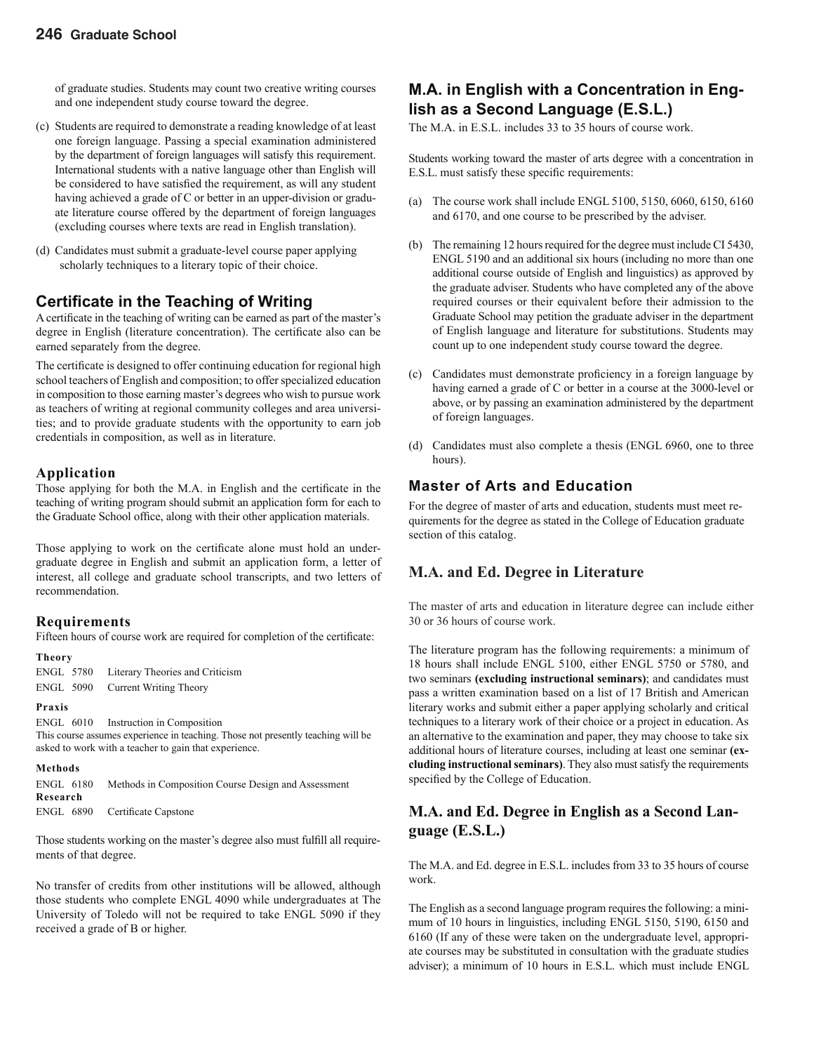of graduate studies. Students may count two creative writing courses and one independent study course toward the degree.

(c) Students are required to demonstrate a reading knowledge of at least one foreign language. Passing a special examination administered by the department of foreign languages will satisfy this requirement. International students with a native language other than English will be considered to have satisfied the requirement, as will any student having achieved a grade of C or better in an upper-division or graduate literature course offered by the department of foreign languages (excluding courses where texts are read in English translation).

(d) Candidates must submit a graduate-level course paper applying scholarly techniques to a literary topic of their choice.

## Certificate in the Teaching of Writing

A certificate in the teaching of writing can be earned as part of the master's degree in English (literature concentration). The certificate also can be earned separately from the degree.

The certificate is designed to offer continuing education for regional high school teachers of English and composition; to offer specialized education in composition to those earning master's degrees who wish to pursue work as teachers of writing at regional community colleges and area universities; and to provide graduate students with the opportunity to earn job credentials in composition, as well as in literature.

### Application

Those applying for both the M.A. in English and the certificate in the teaching of writing program should submit an application form for each to the Graduate School office, along with their other application materials.

Those applying to work on the certificate alone must hold an undergraduate degree in English and submit an application form, a letter of interest, all college and graduate school transcripts, and two letters of recommendation.

### Requirements

Fifteen hours of course work are required for completion of the certificate:

**Theory**

ENGL 5780 Literary Theories and Criticism
ENGL 5090 Current Writing Theory

**Praxis**

ENGL 6010 Instruction in Composition
This course assumes experience in teaching. Those not presently teaching will be asked to work with a teacher to gain that experience.

**Methods**

ENGL 6180 Methods in Composition Course Design and Assessment

**Research**

ENGL 6890 Certificate Capstone

Those students working on the master's degree also must fulfill all requirements of that degree.

No transfer of credits from other institutions will be allowed, although those students who complete ENGL 4090 while undergraduates at The University of Toledo will not be required to take ENGL 5090 if they received a grade of B or higher.

## M.A. in English with a Concentration in English as a Second Language (E.S.L.)

The M.A. in E.S.L. includes 33 to 35 hours of course work.

Students working toward the master of arts degree with a concentration in E.S.L. must satisfy these specific requirements:

(a) The course work shall include ENGL 5100, 5150, 6060, 6150, 6160 and 6170, and one course to be prescribed by the adviser.

(b) The remaining 12 hours required for the degree must include CI 5430, ENGL 5190 and an additional six hours (including no more than one additional course outside of English and linguistics) as approved by the graduate adviser. Students who have completed any of the above required courses or their equivalent before their admission to the Graduate School may petition the graduate adviser in the department of English language and literature for substitutions. Students may count up to one independent study course toward the degree.

(c) Candidates must demonstrate proficiency in a foreign language by having earned a grade of C or better in a course at the 3000-level or above, or by passing an examination administered by the department of foreign languages.

(d) Candidates must also complete a thesis (ENGL 6960, one to three hours).

### Master of Arts and Education

For the degree of master of arts and education, students must meet requirements for the degree as stated in the College of Education graduate section of this catalog.

## M.A. and Ed. Degree in Literature

The master of arts and education in literature degree can include either 30 or 36 hours of course work.

The literature program has the following requirements: a minimum of 18 hours shall include ENGL 5100, either ENGL 5750 or 5780, and two seminars **(excluding instructional seminars)**; and candidates must pass a written examination based on a list of 17 British and American literary works and submit either a paper applying scholarly and critical techniques to a literary work of their choice or a project in education. As an alternative to the examination and paper, they may choose to take six additional hours of literature courses, including at least one seminar **(excluding instructional seminars)**. They also must satisfy the requirements specified by the College of Education.

## M.A. and Ed. Degree in English as a Second Language (E.S.L.)

The M.A. and Ed. degree in E.S.L. includes from 33 to 35 hours of course work.

The English as a second language program requires the following: a minimum of 10 hours in linguistics, including ENGL 5150, 5190, 6150 and 6160 (If any of these were taken on the undergraduate level, appropriate courses may be substituted in consultation with the graduate studies adviser); a minimum of 10 hours in E.S.L. which must include ENGL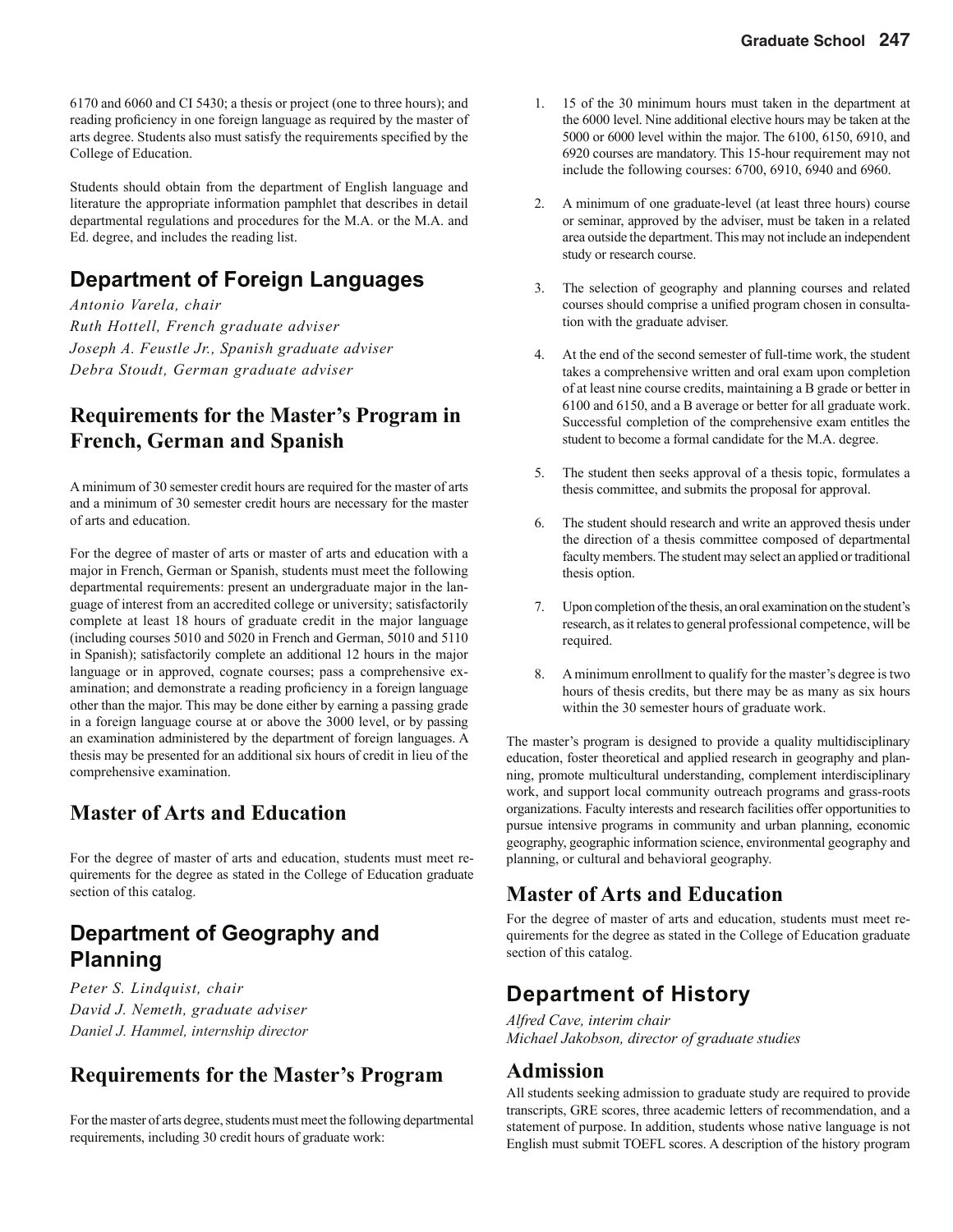6170 and 6060 and CI 5430; a thesis or project (one to three hours); and reading proficiency in one foreign language as required by the master of arts degree. Students also must satisfy the requirements specified by the College of Education.

Students should obtain from the department of English language and literature the appropriate information pamphlet that describes in detail departmental regulations and procedures for the M.A. or the M.A. and Ed. degree, and includes the reading list.

## Department of Foreign Languages

*Antonio Varela, chair*
*Ruth Hottell, French graduate adviser*
*Joseph A. Feustle Jr., Spanish graduate adviser*
*Debra Stoudt, German graduate adviser*

## Requirements for the Master's Program in French, German and Spanish

A minimum of 30 semester credit hours are required for the master of arts and a minimum of 30 semester credit hours are necessary for the master of arts and education.

For the degree of master of arts or master of arts and education with a major in French, German or Spanish, students must meet the following departmental requirements: present an undergraduate major in the language of interest from an accredited college or university; satisfactorily complete at least 18 hours of graduate credit in the major language (including courses 5010 and 5020 in French and German, 5010 and 5110 in Spanish); satisfactorily complete an additional 12 hours in the major language or in approved, cognate courses; pass a comprehensive examination; and demonstrate a reading proficiency in a foreign language other than the major. This may be done either by earning a passing grade in a foreign language course at or above the 3000 level, or by passing an examination administered by the department of foreign languages. A thesis may be presented for an additional six hours of credit in lieu of the comprehensive examination.

## Master of Arts and Education

For the degree of master of arts and education, students must meet requirements for the degree as stated in the College of Education graduate section of this catalog.

## Department of Geography and Planning

*Peter S. Lindquist, chair*
*David J. Nemeth, graduate adviser*
*Daniel J. Hammel, internship director*

## Requirements for the Master's Program

For the master of arts degree, students must meet the following departmental requirements, including 30 credit hours of graduate work:

1. 15 of the 30 minimum hours must taken in the department at the 6000 level. Nine additional elective hours may be taken at the 5000 or 6000 level within the major. The 6100, 6150, 6910, and 6920 courses are mandatory. This 15-hour requirement may not include the following courses: 6700, 6910, 6940 and 6960.
2. A minimum of one graduate-level (at least three hours) course or seminar, approved by the adviser, must be taken in a related area outside the department. This may not include an independent study or research course.
3. The selection of geography and planning courses and related courses should comprise a unified program chosen in consultation with the graduate adviser.
4. At the end of the second semester of full-time work, the student takes a comprehensive written and oral exam upon completion of at least nine course credits, maintaining a B grade or better in 6100 and 6150, and a B average or better for all graduate work. Successful completion of the comprehensive exam entitles the student to become a formal candidate for the M.A. degree.
5. The student then seeks approval of a thesis topic, formulates a thesis committee, and submits the proposal for approval.
6. The student should research and write an approved thesis under the direction of a thesis committee composed of departmental faculty members. The student may select an applied or traditional thesis option.
7. Upon completion of the thesis, an oral examination on the student's research, as it relates to general professional competence, will be required.
8. A minimum enrollment to qualify for the master's degree is two hours of thesis credits, but there may be as many as six hours within the 30 semester hours of graduate work.

The master's program is designed to provide a quality multidisciplinary education, foster theoretical and applied research in geography and planning, promote multicultural understanding, complement interdisciplinary work, and support local community outreach programs and grass-roots organizations. Faculty interests and research facilities offer opportunities to pursue intensive programs in community and urban planning, economic geography, geographic information science, environmental geography and planning, or cultural and behavioral geography.

## Master of Arts and Education

For the degree of master of arts and education, students must meet requirements for the degree as stated in the College of Education graduate section of this catalog.

## Department of History

*Alfred Cave, interim chair*
*Michael Jakobson, director of graduate studies*

### Admission

All students seeking admission to graduate study are required to provide transcripts, GRE scores, three academic letters of recommendation, and a statement of purpose. In addition, students whose native language is not English must submit TOEFL scores. A description of the history program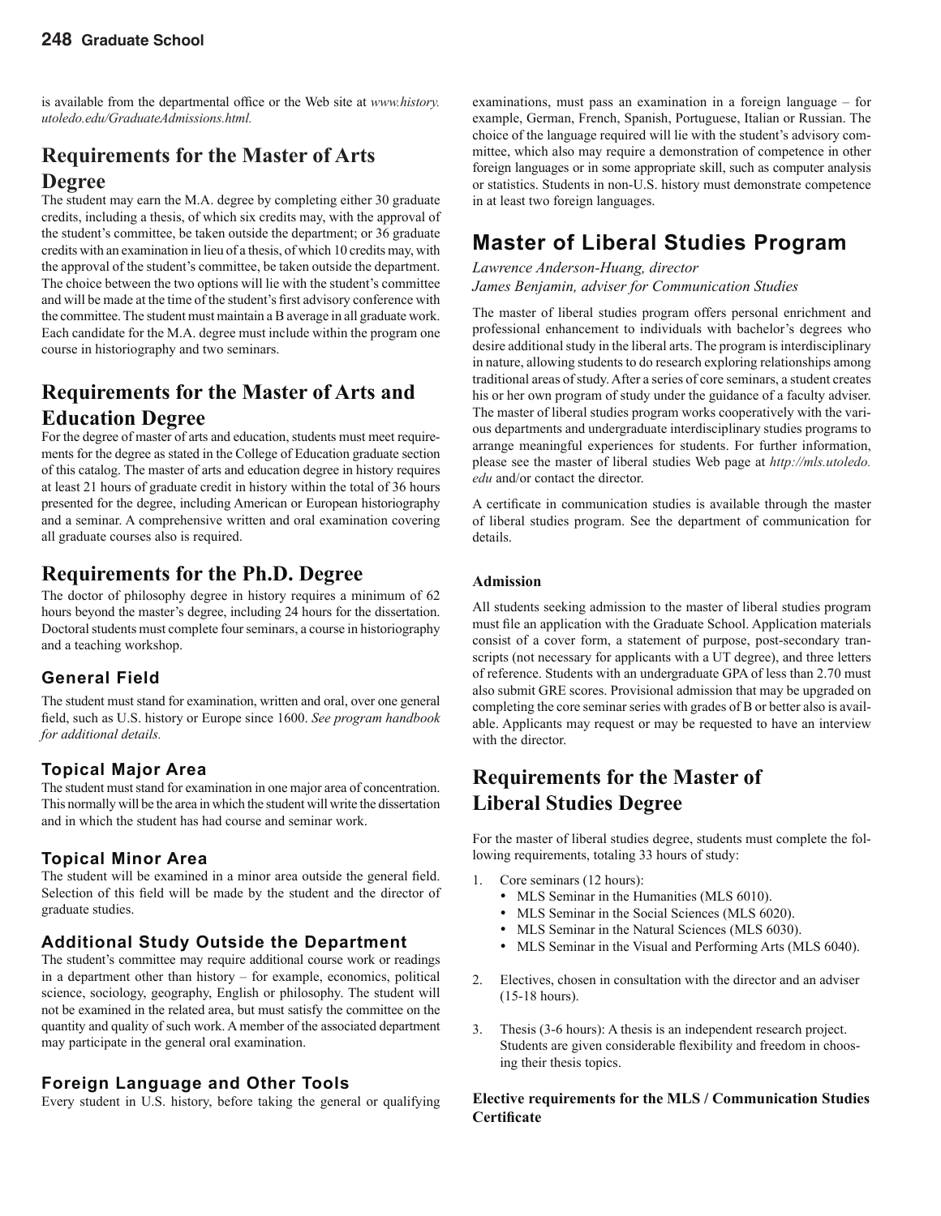is available from the departmental office or the Web site at *www.history.utoledo.edu/GraduateAdmissions.html.*

## Requirements for the Master of Arts Degree

The student may earn the M.A. degree by completing either 30 graduate credits, including a thesis, of which six credits may, with the approval of the student's committee, be taken outside the department; or 36 graduate credits with an examination in lieu of a thesis, of which 10 credits may, with the approval of the student's committee, be taken outside the department. The choice between the two options will lie with the student's committee and will be made at the time of the student's first advisory conference with the committee. The student must maintain a B average in all graduate work. Each candidate for the M.A. degree must include within the program one course in historiography and two seminars.

## Requirements for the Master of Arts and Education Degree

For the degree of master of arts and education, students must meet requirements for the degree as stated in the College of Education graduate section of this catalog. The master of arts and education degree in history requires at least 21 hours of graduate credit in history within the total of 36 hours presented for the degree, including American or European historiography and a seminar. A comprehensive written and oral examination covering all graduate courses also is required.

## Requirements for the Ph.D. Degree

The doctor of philosophy degree in history requires a minimum of 62 hours beyond the master's degree, including 24 hours for the dissertation. Doctoral students must complete four seminars, a course in historiography and a teaching workshop.

### General Field

The student must stand for examination, written and oral, over one general field, such as U.S. history or Europe since 1600. *See program handbook for additional details.*

### Topical Major Area

The student must stand for examination in one major area of concentration. This normally will be the area in which the student will write the dissertation and in which the student has had course and seminar work.

### Topical Minor Area

The student will be examined in a minor area outside the general field. Selection of this field will be made by the student and the director of graduate studies.

### Additional Study Outside the Department

The student's committee may require additional course work or readings in a department other than history – for example, economics, political science, sociology, geography, English or philosophy. The student will not be examined in the related area, but must satisfy the committee on the quantity and quality of such work. A member of the associated department may participate in the general oral examination.

### Foreign Language and Other Tools

Every student in U.S. history, before taking the general or qualifying examinations, must pass an examination in a foreign language – for example, German, French, Spanish, Portuguese, Italian or Russian. The choice of the language required will lie with the student's advisory committee, which also may require a demonstration of competence in other foreign languages or in some appropriate skill, such as computer analysis or statistics. Students in non-U.S. history must demonstrate competence in at least two foreign languages.

# Master of Liberal Studies Program

*Lawrence Anderson-Huang, director*
*James Benjamin, adviser for Communication Studies*

The master of liberal studies program offers personal enrichment and professional enhancement to individuals with bachelor's degrees who desire additional study in the liberal arts. The program is interdisciplinary in nature, allowing students to do research exploring relationships among traditional areas of study. After a series of core seminars, a student creates his or her own program of study under the guidance of a faculty adviser. The master of liberal studies program works cooperatively with the various departments and undergraduate interdisciplinary studies programs to arrange meaningful experiences for students. For further information, please see the master of liberal studies Web page at *http://mls.utoledo.edu* and/or contact the director.

A certificate in communication studies is available through the master of liberal studies program. See the department of communication for details.

### Admission

All students seeking admission to the master of liberal studies program must file an application with the Graduate School. Application materials consist of a cover form, a statement of purpose, post-secondary transcripts (not necessary for applicants with a UT degree), and three letters of reference. Students with an undergraduate GPA of less than 2.70 must also submit GRE scores. Provisional admission that may be upgraded on completing the core seminar series with grades of B or better also is available. Applicants may request or may be requested to have an interview with the director.

## Requirements for the Master of Liberal Studies Degree

For the master of liberal studies degree, students must complete the following requirements, totaling 33 hours of study:

1. Core seminars (12 hours):
   - MLS Seminar in the Humanities (MLS 6010).
   - MLS Seminar in the Social Sciences (MLS 6020).
   - MLS Seminar in the Natural Sciences (MLS 6030).
   - MLS Seminar in the Visual and Performing Arts (MLS 6040).

2. Electives, chosen in consultation with the director and an adviser (15-18 hours).

3. Thesis (3-6 hours): A thesis is an independent research project. Students are given considerable flexibility and freedom in choosing their thesis topics.

**Elective requirements for the MLS / Communication Studies Certificate**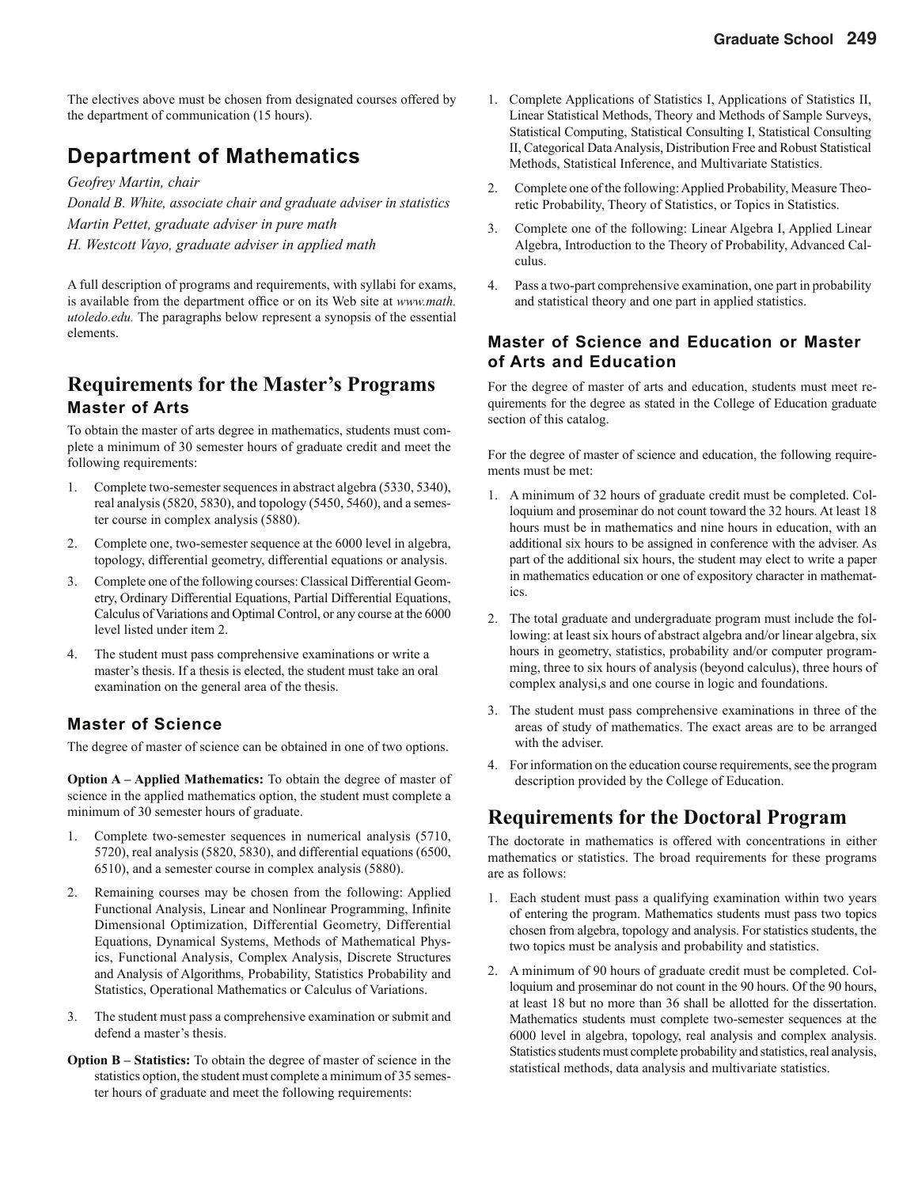The electives above must be chosen from designated courses offered by the department of communication (15 hours).

# Department of Mathematics

*Geofrey Martin, chair*

*Donald B. White, associate chair and graduate adviser in statistics*

*Martin Pettet, graduate adviser in pure math*

*H. Westcott Vayo, graduate adviser in applied math*

A full description of programs and requirements, with syllabi for exams, is available from the department office or on its Web site at *www.math.utoledo.edu.* The paragraphs below represent a synopsis of the essential elements.

## Requirements for the Master's Programs

### Master of Arts

To obtain the master of arts degree in mathematics, students must complete a minimum of 30 semester hours of graduate credit and meet the following requirements:

1. Complete two-semester sequences in abstract algebra (5330, 5340), real analysis (5820, 5830), and topology (5450, 5460), and a semester course in complex analysis (5880).
2. Complete one, two-semester sequence at the 6000 level in algebra, topology, differential geometry, differential equations or analysis.
3. Complete one of the following courses: Classical Differential Geometry, Ordinary Differential Equations, Partial Differential Equations, Calculus of Variations and Optimal Control, or any course at the 6000 level listed under item 2.
4. The student must pass comprehensive examinations or write a master's thesis. If a thesis is elected, the student must take an oral examination on the general area of the thesis.

### Master of Science

The degree of master of science can be obtained in one of two options.

**Option A – Applied Mathematics:** To obtain the degree of master of science in the applied mathematics option, the student must complete a minimum of 30 semester hours of graduate.

1. Complete two-semester sequences in numerical analysis (5710, 5720), real analysis (5820, 5830), and differential equations (6500, 6510), and a semester course in complex analysis (5880).
2. Remaining courses may be chosen from the following: Applied Functional Analysis, Linear and Nonlinear Programming, Infinite Dimensional Optimization, Differential Geometry, Differential Equations, Dynamical Systems, Methods of Mathematical Physics, Functional Analysis, Complex Analysis, Discrete Structures and Analysis of Algorithms, Probability, Statistics Probability and Statistics, Operational Mathematics or Calculus of Variations.
3. The student must pass a comprehensive examination or submit and defend a master's thesis.

**Option B – Statistics:** To obtain the degree of master of science in the statistics option, the student must complete a minimum of 35 semester hours of graduate and meet the following requirements:

1. Complete Applications of Statistics I, Applications of Statistics II, Linear Statistical Methods, Theory and Methods of Sample Surveys, Statistical Computing, Statistical Consulting I, Statistical Consulting II, Categorical Data Analysis, Distribution Free and Robust Statistical Methods, Statistical Inference, and Multivariate Statistics.
2. Complete one of the following: Applied Probability, Measure Theoretic Probability, Theory of Statistics, or Topics in Statistics.
3. Complete one of the following: Linear Algebra I, Applied Linear Algebra, Introduction to the Theory of Probability, Advanced Calculus.
4. Pass a two-part comprehensive examination, one part in probability and statistical theory and one part in applied statistics.

### Master of Science and Education or Master of Arts and Education

For the degree of master of arts and education, students must meet requirements for the degree as stated in the College of Education graduate section of this catalog.

For the degree of master of science and education, the following requirements must be met:

1. A minimum of 32 hours of graduate credit must be completed. Colloquium and proseminar do not count toward the 32 hours. At least 18 hours must be in mathematics and nine hours in education, with an additional six hours to be assigned in conference with the adviser. As part of the additional six hours, the student may elect to write a paper in mathematics education or one of expository character in mathematics.
2. The total graduate and undergraduate program must include the following: at least six hours of abstract algebra and/or linear algebra, six hours in geometry, statistics, probability and/or computer programming, three to six hours of analysis (beyond calculus), three hours of complex analysi,s and one course in logic and foundations.
3. The student must pass comprehensive examinations in three of the areas of study of mathematics. The exact areas are to be arranged with the adviser.
4. For information on the education course requirements, see the program description provided by the College of Education.

## Requirements for the Doctoral Program

The doctorate in mathematics is offered with concentrations in either mathematics or statistics. The broad requirements for these programs are as follows:

1. Each student must pass a qualifying examination within two years of entering the program. Mathematics students must pass two topics chosen from algebra, topology and analysis. For statistics students, the two topics must be analysis and probability and statistics.
2. A minimum of 90 hours of graduate credit must be completed. Colloquium and proseminar do not count in the 90 hours. Of the 90 hours, at least 18 but no more than 36 shall be allotted for the dissertation. Mathematics students must complete two-semester sequences at the 6000 level in algebra, topology, real analysis and complex analysis. Statistics students must complete probability and statistics, real analysis, statistical methods, data analysis and multivariate statistics.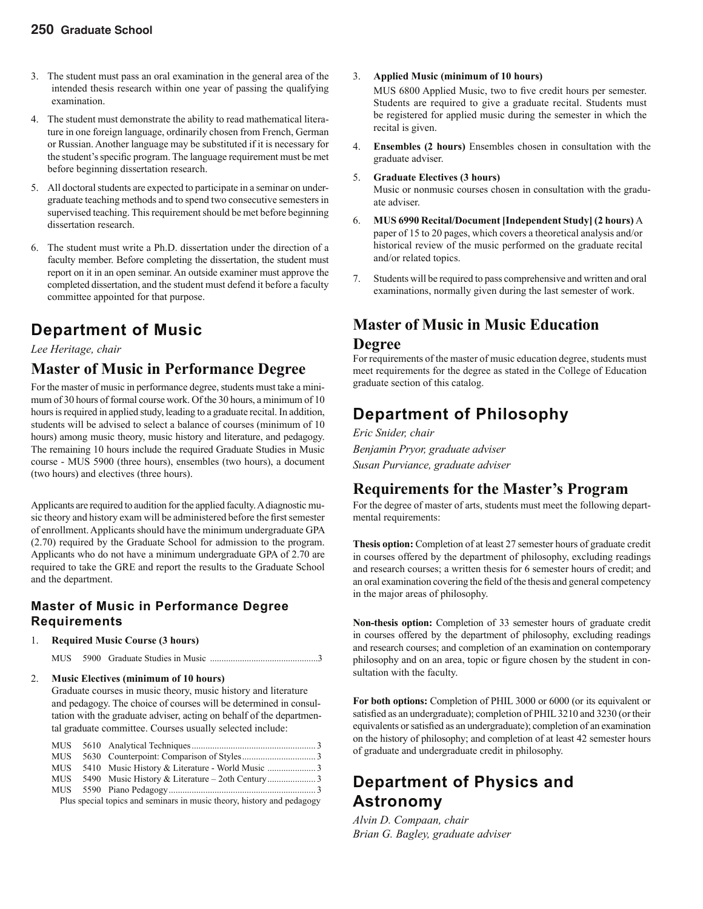3. The student must pass an oral examination in the general area of the intended thesis research within one year of passing the qualifying examination.
4. The student must demonstrate the ability to read mathematical literature in one foreign language, ordinarily chosen from French, German or Russian. Another language may be substituted if it is necessary for the student's specific program. The language requirement must be met before beginning dissertation research.
5. All doctoral students are expected to participate in a seminar on undergraduate teaching methods and to spend two consecutive semesters in supervised teaching. This requirement should be met before beginning dissertation research.
6. The student must write a Ph.D. dissertation under the direction of a faculty member. Before completing the dissertation, the student must report on it in an open seminar. An outside examiner must approve the completed dissertation, and the student must defend it before a faculty committee appointed for that purpose.

## Department of Music

*Lee Heritage, chair*

## Master of Music in Performance Degree

For the master of music in performance degree, students must take a minimum of 30 hours of formal course work. Of the 30 hours, a minimum of 10 hours is required in applied study, leading to a graduate recital. In addition, students will be advised to select a balance of courses (minimum of 10 hours) among music theory, music history and literature, and pedagogy. The remaining 10 hours include the required Graduate Studies in Music course - MUS 5900 (three hours), ensembles (two hours), a document (two hours) and electives (three hours).

Applicants are required to audition for the applied faculty. A diagnostic music theory and history exam will be administered before the first semester of enrollment. Applicants should have the minimum undergraduate GPA (2.70) required by the Graduate School for admission to the program. Applicants who do not have a minimum undergraduate GPA of 2.70 are required to take the GRE and report the results to the Graduate School and the department.

### Master of Music in Performance Degree Requirements

1. **Required Music Course (3 hours)**

   MUS 5900 Graduate Studies in Music ..............................................3

2. **Music Electives (minimum of 10 hours)**

   Graduate courses in music theory, music history and literature and pedagogy. The choice of courses will be determined in consultation with the graduate adviser, acting on behalf of the departmental graduate committee. Courses usually selected include:

   MUS 5610 Analytical Techniques.....................................................3
   MUS 5630 Counterpoint: Comparison of Styles................................3
   MUS 5410 Music History & Literature - World Music .....................3
   MUS 5490 Music History & Literature – 2oth Century.....................3
   MUS 5590 Piano Pedagogy...............................................................3
   Plus special topics and seminars in music theory, history and pedagogy

3. **Applied Music (minimum of 10 hours)**

   MUS 6800 Applied Music, two to five credit hours per semester. Students are required to give a graduate recital. Students must be registered for applied music during the semester in which the recital is given.

4. **Ensembles (2 hours)** Ensembles chosen in consultation with the graduate adviser.

5. **Graduate Electives (3 hours)**

   Music or nonmusic courses chosen in consultation with the graduate adviser.

6. **MUS 6990 Recital/Document [Independent Study] (2 hours)** A paper of 15 to 20 pages, which covers a theoretical analysis and/or historical review of the music performed on the graduate recital and/or related topics.

7. Students will be required to pass comprehensive and written and oral examinations, normally given during the last semester of work.

## Master of Music in Music Education Degree

For requirements of the master of music education degree, students must meet requirements for the degree as stated in the College of Education graduate section of this catalog.

## Department of Philosophy

*Eric Snider, chair*
*Benjamin Pryor, graduate adviser*
*Susan Purviance, graduate adviser*

## Requirements for the Master's Program

For the degree of master of arts, students must meet the following departmental requirements:

**Thesis option:** Completion of at least 27 semester hours of graduate credit in courses offered by the department of philosophy, excluding readings and research courses; a written thesis for 6 semester hours of credit; and an oral examination covering the field of the thesis and general competency in the major areas of philosophy.

**Non-thesis option:** Completion of 33 semester hours of graduate credit in courses offered by the department of philosophy, excluding readings and research courses; and completion of an examination on contemporary philosophy and on an area, topic or figure chosen by the student in consultation with the faculty.

**For both options:** Completion of PHIL 3000 or 6000 (or its equivalent or satisfied as an undergraduate); completion of PHIL 3210 and 3230 (or their equivalents or satisfied as an undergraduate); completion of an examination on the history of philosophy; and completion of at least 42 semester hours of graduate and undergraduate credit in philosophy.

## Department of Physics and Astronomy

*Alvin D. Compaan, chair*
*Brian G. Bagley, graduate adviser*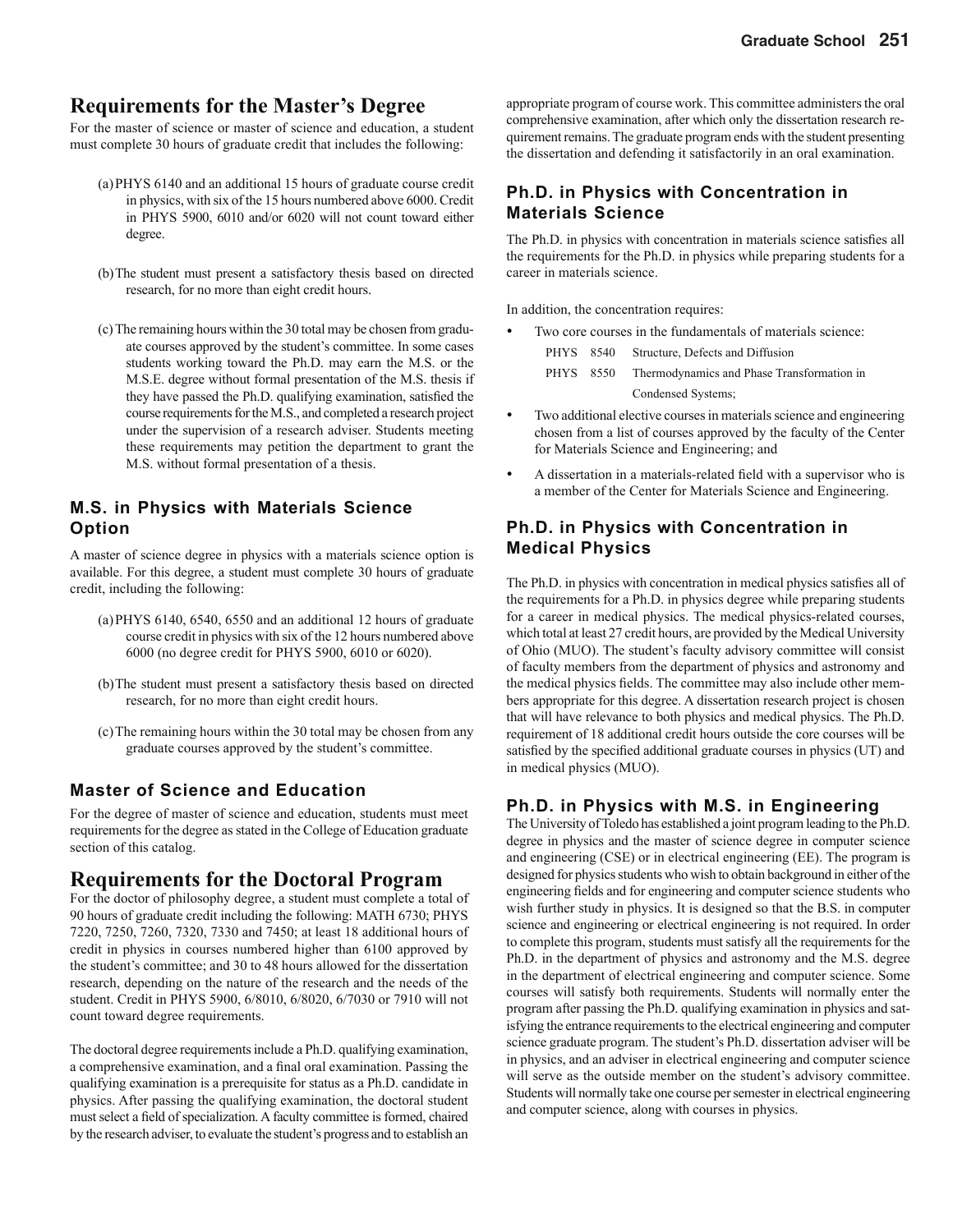# Requirements for the Master's Degree

For the master of science or master of science and education, a student must complete 30 hours of graduate credit that includes the following:

(a) PHYS 6140 and an additional 15 hours of graduate course credit in physics, with six of the 15 hours numbered above 6000. Credit in PHYS 5900, 6010 and/or 6020 will not count toward either degree.

(b) The student must present a satisfactory thesis based on directed research, for no more than eight credit hours.

(c) The remaining hours within the 30 total may be chosen from graduate courses approved by the student's committee. In some cases students working toward the Ph.D. may earn the M.S. or the M.S.E. degree without formal presentation of the M.S. thesis if they have passed the Ph.D. qualifying examination, satisfied the course requirements for the M.S., and completed a research project under the supervision of a research adviser. Students meeting these requirements may petition the department to grant the M.S. without formal presentation of a thesis.

### M.S. in Physics with Materials Science Option

A master of science degree in physics with a materials science option is available. For this degree, a student must complete 30 hours of graduate credit, including the following:

(a) PHYS 6140, 6540, 6550 and an additional 12 hours of graduate course credit in physics with six of the 12 hours numbered above 6000 (no degree credit for PHYS 5900, 6010 or 6020).

(b) The student must present a satisfactory thesis based on directed research, for no more than eight credit hours.

(c) The remaining hours within the 30 total may be chosen from any graduate courses approved by the student's committee.

### Master of Science and Education

For the degree of master of science and education, students must meet requirements for the degree as stated in the College of Education graduate section of this catalog.

# Requirements for the Doctoral Program

For the doctor of philosophy degree, a student must complete a total of 90 hours of graduate credit including the following: MATH 6730; PHYS 7220, 7250, 7260, 7320, 7330 and 7450; at least 18 additional hours of credit in physics in courses numbered higher than 6100 approved by the student's committee; and 30 to 48 hours allowed for the dissertation research, depending on the nature of the research and the needs of the student. Credit in PHYS 5900, 6/8010, 6/8020, 6/7030 or 7910 will not count toward degree requirements.

The doctoral degree requirements include a Ph.D. qualifying examination, a comprehensive examination, and a final oral examination. Passing the qualifying examination is a prerequisite for status as a Ph.D. candidate in physics. After passing the qualifying examination, the doctoral student must select a field of specialization. A faculty committee is formed, chaired by the research adviser, to evaluate the student's progress and to establish an appropriate program of course work. This committee administers the oral comprehensive examination, after which only the dissertation research requirement remains. The graduate program ends with the student presenting the dissertation and defending it satisfactorily in an oral examination.

### Ph.D. in Physics with Concentration in Materials Science

The Ph.D. in physics with concentration in materials science satisfies all the requirements for the Ph.D. in physics while preparing students for a career in materials science.

In addition, the concentration requires:

- Two core courses in the fundamentals of materials science:
  - PHYS 8540 Structure, Defects and Diffusion
  - PHYS 8550 Thermodynamics and Phase Transformation in Condensed Systems;
- Two additional elective courses in materials science and engineering chosen from a list of courses approved by the faculty of the Center for Materials Science and Engineering; and
- A dissertation in a materials-related field with a supervisor who is a member of the Center for Materials Science and Engineering.

### Ph.D. in Physics with Concentration in Medical Physics

The Ph.D. in physics with concentration in medical physics satisfies all of the requirements for a Ph.D. in physics degree while preparing students for a career in medical physics. The medical physics-related courses, which total at least 27 credit hours, are provided by the Medical University of Ohio (MUO). The student's faculty advisory committee will consist of faculty members from the department of physics and astronomy and the medical physics fields. The committee may also include other members appropriate for this degree. A dissertation research project is chosen that will have relevance to both physics and medical physics. The Ph.D. requirement of 18 additional credit hours outside the core courses will be satisfied by the specified additional graduate courses in physics (UT) and in medical physics (MUO).

### Ph.D. in Physics with M.S. in Engineering

The University of Toledo has established a joint program leading to the Ph.D. degree in physics and the master of science degree in computer science and engineering (CSE) or in electrical engineering (EE). The program is designed for physics students who wish to obtain background in either of the engineering fields and for engineering and computer science students who wish further study in physics. It is designed so that the B.S. in computer science and engineering or electrical engineering is not required. In order to complete this program, students must satisfy all the requirements for the Ph.D. in the department of physics and astronomy and the M.S. degree in the department of electrical engineering and computer science. Some courses will satisfy both requirements. Students will normally enter the program after passing the Ph.D. qualifying examination in physics and satisfying the entrance requirements to the electrical engineering and computer science graduate program. The student's Ph.D. dissertation adviser will be in physics, and an adviser in electrical engineering and computer science will serve as the outside member on the student's advisory committee. Students will normally take one course per semester in electrical engineering and computer science, along with courses in physics.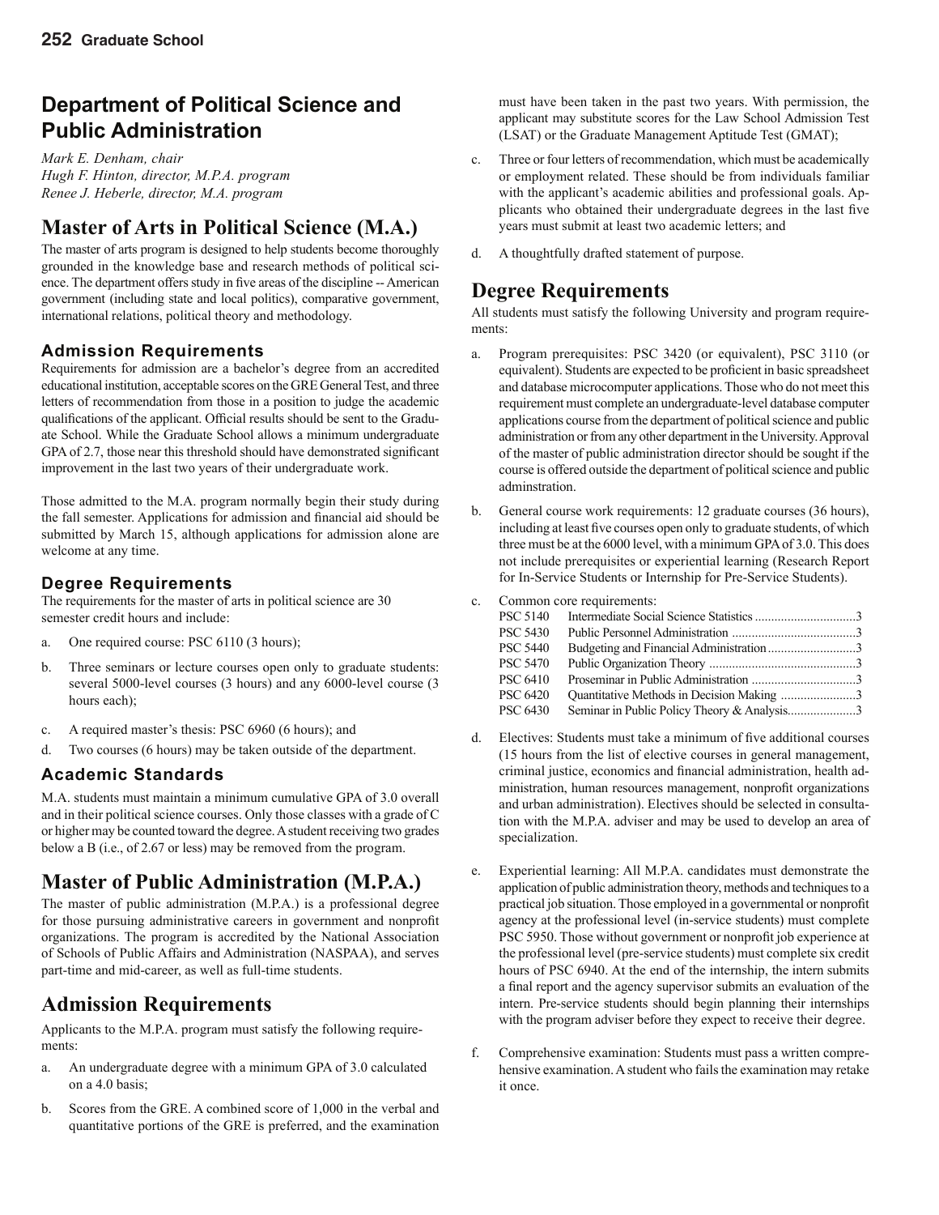# Department of Political Science and Public Administration

*Mark E. Denham, chair*
*Hugh F. Hinton, director, M.P.A. program*
*Renee J. Heberle, director, M.A. program*

## Master of Arts in Political Science (M.A.)

The master of arts program is designed to help students become thoroughly grounded in the knowledge base and research methods of political science. The department offers study in five areas of the discipline -- American government (including state and local politics), comparative government, international relations, political theory and methodology.

### Admission Requirements

Requirements for admission are a bachelor's degree from an accredited educational institution, acceptable scores on the GRE General Test, and three letters of recommendation from those in a position to judge the academic qualifications of the applicant. Official results should be sent to the Graduate School. While the Graduate School allows a minimum undergraduate GPA of 2.7, those near this threshold should have demonstrated significant improvement in the last two years of their undergraduate work.

Those admitted to the M.A. program normally begin their study during the fall semester. Applications for admission and financial aid should be submitted by March 15, although applications for admission alone are welcome at any time.

### Degree Requirements

The requirements for the master of arts in political science are 30 semester credit hours and include:

a. One required course: PSC 6110 (3 hours);

b. Three seminars or lecture courses open only to graduate students: several 5000-level courses (3 hours) and any 6000-level course (3 hours each);

c. A required master's thesis: PSC 6960 (6 hours); and

d. Two courses (6 hours) may be taken outside of the department.

### Academic Standards

M.A. students must maintain a minimum cumulative GPA of 3.0 overall and in their political science courses. Only those classes with a grade of C or higher may be counted toward the degree. A student receiving two grades below a B (i.e., of 2.67 or less) may be removed from the program.

## Master of Public Administration (M.P.A.)

The master of public administration (M.P.A.) is a professional degree for those pursuing administrative careers in government and nonprofit organizations. The program is accredited by the National Association of Schools of Public Affairs and Administration (NASPAA), and serves part-time and mid-career, as well as full-time students.

## Admission Requirements

Applicants to the M.P.A. program must satisfy the following requirements:

a. An undergraduate degree with a minimum GPA of 3.0 calculated on a 4.0 basis;

b. Scores from the GRE. A combined score of 1,000 in the verbal and quantitative portions of the GRE is preferred, and the examination must have been taken in the past two years. With permission, the applicant may substitute scores for the Law School Admission Test (LSAT) or the Graduate Management Aptitude Test (GMAT);

c. Three or four letters of recommendation, which must be academically or employment related. These should be from individuals familiar with the applicant's academic abilities and professional goals. Applicants who obtained their undergraduate degrees in the last five years must submit at least two academic letters; and

d. A thoughtfully drafted statement of purpose.

## Degree Requirements

All students must satisfy the following University and program requirements:

a. Program prerequisites: PSC 3420 (or equivalent), PSC 3110 (or equivalent). Students are expected to be proficient in basic spreadsheet and database microcomputer applications. Those who do not meet this requirement must complete an undergraduate-level database computer applications course from the department of political science and public administration or from any other department in the University. Approval of the master of public administration director should be sought if the course is offered outside the department of political science and public adminstration.

b. General course work requirements: 12 graduate courses (36 hours), including at least five courses open only to graduate students, of which three must be at the 6000 level, with a minimum GPA of 3.0. This does not include prerequisites or experiential learning (Research Report for In-Service Students or Internship for Pre-Service Students).

c. Common core requirements:

| | | |
|---|---|---|
| PSC 5140 | Intermediate Social Science Statistics | 3 |
| PSC 5430 | Public Personnel Administration | 3 |
| PSC 5440 | Budgeting and Financial Administration | 3 |
| PSC 5470 | Public Organization Theory | 3 |
| PSC 6410 | Proseminar in Public Administration | 3 |
| PSC 6420 | Quantitative Methods in Decision Making | 3 |
| PSC 6430 | Seminar in Public Policy Theory & Analysis | 3 |

d. Electives: Students must take a minimum of five additional courses (15 hours from the list of elective courses in general management, criminal justice, economics and financial administration, health administration, human resources management, nonprofit organizations and urban administration). Electives should be selected in consultation with the M.P.A. adviser and may be used to develop an area of specialization.

e. Experiential learning: All M.P.A. candidates must demonstrate the application of public administration theory, methods and techniques to a practical job situation. Those employed in a governmental or nonprofit agency at the professional level (in-service students) must complete PSC 5950. Those without government or nonprofit job experience at the professional level (pre-service students) must complete six credit hours of PSC 6940. At the end of the internship, the intern submits a final report and the agency supervisor submits an evaluation of the intern. Pre-service students should begin planning their internships with the program adviser before they expect to receive their degree.

f. Comprehensive examination: Students must pass a written comprehensive examination. A student who fails the examination may retake it once.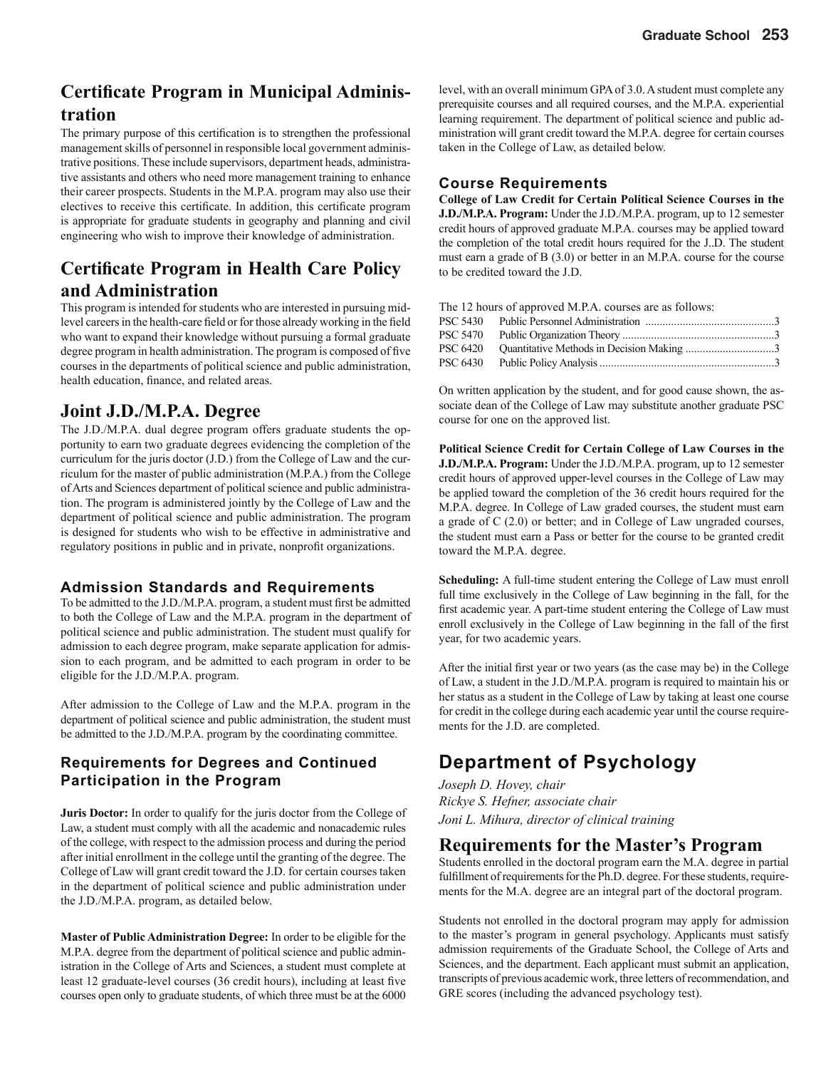## Certificate Program in Municipal Administration

The primary purpose of this certification is to strengthen the professional management skills of personnel in responsible local government administrative positions. These include supervisors, department heads, administrative assistants and others who need more management training to enhance their career prospects. Students in the M.P.A. program may also use their electives to receive this certificate. In addition, this certificate program is appropriate for graduate students in geography and planning and civil engineering who wish to improve their knowledge of administration.

## Certificate Program in Health Care Policy and Administration

This program is intended for students who are interested in pursuing mid-level careers in the health-care field or for those already working in the field who want to expand their knowledge without pursuing a formal graduate degree program in health administration. The program is composed of five courses in the departments of political science and public administration, health education, finance, and related areas.

## Joint J.D./M.P.A. Degree

The J.D./M.P.A. dual degree program offers graduate students the opportunity to earn two graduate degrees evidencing the completion of the curriculum for the juris doctor (J.D.) from the College of Law and the curriculum for the master of public administration (M.P.A.) from the College of Arts and Sciences department of political science and public administration. The program is administered jointly by the College of Law and the department of political science and public administration. The program is designed for students who wish to be effective in administrative and regulatory positions in public and in private, nonprofit organizations.

### Admission Standards and Requirements

To be admitted to the J.D./M.P.A. program, a student must first be admitted to both the College of Law and the M.P.A. program in the department of political science and public administration. The student must qualify for admission to each degree program, make separate application for admission to each program, and be admitted to each program in order to be eligible for the J.D./M.P.A. program.

After admission to the College of Law and the M.P.A. program in the department of political science and public administration, the student must be admitted to the J.D./M.P.A. program by the coordinating committee.

### Requirements for Degrees and Continued Participation in the Program

**Juris Doctor:** In order to qualify for the juris doctor from the College of Law, a student must comply with all the academic and nonacademic rules of the college, with respect to the admission process and during the period after initial enrollment in the college until the granting of the degree. The College of Law will grant credit toward the J.D. for certain courses taken in the department of political science and public administration under the J.D./M.P.A. program, as detailed below.

**Master of Public Administration Degree:** In order to be eligible for the M.P.A. degree from the department of political science and public administration in the College of Arts and Sciences, a student must complete at least 12 graduate-level courses (36 credit hours), including at least five courses open only to graduate students, of which three must be at the 6000 level, with an overall minimum GPA of 3.0. A student must complete any prerequisite courses and all required courses, and the M.P.A. experiential learning requirement. The department of political science and public administration will grant credit toward the M.P.A. degree for certain courses taken in the College of Law, as detailed below.

### Course Requirements

**College of Law Credit for Certain Political Science Courses in the J.D./M.P.A. Program:** Under the J.D./M.P.A. program, up to 12 semester credit hours of approved graduate M.P.A. courses may be applied toward the completion of the total credit hours required for the J..D. The student must earn a grade of B (3.0) or better in an M.P.A. course for the course to be credited toward the J.D.

The 12 hours of approved M.P.A. courses are as follows:

| | | |
|---|---|---|
| PSC 5430 | Public Personnel Administration | 3 |
| PSC 5470 | Public Organization Theory | 3 |
| PSC 6420 | Quantitative Methods in Decision Making | 3 |
| PSC 6430 | Public Policy Analysis | 3 |

On written application by the student, and for good cause shown, the associate dean of the College of Law may substitute another graduate PSC course for one on the approved list.

**Political Science Credit for Certain College of Law Courses in the J.D./M.P.A. Program:** Under the J.D./M.P.A. program, up to 12 semester credit hours of approved upper-level courses in the College of Law may be applied toward the completion of the 36 credit hours required for the M.P.A. degree. In College of Law graded courses, the student must earn a grade of C (2.0) or better; and in College of Law ungraded courses, the student must earn a Pass or better for the course to be granted credit toward the M.P.A. degree.

**Scheduling:** A full-time student entering the College of Law must enroll full time exclusively in the College of Law beginning in the fall, for the first academic year. A part-time student entering the College of Law must enroll exclusively in the College of Law beginning in the fall of the first year, for two academic years.

After the initial first year or two years (as the case may be) in the College of Law, a student in the J.D./M.P.A. program is required to maintain his or her status as a student in the College of Law by taking at least one course for credit in the college during each academic year until the course requirements for the J.D. are completed.

# Department of Psychology

*Joseph D. Hovey, chair*
*Rickye S. Hefner, associate chair*
*Joni L. Mihura, director of clinical training*

## Requirements for the Master's Program

Students enrolled in the doctoral program earn the M.A. degree in partial fulfillment of requirements for the Ph.D. degree. For these students, requirements for the M.A. degree are an integral part of the doctoral program.

Students not enrolled in the doctoral program may apply for admission to the master's program in general psychology. Applicants must satisfy admission requirements of the Graduate School, the College of Arts and Sciences, and the department. Each applicant must submit an application, transcripts of previous academic work, three letters of recommendation, and GRE scores (including the advanced psychology test).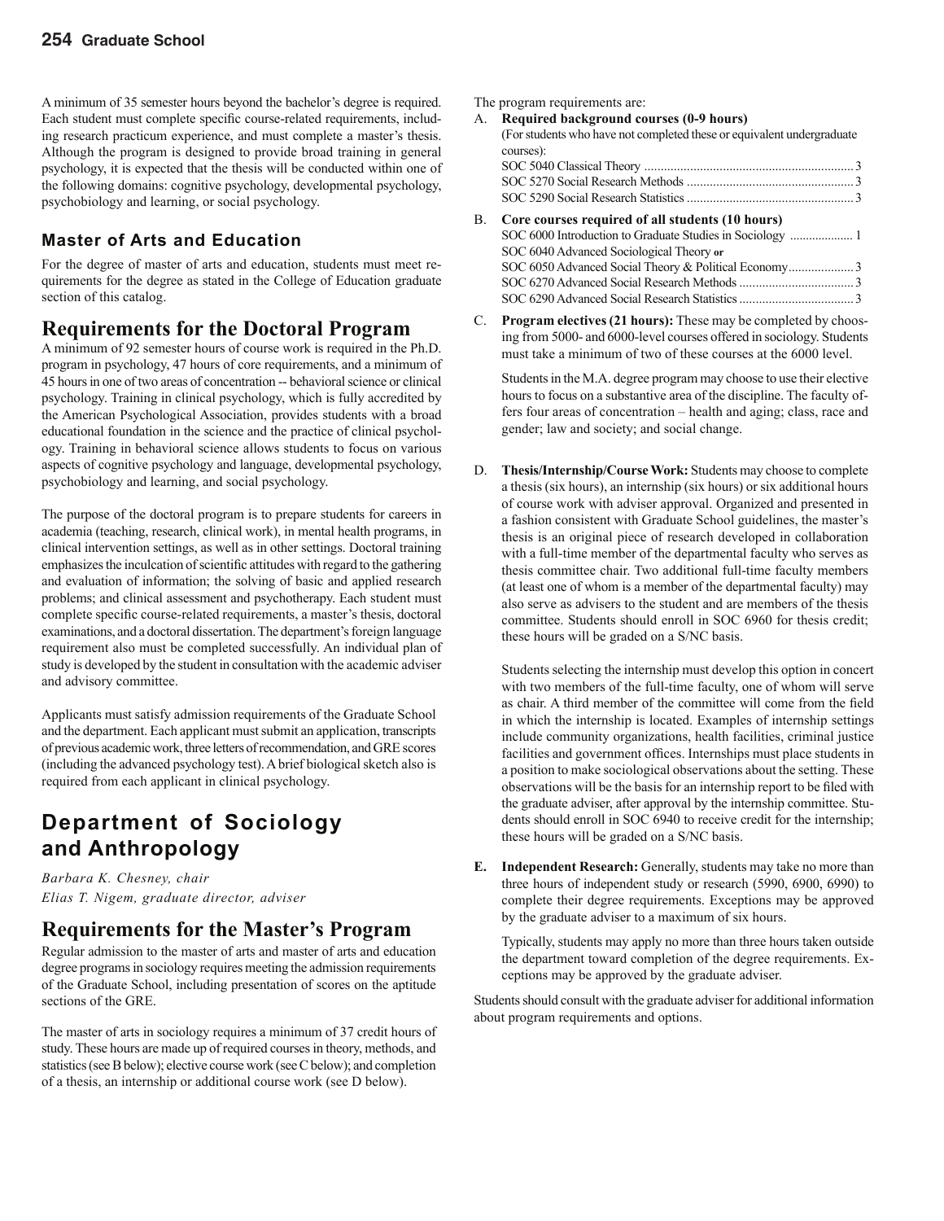A minimum of 35 semester hours beyond the bachelor's degree is required. Each student must complete specific course-related requirements, including research practicum experience, and must complete a master's thesis. Although the program is designed to provide broad training in general psychology, it is expected that the thesis will be conducted within one of the following domains: cognitive psychology, developmental psychology, psychobiology and learning, or social psychology.

### Master of Arts and Education

For the degree of master of arts and education, students must meet requirements for the degree as stated in the College of Education graduate section of this catalog.

## Requirements for the Doctoral Program

A minimum of 92 semester hours of course work is required in the Ph.D. program in psychology, 47 hours of core requirements, and a minimum of 45 hours in one of two areas of concentration -- behavioral science or clinical psychology. Training in clinical psychology, which is fully accredited by the American Psychological Association, provides students with a broad educational foundation in the science and the practice of clinical psychology. Training in behavioral science allows students to focus on various aspects of cognitive psychology and language, developmental psychology, psychobiology and learning, and social psychology.

The purpose of the doctoral program is to prepare students for careers in academia (teaching, research, clinical work), in mental health programs, in clinical intervention settings, as well as in other settings. Doctoral training emphasizes the inculcation of scientific attitudes with regard to the gathering and evaluation of information; the solving of basic and applied research problems; and clinical assessment and psychotherapy. Each student must complete specific course-related requirements, a master's thesis, doctoral examinations, and a doctoral dissertation. The department's foreign language requirement also must be completed successfully. An individual plan of study is developed by the student in consultation with the academic adviser and advisory committee.

Applicants must satisfy admission requirements of the Graduate School and the department. Each applicant must submit an application, transcripts of previous academic work, three letters of recommendation, and GRE scores (including the advanced psychology test). A brief biological sketch also is required from each applicant in clinical psychology.

# Department of Sociology and Anthropology

*Barbara K. Chesney, chair*
*Elias T. Nigem, graduate director, adviser*

## Requirements for the Master's Program

Regular admission to the master of arts and master of arts and education degree programs in sociology requires meeting the admission requirements of the Graduate School, including presentation of scores on the aptitude sections of the GRE.

The master of arts in sociology requires a minimum of 37 credit hours of study. These hours are made up of required courses in theory, methods, and statistics (see B below); elective course work (see C below); and completion of a thesis, an internship or additional course work (see D below).

The program requirements are:

A. **Required background courses (0-9 hours)**
(For students who have not completed these or equivalent undergraduate courses):

| Course | Hours |
|---|---|
| SOC 5040 Classical Theory | 3 |
| SOC 5270 Social Research Methods | 3 |
| SOC 5290 Social Research Statistics | 3 |

B. **Core courses required of all students (10 hours)**

| Course | Hours |
|---|---|
| SOC 6000 Introduction to Graduate Studies in Sociology | 1 |
| SOC 6040 Advanced Sociological Theory **or** SOC 6050 Advanced Social Theory & Political Economy | 3 |
| SOC 6270 Advanced Social Research Methods | 3 |
| SOC 6290 Advanced Social Research Statistics | 3 |

C. **Program electives (21 hours):** These may be completed by choosing from 5000- and 6000-level courses offered in sociology. Students must take a minimum of two of these courses at the 6000 level.

Students in the M.A. degree program may choose to use their elective hours to focus on a substantive area of the discipline. The faculty offers four areas of concentration – health and aging; class, race and gender; law and society; and social change.

D. **Thesis/Internship/Course Work:** Students may choose to complete a thesis (six hours), an internship (six hours) or six additional hours of course work with adviser approval. Organized and presented in a fashion consistent with Graduate School guidelines, the master's thesis is an original piece of research developed in collaboration with a full-time member of the departmental faculty who serves as thesis committee chair. Two additional full-time faculty members (at least one of whom is a member of the departmental faculty) may also serve as advisers to the student and are members of the thesis committee. Students should enroll in SOC 6960 for thesis credit; these hours will be graded on a S/NC basis.

Students selecting the internship must develop this option in concert with two members of the full-time faculty, one of whom will serve as chair. A third member of the committee will come from the field in which the internship is located. Examples of internship settings include community organizations, health facilities, criminal justice facilities and government offices. Internships must place students in a position to make sociological observations about the setting. These observations will be the basis for an internship report to be filed with the graduate adviser, after approval by the internship committee. Students should enroll in SOC 6940 to receive credit for the internship; these hours will be graded on a S/NC basis.

E. **Independent Research:** Generally, students may take no more than three hours of independent study or research (5990, 6900, 6990) to complete their degree requirements. Exceptions may be approved by the graduate adviser to a maximum of six hours.

Typically, students may apply no more than three hours taken outside the department toward completion of the degree requirements. Exceptions may be approved by the graduate adviser.

Students should consult with the graduate adviser for additional information about program requirements and options.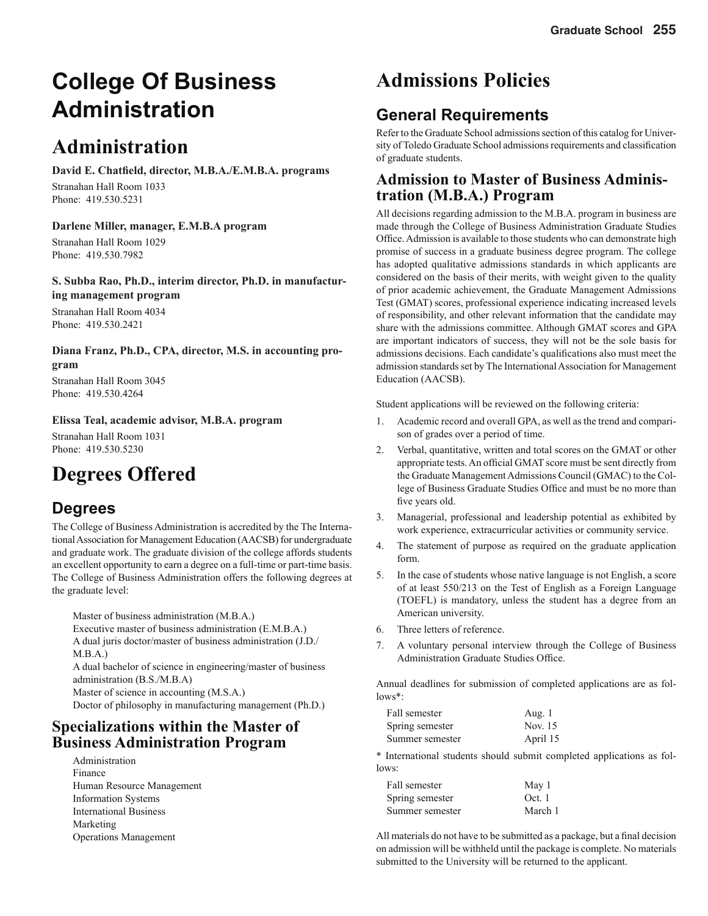# College Of Business Administration

## Administration

**David E. Chatfield, director, M.B.A./E.M.B.A. programs**

Stranahan Hall Room 1033
Phone: 419.530.5231

**Darlene Miller, manager, E.M.B.A program**

Stranahan Hall Room 1029
Phone: 419.530.7982

**S. Subba Rao, Ph.D., interim director, Ph.D. in manufacturing management program**

Stranahan Hall Room 4034
Phone: 419.530.2421

**Diana Franz, Ph.D., CPA, director, M.S. in accounting program**

Stranahan Hall Room 3045
Phone: 419.530.4264

**Elissa Teal, academic advisor, M.B.A. program**

Stranahan Hall Room 1031
Phone: 419.530.5230

## Degrees Offered

### Degrees

The College of Business Administration is accredited by the The International Association for Management Education (AACSB) for undergraduate and graduate work. The graduate division of the college affords students an excellent opportunity to earn a degree on a full-time or part-time basis. The College of Business Administration offers the following degrees at the graduate level:

Master of business administration (M.B.A.)
Executive master of business administration (E.M.B.A.)
A dual juris doctor/master of business administration (J.D./M.B.A.)
A dual bachelor of science in engineering/master of business administration (B.S./M.B.A)
Master of science in accounting (M.S.A.)
Doctor of philosophy in manufacturing management (Ph.D.)

### Specializations within the Master of Business Administration Program

Administration
Finance
Human Resource Management
Information Systems
International Business
Marketing
Operations Management

## Admissions Policies

### General Requirements

Refer to the Graduate School admissions section of this catalog for University of Toledo Graduate School admissions requirements and classification of graduate students.

### Admission to Master of Business Administration (M.B.A.) Program

All decisions regarding admission to the M.B.A. program in business are made through the College of Business Administration Graduate Studies Office. Admission is available to those students who can demonstrate high promise of success in a graduate business degree program. The college has adopted qualitative admissions standards in which applicants are considered on the basis of their merits, with weight given to the quality of prior academic achievement, the Graduate Management Admissions Test (GMAT) scores, professional experience indicating increased levels of responsibility, and other relevant information that the candidate may share with the admissions committee. Although GMAT scores and GPA are important indicators of success, they will not be the sole basis for admissions decisions. Each candidate's qualifications also must meet the admission standards set by The International Association for Management Education (AACSB).

Student applications will be reviewed on the following criteria:

1. Academic record and overall GPA, as well as the trend and comparison of grades over a period of time.
2. Verbal, quantitative, written and total scores on the GMAT or other appropriate tests. An official GMAT score must be sent directly from the Graduate Management Admissions Council (GMAC) to the College of Business Graduate Studies Office and must be no more than five years old.
3. Managerial, professional and leadership potential as exhibited by work experience, extracurricular activities or community service.
4. The statement of purpose as required on the graduate application form.
5. In the case of students whose native language is not English, a score of at least 550/213 on the Test of English as a Foreign Language (TOEFL) is mandatory, unless the student has a degree from an American university.
6. Three letters of reference.
7. A voluntary personal interview through the College of Business Administration Graduate Studies Office.

Annual deadlines for submission of completed applications are as follows*:

| | |
|---|---|
| Fall semester | Aug. 1 |
| Spring semester | Nov. 15 |
| Summer semester | April 15 |

* International students should submit completed applications as follows:

| | |
|---|---|
| Fall semester | May 1 |
| Spring semester | Oct. 1 |
| Summer semester | March 1 |

All materials do not have to be submitted as a package, but a final decision on admission will be withheld until the package is complete. No materials submitted to the University will be returned to the applicant.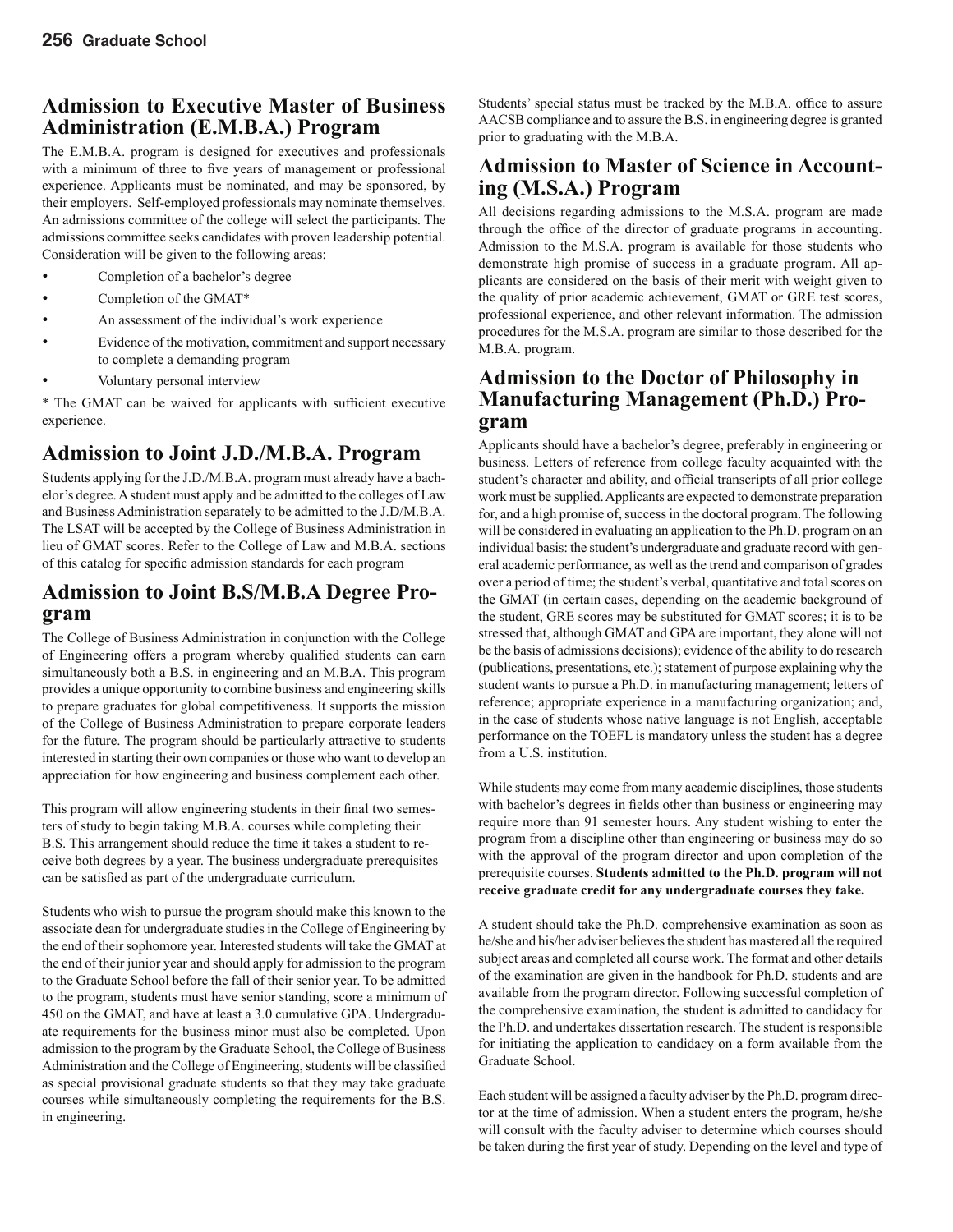## Admission to Executive Master of Business Administration (E.M.B.A.) Program

The E.M.B.A. program is designed for executives and professionals with a minimum of three to five years of management or professional experience. Applicants must be nominated, and may be sponsored, by their employers. Self-employed professionals may nominate themselves. An admissions committee of the college will select the participants. The admissions committee seeks candidates with proven leadership potential. Consideration will be given to the following areas:

- Completion of a bachelor's degree
- Completion of the GMAT*
- An assessment of the individual's work experience
- Evidence of the motivation, commitment and support necessary to complete a demanding program
- Voluntary personal interview

\* The GMAT can be waived for applicants with sufficient executive experience.

## Admission to Joint J.D./M.B.A. Program

Students applying for the J.D./M.B.A. program must already have a bachelor's degree. A student must apply and be admitted to the colleges of Law and Business Administration separately to be admitted to the J.D/M.B.A. The LSAT will be accepted by the College of Business Administration in lieu of GMAT scores. Refer to the College of Law and M.B.A. sections of this catalog for specific admission standards for each program

## Admission to Joint B.S/M.B.A Degree Program

The College of Business Administration in conjunction with the College of Engineering offers a program whereby qualified students can earn simultaneously both a B.S. in engineering and an M.B.A. This program provides a unique opportunity to combine business and engineering skills to prepare graduates for global competitiveness. It supports the mission of the College of Business Administration to prepare corporate leaders for the future. The program should be particularly attractive to students interested in starting their own companies or those who want to develop an appreciation for how engineering and business complement each other.

This program will allow engineering students in their final two semesters of study to begin taking M.B.A. courses while completing their B.S. This arrangement should reduce the time it takes a student to receive both degrees by a year. The business undergraduate prerequisites can be satisfied as part of the undergraduate curriculum.

Students who wish to pursue the program should make this known to the associate dean for undergraduate studies in the College of Engineering by the end of their sophomore year. Interested students will take the GMAT at the end of their junior year and should apply for admission to the program to the Graduate School before the fall of their senior year. To be admitted to the program, students must have senior standing, score a minimum of 450 on the GMAT, and have at least a 3.0 cumulative GPA. Undergraduate requirements for the business minor must also be completed. Upon admission to the program by the Graduate School, the College of Business Administration and the College of Engineering, students will be classified as special provisional graduate students so that they may take graduate courses while simultaneously completing the requirements for the B.S. in engineering.

Students' special status must be tracked by the M.B.A. office to assure AACSB compliance and to assure the B.S. in engineering degree is granted prior to graduating with the M.B.A.

## Admission to Master of Science in Accounting (M.S.A.) Program

All decisions regarding admissions to the M.S.A. program are made through the office of the director of graduate programs in accounting. Admission to the M.S.A. program is available for those students who demonstrate high promise of success in a graduate program. All applicants are considered on the basis of their merit with weight given to the quality of prior academic achievement, GMAT or GRE test scores, professional experience, and other relevant information. The admission procedures for the M.S.A. program are similar to those described for the M.B.A. program.

## Admission to the Doctor of Philosophy in Manufacturing Management (Ph.D.) Program

Applicants should have a bachelor's degree, preferably in engineering or business. Letters of reference from college faculty acquainted with the student's character and ability, and official transcripts of all prior college work must be supplied. Applicants are expected to demonstrate preparation for, and a high promise of, success in the doctoral program. The following will be considered in evaluating an application to the Ph.D. program on an individual basis: the student's undergraduate and graduate record with general academic performance, as well as the trend and comparison of grades over a period of time; the student's verbal, quantitative and total scores on the GMAT (in certain cases, depending on the academic background of the student, GRE scores may be substituted for GMAT scores; it is to be stressed that, although GMAT and GPA are important, they alone will not be the basis of admissions decisions); evidence of the ability to do research (publications, presentations, etc.); statement of purpose explaining why the student wants to pursue a Ph.D. in manufacturing management; letters of reference; appropriate experience in a manufacturing organization; and, in the case of students whose native language is not English, acceptable performance on the TOEFL is mandatory unless the student has a degree from a U.S. institution.

While students may come from many academic disciplines, those students with bachelor's degrees in fields other than business or engineering may require more than 91 semester hours. Any student wishing to enter the program from a discipline other than engineering or business may do so with the approval of the program director and upon completion of the prerequisite courses. **Students admitted to the Ph.D. program will not receive graduate credit for any undergraduate courses they take.**

A student should take the Ph.D. comprehensive examination as soon as he/she and his/her adviser believes the student has mastered all the required subject areas and completed all course work. The format and other details of the examination are given in the handbook for Ph.D. students and are available from the program director. Following successful completion of the comprehensive examination, the student is admitted to candidacy for the Ph.D. and undertakes dissertation research. The student is responsible for initiating the application to candidacy on a form available from the Graduate School.

Each student will be assigned a faculty adviser by the Ph.D. program director at the time of admission. When a student enters the program, he/she will consult with the faculty adviser to determine which courses should be taken during the first year of study. Depending on the level and type of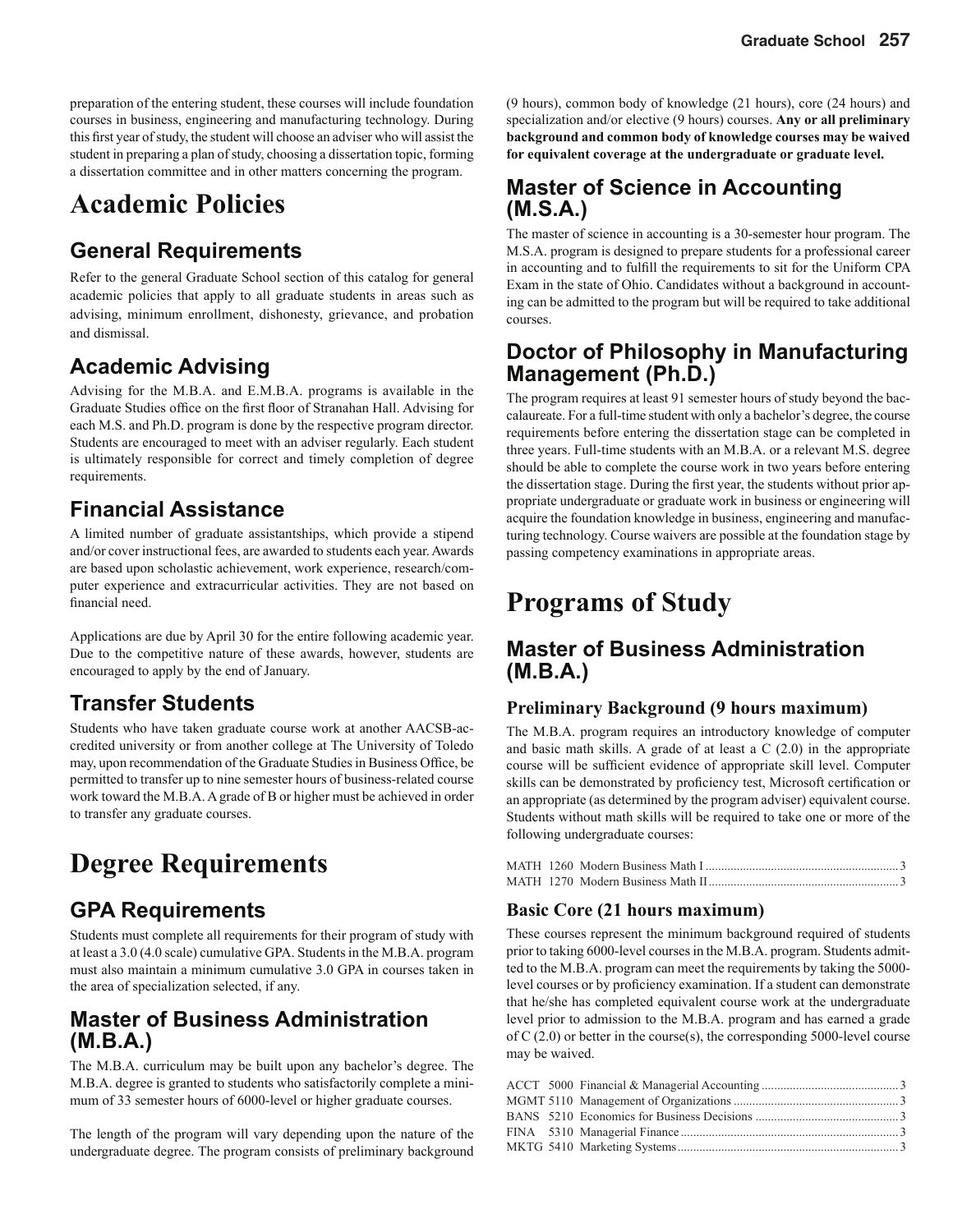preparation of the entering student, these courses will include foundation courses in business, engineering and manufacturing technology. During this first year of study, the student will choose an adviser who will assist the student in preparing a plan of study, choosing a dissertation topic, forming a dissertation committee and in other matters concerning the program.

# Academic Policies

## General Requirements

Refer to the general Graduate School section of this catalog for general academic policies that apply to all graduate students in areas such as advising, minimum enrollment, dishonesty, grievance, and probation and dismissal.

## Academic Advising

Advising for the M.B.A. and E.M.B.A. programs is available in the Graduate Studies office on the first floor of Stranahan Hall. Advising for each M.S. and Ph.D. program is done by the respective program director. Students are encouraged to meet with an adviser regularly. Each student is ultimately responsible for correct and timely completion of degree requirements.

## Financial Assistance

A limited number of graduate assistantships, which provide a stipend and/or cover instructional fees, are awarded to students each year. Awards are based upon scholastic achievement, work experience, research/computer experience and extracurricular activities. They are not based on financial need.

Applications are due by April 30 for the entire following academic year. Due to the competitive nature of these awards, however, students are encouraged to apply by the end of January.

## Transfer Students

Students who have taken graduate course work at another AACSB-accredited university or from another college at The University of Toledo may, upon recommendation of the Graduate Studies in Business Office, be permitted to transfer up to nine semester hours of business-related course work toward the M.B.A. A grade of B or higher must be achieved in order to transfer any graduate courses.

# Degree Requirements

## GPA Requirements

Students must complete all requirements for their program of study with at least a 3.0 (4.0 scale) cumulative GPA. Students in the M.B.A. program must also maintain a minimum cumulative 3.0 GPA in courses taken in the area of specialization selected, if any.

## Master of Business Administration (M.B.A.)

The M.B.A. curriculum may be built upon any bachelor's degree. The M.B.A. degree is granted to students who satisfactorily complete a minimum of 33 semester hours of 6000-level or higher graduate courses.

The length of the program will vary depending upon the nature of the undergraduate degree. The program consists of preliminary background (9 hours), common body of knowledge (21 hours), core (24 hours) and specialization and/or elective (9 hours) courses. **Any or all preliminary background and common body of knowledge courses may be waived for equivalent coverage at the undergraduate or graduate level.**

## Master of Science in Accounting (M.S.A.)

The master of science in accounting is a 30-semester hour program. The M.S.A. program is designed to prepare students for a professional career in accounting and to fulfill the requirements to sit for the Uniform CPA Exam in the state of Ohio. Candidates without a background in accounting can be admitted to the program but will be required to take additional courses.

## Doctor of Philosophy in Manufacturing Management (Ph.D.)

The program requires at least 91 semester hours of study beyond the baccalaureate. For a full-time student with only a bachelor's degree, the course requirements before entering the dissertation stage can be completed in three years. Full-time students with an M.B.A. or a relevant M.S. degree should be able to complete the course work in two years before entering the dissertation stage. During the first year, the students without prior appropriate undergraduate or graduate work in business or engineering will acquire the foundation knowledge in business, engineering and manufacturing technology. Course waivers are possible at the foundation stage by passing competency examinations in appropriate areas.

# Programs of Study

## Master of Business Administration (M.B.A.)

### Preliminary Background (9 hours maximum)

The M.B.A. program requires an introductory knowledge of computer and basic math skills. A grade of at least a C (2.0) in the appropriate course will be sufficient evidence of appropriate skill level. Computer skills can be demonstrated by proficiency test, Microsoft certification or an appropriate (as determined by the program adviser) equivalent course. Students without math skills will be required to take one or more of the following undergraduate courses:

MATH 1260 Modern Business Math I .......... 3
MATH 1270 Modern Business Math II .......... 3

### Basic Core (21 hours maximum)

These courses represent the minimum background required of students prior to taking 6000-level courses in the M.B.A. program. Students admitted to the M.B.A. program can meet the requirements by taking the 5000-level courses or by proficiency examination. If a student can demonstrate that he/she has completed equivalent course work at the undergraduate level prior to admission to the M.B.A. program and has earned a grade of C (2.0) or better in the course(s), the corresponding 5000-level course may be waived.

ACCT 5000 Financial & Managerial Accounting .......... 3
MGMT 5110 Management of Organizations .......... 3
BANS 5210 Economics for Business Decisions .......... 3
FINA 5310 Managerial Finance .......... 3
MKTG 5410 Marketing Systems .......... 3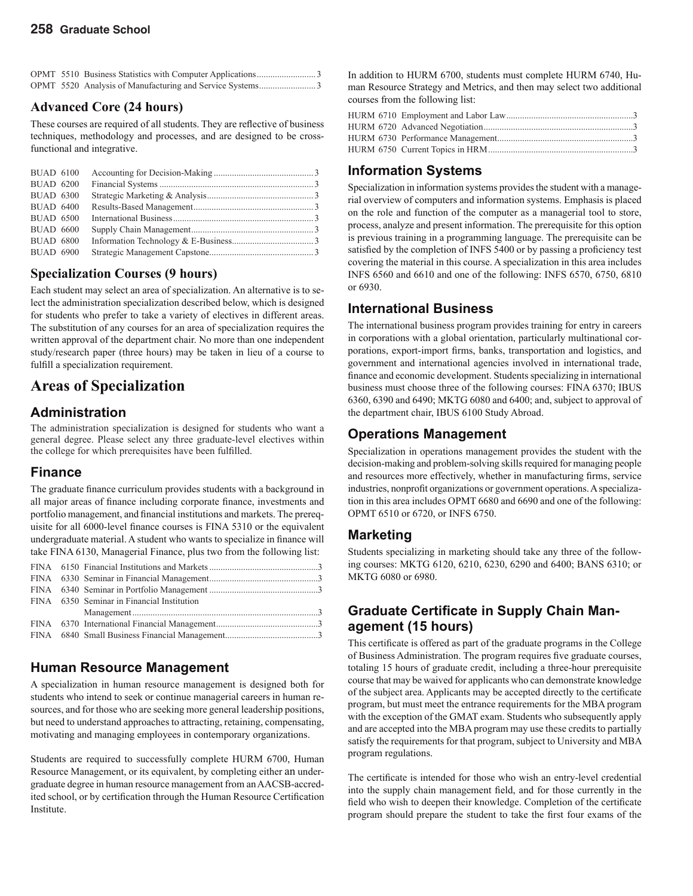OPMT 5510 Business Statistics with Computer Applications .......................... 3
OPMT 5520 Analysis of Manufacturing and Service Systems......................... 3

### Advanced Core (24 hours)

These courses are required of all students. They are reflective of business techniques, methodology and processes, and are designed to be cross-functional and integrative.

BUAD 6100 Accounting for Decision-Making ............................................ 3
BUAD 6200 Financial Systems .................................................................... 3
BUAD 6300 Strategic Marketing & Analysis ............................................... 3
BUAD 6400 Results-Based Management ..................................................... 3
BUAD 6500 International Business ............................................................. 3
BUAD 6600 Supply Chain Management ...................................................... 3
BUAD 6800 Information Technology & E-Business .................................... 3
BUAD 6900 Strategic Management Capstone .............................................. 3

### Specialization Courses (9 hours)

Each student may select an area of specialization. An alternative is to select the administration specialization described below, which is designed for students who prefer to take a variety of electives in different areas. The substitution of any courses for an area of specialization requires the written approval of the department chair. No more than one independent study/research paper (three hours) may be taken in lieu of a course to fulfill a specialization requirement.

## Areas of Specialization

### Administration

The administration specialization is designed for students who want a general degree. Please select any three graduate-level electives within the college for which prerequisites have been fulfilled.

### Finance

The graduate finance curriculum provides students with a background in all major areas of finance including corporate finance, investments and portfolio management, and financial institutions and markets. The prerequisite for all 6000-level finance courses is FINA 5310 or the equivalent undergraduate material. A student who wants to specialize in finance will take FINA 6130, Managerial Finance, plus two from the following list:

FINA 6150 Financial Institutions and Markets ................................................ 3
FINA 6330 Seminar in Financial Management ................................................ 3
FINA 6340 Seminar in Portfolio Management ................................................ 3
FINA 6350 Seminar in Financial Institution Management .................................................................................. 3
FINA 6370 International Financial Management ............................................. 3
FINA 6840 Small Business Financial Management ......................................... 3

### Human Resource Management

A specialization in human resource management is designed both for students who intend to seek or continue managerial careers in human resources, and for those who are seeking more general leadership positions, but need to understand approaches to attracting, retaining, compensating, motivating and managing employees in contemporary organizations.

Students are required to successfully complete HURM 6700, Human Resource Management, or its equivalent, by completing either an undergraduate degree in human resource management from an AACSB-accredited school, or by certification through the Human Resource Certification Institute.

In addition to HURM 6700, students must complete HURM 6740, Human Resource Strategy and Metrics, and then may select two additional courses from the following list:

HURM 6710 Employment and Labor Law ........................................................ 3
HURM 6720 Advanced Negotiation .................................................................. 3
HURM 6730 Performance Management............................................................ 3
HURM 6750 Current Topics in HRM ............................................................... 3

### Information Systems

Specialization in information systems provides the student with a managerial overview of computers and information systems. Emphasis is placed on the role and function of the computer as a managerial tool to store, process, analyze and present information. The prerequisite for this option is previous training in a programming language. The prerequisite can be satisfied by the completion of INFS 5400 or by passing a proficiency test covering the material in this course. A specialization in this area includes INFS 6560 and 6610 and one of the following: INFS 6570, 6750, 6810 or 6930.

### International Business

The international business program provides training for entry in careers in corporations with a global orientation, particularly multinational corporations, export-import firms, banks, transportation and logistics, and government and international agencies involved in international trade, finance and economic development. Students specializing in international business must choose three of the following courses: FINA 6370; IBUS 6360, 6390 and 6490; MKTG 6080 and 6400; and, subject to approval of the department chair, IBUS 6100 Study Abroad.

### Operations Management

Specialization in operations management provides the student with the decision-making and problem-solving skills required for managing people and resources more effectively, whether in manufacturing firms, service industries, nonprofit organizations or government operations. A specialization in this area includes OPMT 6680 and 6690 and one of the following: OPMT 6510 or 6720, or INFS 6750.

### Marketing

Students specializing in marketing should take any three of the following courses: MKTG 6120, 6210, 6230, 6290 and 6400; BANS 6310; or MKTG 6080 or 6980.

### Graduate Certificate in Supply Chain Management (15 hours)

This certificate is offered as part of the graduate programs in the College of Business Administration. The program requires five graduate courses, totaling 15 hours of graduate credit, including a three-hour prerequisite course that may be waived for applicants who can demonstrate knowledge of the subject area. Applicants may be accepted directly to the certificate program, but must meet the entrance requirements for the MBA program with the exception of the GMAT exam. Students who subsequently apply and are accepted into the MBA program may use these credits to partially satisfy the requirements for that program, subject to University and MBA program regulations.

The certificate is intended for those who wish an entry-level credential into the supply chain management field, and for those currently in the field who wish to deepen their knowledge. Completion of the certificate program should prepare the student to take the first four exams of the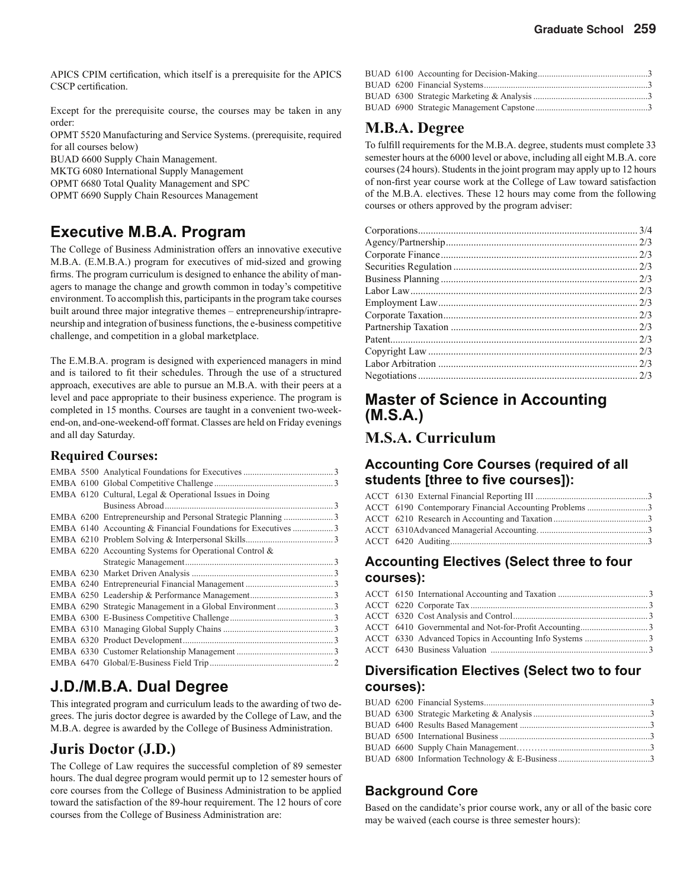APICS CPIM certification, which itself is a prerequisite for the APICS CSCP certification.

Except for the prerequisite course, the courses may be taken in any order:

OPMT 5520 Manufacturing and Service Systems. (prerequisite, required for all courses below)

BUAD 6600 Supply Chain Management.

MKTG 6080 International Supply Management

OPMT 6680 Total Quality Management and SPC

OPMT 6690 Supply Chain Resources Management

## Executive M.B.A. Program

The College of Business Administration offers an innovative executive M.B.A. (E.M.B.A.) program for executives of mid-sized and growing firms. The program curriculum is designed to enhance the ability of managers to manage the change and growth common in today's competitive environment. To accomplish this, participants in the program take courses built around three major integrative themes – entrepreneurship/intrapreneurship and integration of business functions, the e-business competitive challenge, and competition in a global marketplace.

The E.M.B.A. program is designed with experienced managers in mind and is tailored to fit their schedules. Through the use of a structured approach, executives are able to pursue an M.B.A. with their peers at a level and pace appropriate to their business experience. The program is completed in 15 months. Courses are taught in a convenient two-weekend-on, and-one-weekend-off format. Classes are held on Friday evenings and all day Saturday.

### Required Courses:

| Course | Title | Hours |
|---|---|---|
| EMBA 5500 | Analytical Foundations for Executives | 3 |
| EMBA 6100 | Global Competitive Challenge | 3 |
| EMBA 6120 | Cultural, Legal & Operational Issues in Doing Business Abroad | 3 |
| EMBA 6200 | Entrepreneurship and Personal Strategic Planning | 3 |
| EMBA 6140 | Accounting & Financial Foundations for Executives | 3 |
| EMBA 6210 | Problem Solving & Interpersonal Skills | 3 |
| EMBA 6220 | Accounting Systems for Operational Control & Strategic Management | 3 |
| EMBA 6230 | Market Driven Analysis | 3 |
| EMBA 6240 | Entrepreneurial Financial Management | 3 |
| EMBA 6250 | Leadership & Performance Management | 3 |
| EMBA 6290 | Strategic Management in a Global Environment | 3 |
| EMBA 6300 | E-Business Competitive Challenge | 3 |
| EMBA 6310 | Managing Global Supply Chains | 3 |
| EMBA 6320 | Product Development | 3 |
| EMBA 6330 | Customer Relationship Management | 3 |
| EMBA 6470 | Global/E-Business Field Trip | 2 |

## J.D./M.B.A. Dual Degree

This integrated program and curriculum leads to the awarding of two degrees. The juris doctor degree is awarded by the College of Law, and the M.B.A. degree is awarded by the College of Business Administration.

### Juris Doctor (J.D.)

The College of Law requires the successful completion of 89 semester hours. The dual degree program would permit up to 12 semester hours of core courses from the College of Business Administration to be applied toward the satisfaction of the 89-hour requirement. The 12 hours of core courses from the College of Business Administration are:

| Course | Title | Hours |
|---|---|---|
| BUAD 6100 | Accounting for Decision-Making | 3 |
| BUAD 6200 | Financial Systems | 3 |
| BUAD 6300 | Strategic Marketing & Analysis | 3 |
| BUAD 6900 | Strategic Management Capstone | 3 |

### M.B.A. Degree

To fulfill requirements for the M.B.A. degree, students must complete 33 semester hours at the 6000 level or above, including all eight M.B.A. core courses (24 hours). Students in the joint program may apply up to 12 hours of non-first year course work at the College of Law toward satisfaction of the M.B.A. electives. These 12 hours may come from the following courses or others approved by the program adviser:

| Course | Hours |
|---|---|
| Corporations | 3/4 |
| Agency/Partnership | 2/3 |
| Corporate Finance | 2/3 |
| Securities Regulation | 2/3 |
| Business Planning | 2/3 |
| Labor Law | 2/3 |
| Employment Law | 2/3 |
| Corporate Taxation | 2/3 |
| Partnership Taxation | 2/3 |
| Patent | 2/3 |
| Copyright Law | 2/3 |
| Labor Arbitration | 2/3 |
| Negotiations | 2/3 |

## Master of Science in Accounting (M.S.A.)

### M.S.A. Curriculum

#### Accounting Core Courses (required of all students [three to five courses]):

| Course | Title | Hours |
|---|---|---|
| ACCT 6130 | External Financial Reporting III | 3 |
| ACCT 6190 | Contemporary Financial Accounting Problems | 3 |
| ACCT 6210 | Research in Accounting and Taxation | 3 |
| ACCT 6310 | Advanced Managerial Accounting. | 3 |
| ACCT 6420 | Auditing | 3 |

#### Accounting Electives (Select three to four courses):

| Course | Title | Hours |
|---|---|---|
| ACCT 6150 | International Accounting and Taxation | 3 |
| ACCT 6220 | Corporate Tax | 3 |
| ACCT 6320 | Cost Analysis and Control | 3 |
| ACCT 6410 | Governmental and Not-for-Profit Accounting | 3 |
| ACCT 6330 | Advanced Topics in Accounting Info Systems | 3 |
| ACCT 6430 | Business Valuation | 3 |

#### Diversification Electives (Select two to four courses):

| Course | Title | Hours |
|---|---|---|
| BUAD 6200 | Financial Systems | 3 |
| BUAD 6300 | Strategic Marketing & Analysis | 3 |
| BUAD 6400 | Results Based Management | 3 |
| BUAD 6500 | International Business | 3 |
| BUAD 6600 | Supply Chain Management | 3 |
| BUAD 6800 | Information Technology & E-Business | 3 |

#### Background Core

Based on the candidate's prior course work, any or all of the basic core may be waived (each course is three semester hours):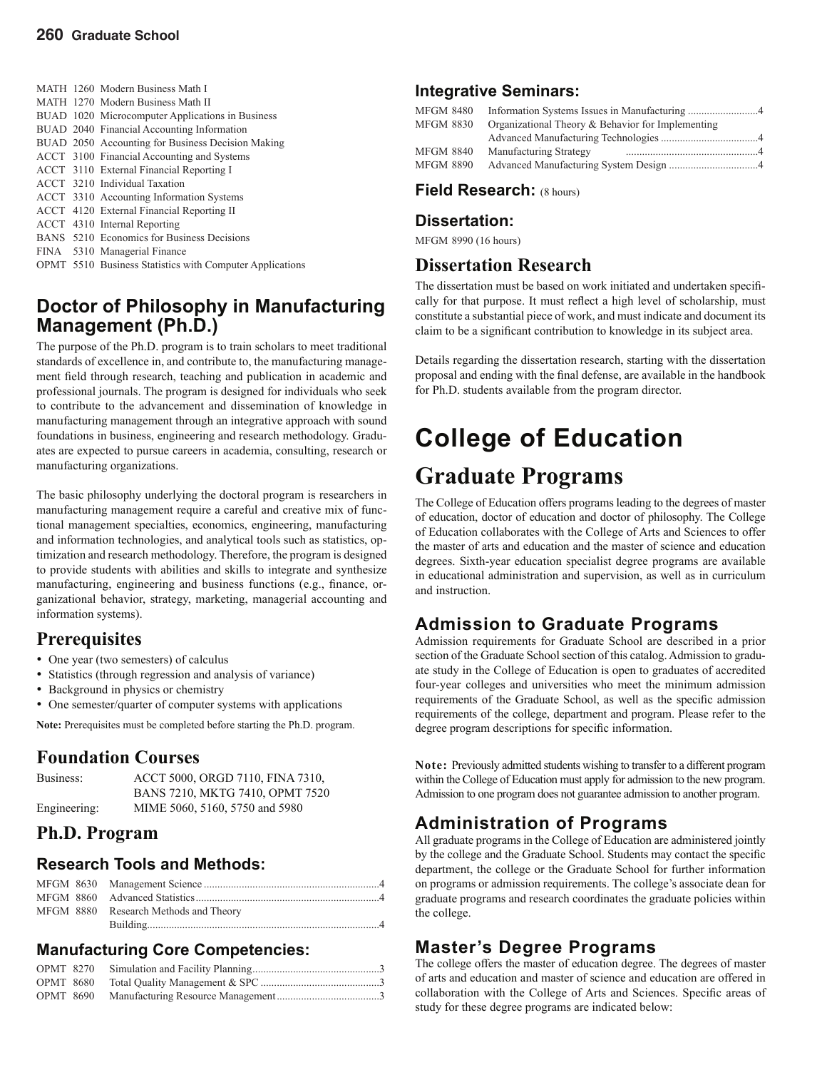MATH 1260 Modern Business Math I
MATH 1270 Modern Business Math II
BUAD 1020 Microcomputer Applications in Business
BUAD 2040 Financial Accounting Information
BUAD 2050 Accounting for Business Decision Making
ACCT 3100 Financial Accounting and Systems
ACCT 3110 External Financial Reporting I
ACCT 3210 Individual Taxation
ACCT 3310 Accounting Information Systems
ACCT 4120 External Financial Reporting II
ACCT 4310 Internal Reporting
BANS 5210 Economics for Business Decisions
FINA 5310 Managerial Finance
OPMT 5510 Business Statistics with Computer Applications

## Doctor of Philosophy in Manufacturing Management (Ph.D.)

The purpose of the Ph.D. program is to train scholars to meet traditional standards of excellence in, and contribute to, the manufacturing management field through research, teaching and publication in academic and professional journals. The program is designed for individuals who seek to contribute to the advancement and dissemination of knowledge in manufacturing management through an integrative approach with sound foundations in business, engineering and research methodology. Graduates are expected to pursue careers in academia, consulting, research or manufacturing organizations.

The basic philosophy underlying the doctoral program is researchers in manufacturing management require a careful and creative mix of functional management specialties, economics, engineering, manufacturing and information technologies, and analytical tools such as statistics, optimization and research methodology. Therefore, the program is designed to provide students with abilities and skills to integrate and synthesize manufacturing, engineering and business functions (e.g., finance, organizational behavior, strategy, marketing, managerial accounting and information systems).

### Prerequisites

- One year (two semesters) of calculus
- Statistics (through regression and analysis of variance)
- Background in physics or chemistry
- One semester/quarter of computer systems with applications

**Note:** Prerequisites must be completed before starting the Ph.D. program.

### Foundation Courses

Business: ACCT 5000, ORGD 7110, FINA 7310, BANS 7210, MKTG 7410, OPMT 7520

Engineering: MIME 5060, 5160, 5750 and 5980

### Ph.D. Program

#### Research Tools and Methods:

MFGM 8630 Management Science ....4
MFGM 8860 Advanced Statistics ....4
MFGM 8880 Research Methods and Theory Building....4

#### Manufacturing Core Competencies:

OPMT 8270 Simulation and Facility Planning....3
OPMT 8680 Total Quality Management & SPC ....3
OPMT 8690 Manufacturing Resource Management....3

#### Integrative Seminars:

MFGM 8480 Information Systems Issues in Manufacturing ....4
MFGM 8830 Organizational Theory & Behavior for Implementing Advanced Manufacturing Technologies ....4
MFGM 8840 Manufacturing Strategy ....4
MFGM 8890 Advanced Manufacturing System Design ....4

#### Field Research: (8 hours)

#### Dissertation:

MFGM 8990 (16 hours)

### Dissertation Research

The dissertation must be based on work initiated and undertaken specifically for that purpose. It must reflect a high level of scholarship, must constitute a substantial piece of work, and must indicate and document its claim to be a significant contribution to knowledge in its subject area.

Details regarding the dissertation research, starting with the dissertation proposal and ending with the final defense, are available in the handbook for Ph.D. students available from the program director.

# College of Education

## Graduate Programs

The College of Education offers programs leading to the degrees of master of education, doctor of education and doctor of philosophy. The College of Education collaborates with the College of Arts and Sciences to offer the master of arts and education and the master of science and education degrees. Sixth-year education specialist degree programs are available in educational administration and supervision, as well as in curriculum and instruction.

### Admission to Graduate Programs

Admission requirements for Graduate School are described in a prior section of the Graduate School section of this catalog. Admission to graduate study in the College of Education is open to graduates of accredited four-year colleges and universities who meet the minimum admission requirements of the Graduate School, as well as the specific admission requirements of the college, department and program. Please refer to the degree program descriptions for specific information.

**Note:** Previously admitted students wishing to transfer to a different program within the College of Education must apply for admission to the new program. Admission to one program does not guarantee admission to another program.

### Administration of Programs

All graduate programs in the College of Education are administered jointly by the college and the Graduate School. Students may contact the specific department, the college or the Graduate School for further information on programs or admission requirements. The college's associate dean for graduate programs and research coordinates the graduate policies within the college.

### Master's Degree Programs

The college offers the master of education degree. The degrees of master of arts and education and master of science and education are offered in collaboration with the College of Arts and Sciences. Specific areas of study for these degree programs are indicated below: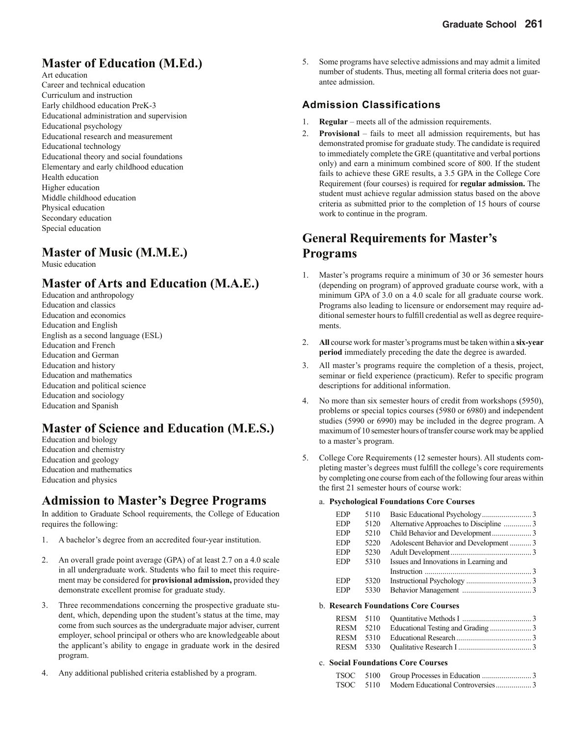## Master of Education (M.Ed.)

Art education
Career and technical education
Curriculum and instruction
Early childhood education PreK-3
Educational administration and supervision
Educational psychology
Educational research and measurement
Educational technology
Educational theory and social foundations
Elementary and early childhood education
Health education
Higher education
Middle childhood education
Physical education
Secondary education
Special education

## Master of Music (M.M.E.)

Music education

## Master of Arts and Education (M.A.E.)

Education and anthropology
Education and classics
Education and economics
Education and English
English as a second language (ESL)
Education and French
Education and German
Education and history
Education and mathematics
Education and political science
Education and sociology
Education and Spanish

## Master of Science and Education (M.E.S.)

Education and biology
Education and chemistry
Education and geology
Education and mathematics
Education and physics

## Admission to Master's Degree Programs

In addition to Graduate School requirements, the College of Education requires the following:

1. A bachelor's degree from an accredited four-year institution.
2. An overall grade point average (GPA) of at least 2.7 on a 4.0 scale in all undergraduate work. Students who fail to meet this requirement may be considered for **provisional admission,** provided they demonstrate excellent promise for graduate study.
3. Three recommendations concerning the prospective graduate student, which, depending upon the student's status at the time, may come from such sources as the undergraduate major adviser, current employer, school principal or others who are knowledgeable about the applicant's ability to engage in graduate work in the desired program.
4. Any additional published criteria established by a program.
5. Some programs have selective admissions and may admit a limited number of students. Thus, meeting all formal criteria does not guarantee admission.

### Admission Classifications

1. **Regular** – meets all of the admission requirements.
2. **Provisional** – fails to meet all admission requirements, but has demonstrated promise for graduate study. The candidate is required to immediately complete the GRE (quantitative and verbal portions only) and earn a minimum combined score of 800. If the student fails to achieve these GRE results, a 3.5 GPA in the College Core Requirement (four courses) is required for **regular admission.** The student must achieve regular admission status based on the above criteria as submitted prior to the completion of 15 hours of course work to continue in the program.

## General Requirements for Master's Programs

1. Master's programs require a minimum of 30 or 36 semester hours (depending on program) of approved graduate course work, with a minimum GPA of 3.0 on a 4.0 scale for all graduate course work. Programs also leading to licensure or endorsement may require additional semester hours to fulfill credential as well as degree requirements.
2. **All** course work for master's programs must be taken within a **six-year period** immediately preceding the date the degree is awarded.
3. All master's programs require the completion of a thesis, project, seminar or field experience (practicum). Refer to specific program descriptions for additional information.
4. No more than six semester hours of credit from workshops (5950), problems or special topics courses (5980 or 6980) and independent studies (5990 or 6990) may be included in the degree program. A maximum of 10 semester hours of transfer course work may be applied to a master's program.
5. College Core Requirements (12 semester hours). All students completing master's degrees must fulfill the college's core requirements by completing one course from each of the following four areas within the first 21 semester hours of course work:

   a. **Psychological Foundations Core Courses**

| | | | |
|---|---|---|---|
| EDP | 5110 | Basic Educational Psychology | 3 |
| EDP | 5120 | Alternative Approaches to Discipline | 3 |
| EDP | 5210 | Child Behavior and Development | 3 |
| EDP | 5220 | Adolescent Behavior and Development | 3 |
| EDP | 5230 | Adult Development | 3 |
| EDP | 5310 | Issues and Innovations in Learning and Instruction | 3 |
| EDP | 5320 | Instructional Psychology | 3 |
| EDP | 5330 | Behavior Management | 3 |

   b. **Research Foundations Core Courses**

| | | | |
|---|---|---|---|
| RESM | 5110 | Quantitative Methods I | 3 |
| RESM | 5210 | Educational Testing and Grading | 3 |
| RESM | 5310 | Educational Research | 3 |
| RESM | 5330 | Qualitative Research I | 3 |

   c. **Social Foundations Core Courses**

| | | | |
|---|---|---|---|
| TSOC | 5100 | Group Processes in Education | 3 |
| TSOC | 5110 | Modern Educational Controversies | 3 |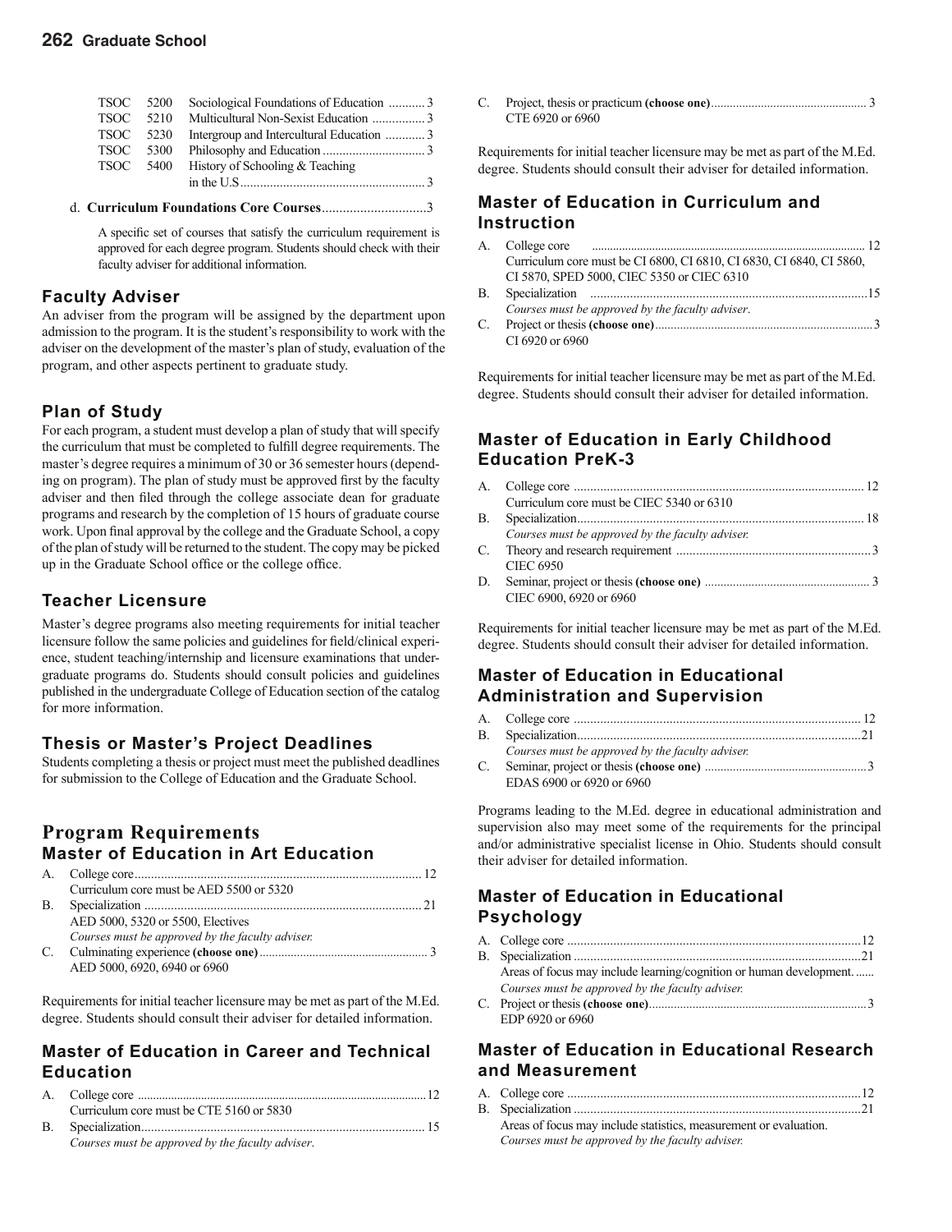| | | | |
|---|---|---|---|
| TSOC | 5200 | Sociological Foundations of Education | 3 |
| TSOC | 5210 | Multicultural Non-Sexist Education | 3 |
| TSOC | 5230 | Intergroup and Intercultural Education | 3 |
| TSOC | 5300 | Philosophy and Education | 3 |
| TSOC | 5400 | History of Schooling & Teaching in the U.S | 3 |

d. **Curriculum Foundations Core Courses** ..............................3

A specific set of courses that satisfy the curriculum requirement is approved for each degree program. Students should check with their faculty adviser for additional information.

### Faculty Adviser

An adviser from the program will be assigned by the department upon admission to the program. It is the student's responsibility to work with the adviser on the development of the master's plan of study, evaluation of the program, and other aspects pertinent to graduate study.

### Plan of Study

For each program, a student must develop a plan of study that will specify the curriculum that must be completed to fulfill degree requirements. The master's degree requires a minimum of 30 or 36 semester hours (depending on program). The plan of study must be approved first by the faculty adviser and then filed through the college associate dean for graduate programs and research by the completion of 15 hours of graduate course work. Upon final approval by the college and the Graduate School, a copy of the plan of study will be returned to the student. The copy may be picked up in the Graduate School office or the college office.

### Teacher Licensure

Master's degree programs also meeting requirements for initial teacher licensure follow the same policies and guidelines for field/clinical experience, student teaching/internship and licensure examinations that undergraduate programs do. Students should consult policies and guidelines published in the undergraduate College of Education section of the catalog for more information.

### Thesis or Master's Project Deadlines

Students completing a thesis or project must meet the published deadlines for submission to the College of Education and the Graduate School.

## Program Requirements

### Master of Education in Art Education

A. College core ........................................................................ 12
   Curriculum core must be AED 5500 or 5320
B. Specialization ........................................................................ 21
   AED 5000, 5320 or 5500, Electives
   *Courses must be approved by the faculty adviser.*
C. Culminating experience **(choose one)** ........................................ 3
   AED 5000, 6920, 6940 or 6960

Requirements for initial teacher licensure may be met as part of the M.Ed. degree. Students should consult their adviser for detailed information.

### Master of Education in Career and Technical Education

A. College core ........................................................................ 12
   Curriculum core must be CTE 5160 or 5830
B. Specialization ........................................................................ 15
   *Courses must be approved by the faculty adviser.*
C. Project, thesis or practicum **(choose one)** ................................... 3
   CTE 6920 or 6960

Requirements for initial teacher licensure may be met as part of the M.Ed. degree. Students should consult their adviser for detailed information.

### Master of Education in Curriculum and Instruction

A. College core ........................................................................ 12
   Curriculum core must be CI 6800, CI 6810, CI 6830, CI 6840, CI 5860, CI 5870, SPED 5000, CIEC 5350 or CIEC 6310
B. Specialization ........................................................................ 15
   *Courses must be approved by the faculty adviser.*
C. Project or thesis **(choose one)** .................................................. 3
   CI 6920 or 6960

Requirements for initial teacher licensure may be met as part of the M.Ed. degree. Students should consult their adviser for detailed information.

### Master of Education in Early Childhood Education PreK-3

A. College core ........................................................................ 12
   Curriculum core must be CIEC 5340 or 6310
B. Specialization ........................................................................ 18
   *Courses must be approved by the faculty adviser.*
C. Theory and research requirement .................................................. 3
   CIEC 6950
D. Seminar, project or thesis **(choose one)** ...................................... 3
   CIEC 6900, 6920 or 6960

Requirements for initial teacher licensure may be met as part of the M.Ed. degree. Students should consult their adviser for detailed information.

### Master of Education in Educational Administration and Supervision

A. College core ........................................................................ 12
B. Specialization ........................................................................ 21
   *Courses must be approved by the faculty adviser.*
C. Seminar, project or thesis **(choose one)** ...................................... 3
   EDAS 6900 or 6920 or 6960

Programs leading to the M.Ed. degree in educational administration and supervision also may meet some of the requirements for the principal and/or administrative specialist license in Ohio. Students should consult their adviser for detailed information.

### Master of Education in Educational Psychology

A. College core ........................................................................ 12
B. Specialization ........................................................................ 21
   Areas of focus may include learning/cognition or human development. ......
   *Courses must be approved by the faculty adviser.*
C. Project or thesis **(choose one)** .................................................. 3
   EDP 6920 or 6960

### Master of Education in Educational Research and Measurement

A. College core ........................................................................ 12
B. Specialization ........................................................................ 21
   Areas of focus may include statistics, measurement or evaluation.
   *Courses must be approved by the faculty adviser.*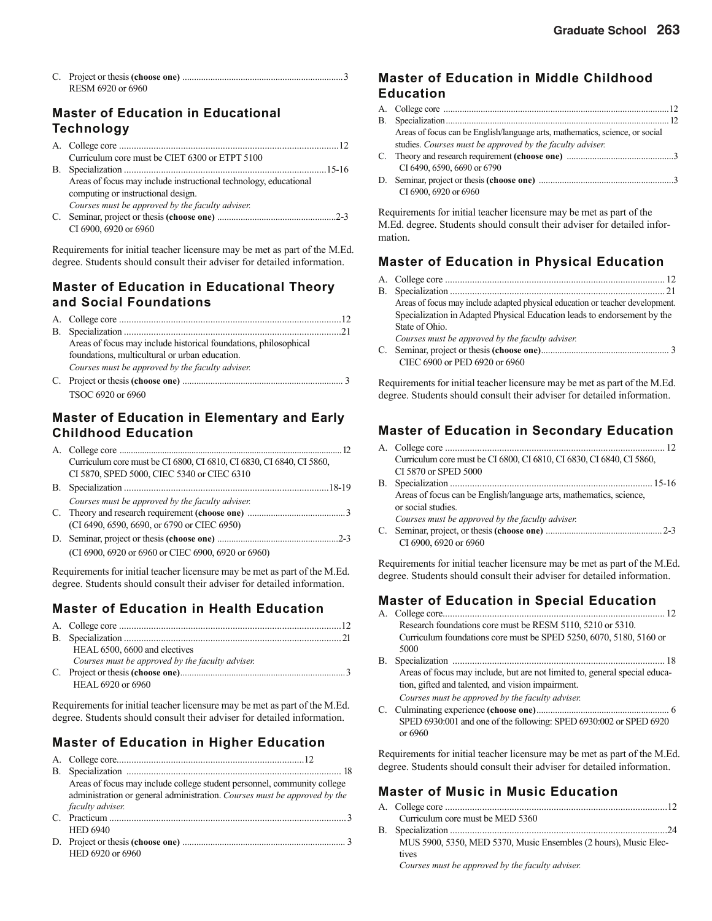C. Project or thesis **(choose one)** .................................................................... 3
RESM 6920 or 6960

## Master of Education in Educational Technology

A. College core ......................................................................................... 12
Curriculum core must be CIET 6300 or ETPT 5100

B. Specialization .................................................................................. 15-16
Areas of focus may include instructional technology, educational computing or instructional design.
*Courses must be approved by the faculty adviser.*

C. Seminar, project or thesis **(choose one)** .................................................. 2-3
CI 6900, 6920 or 6960

Requirements for initial teacher licensure may be met as part of the M.Ed. degree. Students should consult their adviser for detailed information.

## Master of Education in Educational Theory and Social Foundations

A. College core ......................................................................................... 12

B. Specialization ........................................................................................ 21
Areas of focus may include historical foundations, philosophical foundations, multicultural or urban education.
*Courses must be approved by the faculty adviser.*

C. Project or thesis **(choose one)** .................................................................... 3
TSOC 6920 or 6960

## Master of Education in Elementary and Early Childhood Education

A. College core ......................................................................................... 12
Curriculum core must be CI 6800, CI 6810, CI 6830, CI 6840, CI 5860, CI 5870, SPED 5000, CIEC 5340 or CIEC 6310

B. Specialization .................................................................................. 18-19
*Courses must be approved by the faculty adviser.*

C. Theory and research requirement **(choose one)** .......................................... 3
(CI 6490, 6590, 6690, or 6790 or CIEC 6950)

D. Seminar, project or thesis **(choose one)** .................................................. 2-3
(CI 6900, 6920 or 6960 or CIEC 6900, 6920 or 6960)

Requirements for initial teacher licensure may be met as part of the M.Ed. degree. Students should consult their adviser for detailed information.

## Master of Education in Health Education

A. College core ......................................................................................... 12

B. Specialization ........................................................................................ 21
HEAL 6500, 6600 and electives
*Courses must be approved by the faculty adviser.*

C. Project or thesis **(choose one)** .................................................................... 3
HEAL 6920 or 6960

Requirements for initial teacher licensure may be met as part of the M.Ed. degree. Students should consult their adviser for detailed information.

## Master of Education in Higher Education

A. College core ......................................................................................... 12

B. Specialization ........................................................................................ 18
Areas of focus may include college student personnel, community college administration or general administration. *Courses must be approved by the faculty adviser.*

C. Practicum ............................................................................................... 3
HED 6940

D. Project or thesis **(choose one)** .................................................................... 3
HED 6920 or 6960

## Master of Education in Middle Childhood Education

A. College core ......................................................................................... 12

B. Specialization ........................................................................................ 12
Areas of focus can be English/language arts, mathematics, science, or social studies. *Courses must be approved by the faculty adviser.*

C. Theory and research requirement **(choose one)** .......................................... 3
CI 6490, 6590, 6690 or 6790

D. Seminar, project or thesis **(choose one)** .................................................... 3
CI 6900, 6920 or 6960

Requirements for initial teacher licensure may be met as part of the M.Ed. degree. Students should consult their adviser for detailed information.

## Master of Education in Physical Education

A. College core ......................................................................................... 12

B. Specialization ........................................................................................ 21
Areas of focus may include adapted physical education or teacher development. Specialization in Adapted Physical Education leads to endorsement by the State of Ohio.
*Courses must be approved by the faculty adviser.*

C. Seminar, project or thesis **(choose one)** .................................................... 3
CIEC 6900 or PED 6920 or 6960

Requirements for initial teacher licensure may be met as part of the M.Ed. degree. Students should consult their adviser for detailed information.

## Master of Education in Secondary Education

A. College core ......................................................................................... 12
Curriculum core must be CI 6800, CI 6810, CI 6830, CI 6840, CI 5860, CI 5870 or SPED 5000

B. Specialization .................................................................................. 15-16
Areas of focus can be English/language arts, mathematics, science, or social studies.
*Courses must be approved by the faculty adviser.*

C. Seminar, project, or thesis **(choose one)** .................................................. 2-3
CI 6900, 6920 or 6960

Requirements for initial teacher licensure may be met as part of the M.Ed. degree. Students should consult their adviser for detailed information.

## Master of Education in Special Education

A. College core ......................................................................................... 12
Research foundations core must be RESM 5110, 5210 or 5310.
Curriculum foundations core must be SPED 5250, 6070, 5180, 5160 or 5000

B. Specialization ........................................................................................ 18
Areas of focus may include, but are not limited to, general special education, gifted and talented, and vision impairment.
*Courses must be approved by the faculty adviser.*

C. Culminating experience **(choose one)** .......................................................... 6
SPED 6930:001 and one of the following: SPED 6930:002 or SPED 6920 or 6960

Requirements for initial teacher licensure may be met as part of the M.Ed. degree. Students should consult their adviser for detailed information.

## Master of Music in Music Education

A. College core ......................................................................................... 12
Curriculum core must be MED 5360

B. Specialization ........................................................................................ 24
MUS 5900, 5350, MED 5370, Music Ensembles (2 hours), Music Electives
*Courses must be approved by the faculty adviser.*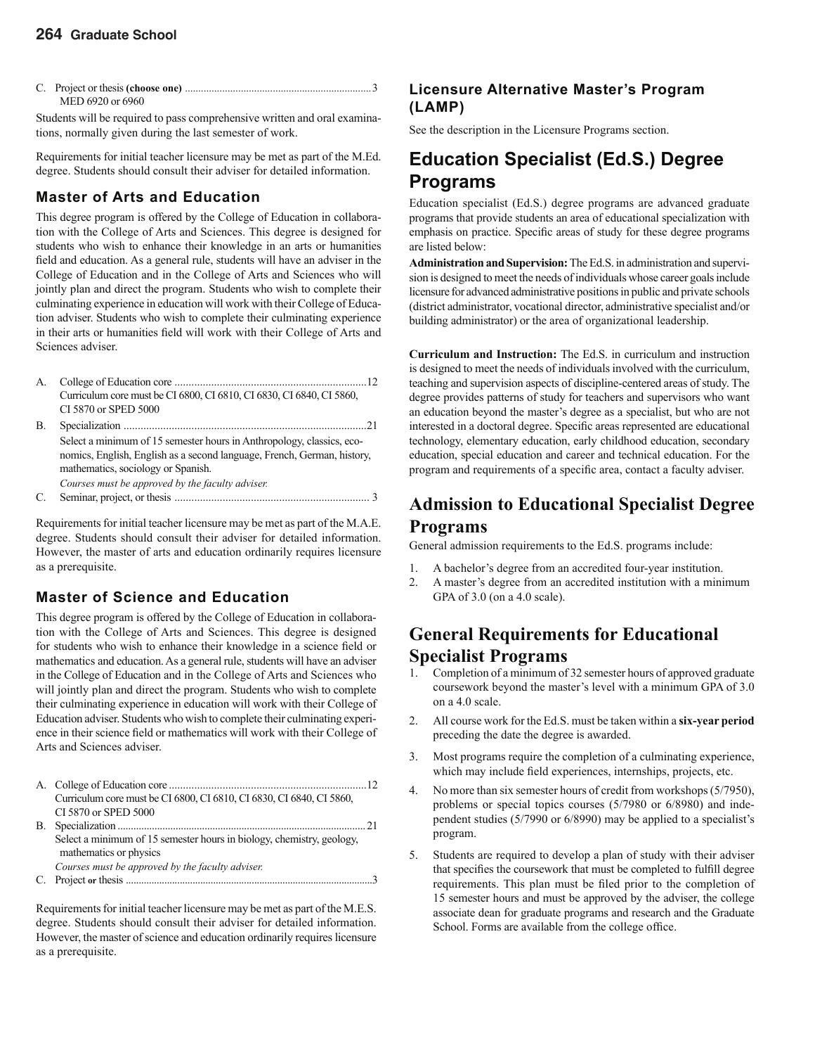C. Project or thesis **(choose one)** ....................................................................3
MED 6920 or 6960

Students will be required to pass comprehensive written and oral examinations, normally given during the last semester of work.

Requirements for initial teacher licensure may be met as part of the M.Ed. degree. Students should consult their adviser for detailed information.

### Master of Arts and Education

This degree program is offered by the College of Education in collaboration with the College of Arts and Sciences. This degree is designed for students who wish to enhance their knowledge in an arts or humanities field and education. As a general rule, students will have an adviser in the College of Education and in the College of Arts and Sciences who will jointly plan and direct the program. Students who wish to complete their culminating experience in education will work with their College of Education adviser. Students who wish to complete their culminating experience in their arts or humanities field will work with their College of Arts and Sciences adviser.

A. College of Education core ....................................................................12
Curriculum core must be CI 6800, CI 6810, CI 6830, CI 6840, CI 5860, CI 5870 or SPED 5000

B. Specialization .....................................................................................21
Select a minimum of 15 semester hours in Anthropology, classics, economics, English, English as a second language, French, German, history, mathematics, sociology or Spanish.
*Courses must be approved by the faculty adviser.*

C. Seminar, project, or thesis .................................................................... 3

Requirements for initial teacher licensure may be met as part of the M.A.E. degree. Students should consult their adviser for detailed information. However, the master of arts and education ordinarily requires licensure as a prerequisite.

### Master of Science and Education

This degree program is offered by the College of Education in collaboration with the College of Arts and Sciences. This degree is designed for students who wish to enhance their knowledge in a science field or mathematics and education. As a general rule, students will have an adviser in the College of Education and in the College of Arts and Sciences who will jointly plan and direct the program. Students who wish to complete their culminating experience in education will work with their College of Education adviser. Students who wish to complete their culminating experience in their science field or mathematics will work with their College of Arts and Sciences adviser.

A. College of Education core ......................................................................12
Curriculum core must be CI 6800, CI 6810, CI 6830, CI 6840, CI 5860, CI 5870 or SPED 5000

B. Specialization ............................................................................................ 21
Select a minimum of 15 semester hours in biology, chemistry, geology, mathematics or physics
*Courses must be approved by the faculty adviser.*

C. Project or thesis .............................................................................................3

Requirements for initial teacher licensure may be met as part of the M.E.S. degree. Students should consult their adviser for detailed information. However, the master of science and education ordinarily requires licensure as a prerequisite.

### Licensure Alternative Master's Program (LAMP)

See the description in the Licensure Programs section.

## Education Specialist (Ed.S.) Degree Programs

Education specialist (Ed.S.) degree programs are advanced graduate programs that provide students an area of educational specialization with emphasis on practice. Specific areas of study for these degree programs are listed below:

**Administration and Supervision:** The Ed.S. in administration and supervision is designed to meet the needs of individuals whose career goals include licensure for advanced administrative positions in public and private schools (district administrator, vocational director, administrative specialist and/or building administrator) or the area of organizational leadership.

**Curriculum and Instruction:** The Ed.S. in curriculum and instruction is designed to meet the needs of individuals involved with the curriculum, teaching and supervision aspects of discipline-centered areas of study. The degree provides patterns of study for teachers and supervisors who want an education beyond the master's degree as a specialist, but who are not interested in a doctoral degree. Specific areas represented are educational technology, elementary education, early childhood education, secondary education, special education and career and technical education. For the program and requirements of a specific area, contact a faculty adviser.

## Admission to Educational Specialist Degree Programs

General admission requirements to the Ed.S. programs include:

1. A bachelor's degree from an accredited four-year institution.
2. A master's degree from an accredited institution with a minimum GPA of 3.0 (on a 4.0 scale).

## General Requirements for Educational Specialist Programs

1. Completion of a minimum of 32 semester hours of approved graduate coursework beyond the master's level with a minimum GPA of 3.0 on a 4.0 scale.
2. All course work for the Ed.S. must be taken within a **six-year period** preceding the date the degree is awarded.
3. Most programs require the completion of a culminating experience, which may include field experiences, internships, projects, etc.
4. No more than six semester hours of credit from workshops (5/7950), problems or special topics courses (5/7980 or 6/8980) and independent studies (5/7990 or 6/8990) may be applied to a specialist's program.
5. Students are required to develop a plan of study with their adviser that specifies the coursework that must be completed to fulfill degree requirements. This plan must be filed prior to the completion of 15 semester hours and must be approved by the adviser, the college associate dean for graduate programs and research and the Graduate School. Forms are available from the college office.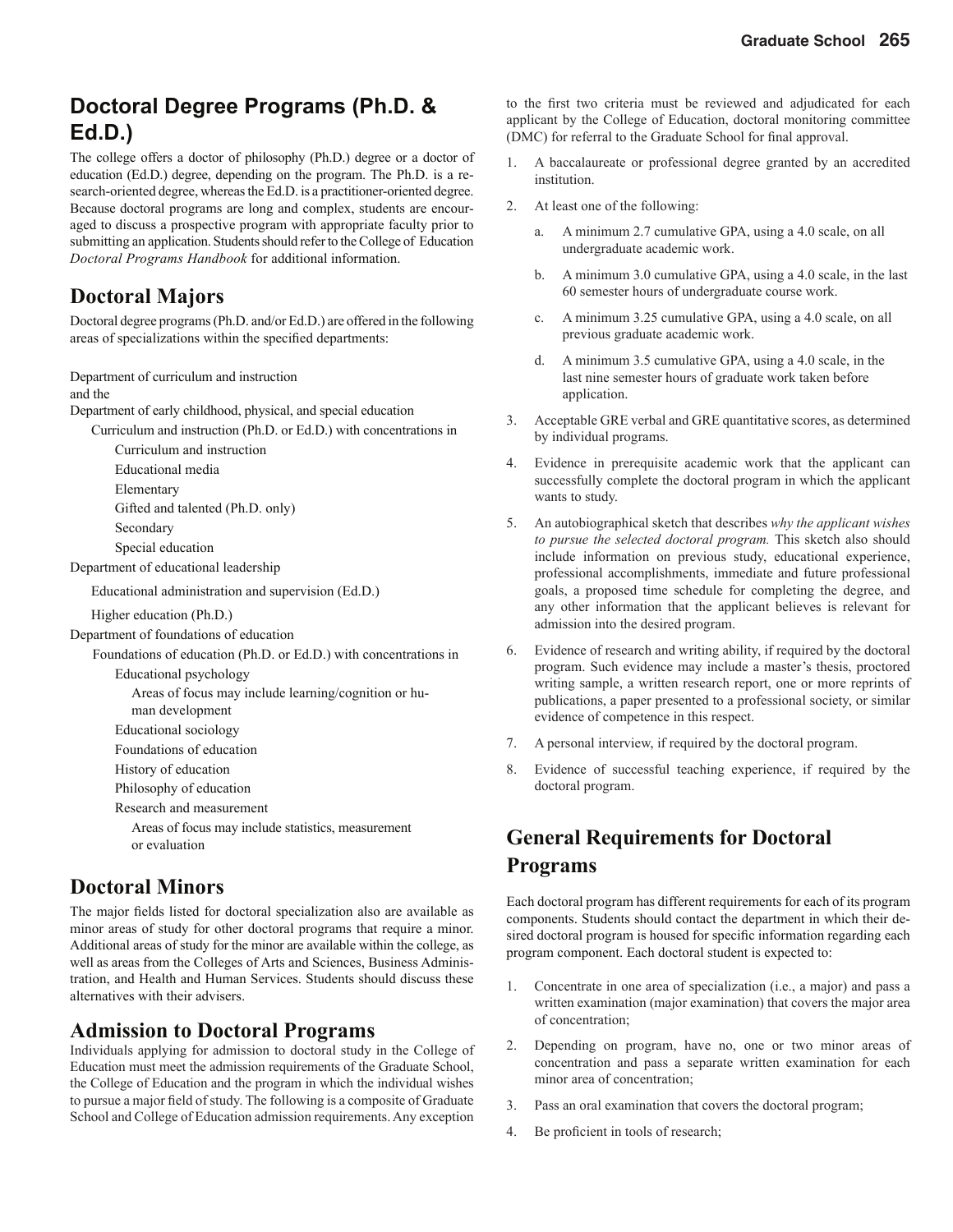## Doctoral Degree Programs (Ph.D. & Ed.D.)

The college offers a doctor of philosophy (Ph.D.) degree or a doctor of education (Ed.D.) degree, depending on the program. The Ph.D. is a research-oriented degree, whereas the Ed.D. is a practitioner-oriented degree. Because doctoral programs are long and complex, students are encouraged to discuss a prospective program with appropriate faculty prior to submitting an application. Students should refer to the College of Education *Doctoral Programs Handbook* for additional information.

## Doctoral Majors

Doctoral degree programs (Ph.D. and/or Ed.D.) are offered in the following areas of specializations within the specified departments:

Department of curriculum and instruction
and the
Department of early childhood, physical, and special education

- Curriculum and instruction (Ph.D. or Ed.D.) with concentrations in
  - Curriculum and instruction
  - Educational media
  - Elementary
  - Gifted and talented (Ph.D. only)
  - Secondary
  - Special education

Department of educational leadership

- Educational administration and supervision (Ed.D.)
- Higher education (Ph.D.)

Department of foundations of education

- Foundations of education (Ph.D. or Ed.D.) with concentrations in
  - Educational psychology
    - Areas of focus may include learning/cognition or human development
  - Educational sociology
  - Foundations of education
  - History of education
  - Philosophy of education
  - Research and measurement
    - Areas of focus may include statistics, measurement or evaluation

## Doctoral Minors

The major fields listed for doctoral specialization also are available as minor areas of study for other doctoral programs that require a minor. Additional areas of study for the minor are available within the college, as well as areas from the Colleges of Arts and Sciences, Business Administration, and Health and Human Services. Students should discuss these alternatives with their advisers.

## Admission to Doctoral Programs

Individuals applying for admission to doctoral study in the College of Education must meet the admission requirements of the Graduate School, the College of Education and the program in which the individual wishes to pursue a major field of study. The following is a composite of Graduate School and College of Education admission requirements. Any exception to the first two criteria must be reviewed and adjudicated for each applicant by the College of Education, doctoral monitoring committee (DMC) for referral to the Graduate School for final approval.

1. A baccalaureate or professional degree granted by an accredited institution.
2. At least one of the following:
   a. A minimum 2.7 cumulative GPA, using a 4.0 scale, on all undergraduate academic work.
   b. A minimum 3.0 cumulative GPA, using a 4.0 scale, in the last 60 semester hours of undergraduate course work.
   c. A minimum 3.25 cumulative GPA, using a 4.0 scale, on all previous graduate academic work.
   d. A minimum 3.5 cumulative GPA, using a 4.0 scale, in the last nine semester hours of graduate work taken before application.
3. Acceptable GRE verbal and GRE quantitative scores, as determined by individual programs.
4. Evidence in prerequisite academic work that the applicant can successfully complete the doctoral program in which the applicant wants to study.
5. An autobiographical sketch that describes *why the applicant wishes to pursue the selected doctoral program.* This sketch also should include information on previous study, educational experience, professional accomplishments, immediate and future professional goals, a proposed time schedule for completing the degree, and any other information that the applicant believes is relevant for admission into the desired program.
6. Evidence of research and writing ability, if required by the doctoral program. Such evidence may include a master's thesis, proctored writing sample, a written research report, one or more reprints of publications, a paper presented to a professional society, or similar evidence of competence in this respect.
7. A personal interview, if required by the doctoral program.
8. Evidence of successful teaching experience, if required by the doctoral program.

## General Requirements for Doctoral Programs

Each doctoral program has different requirements for each of its program components. Students should contact the department in which their desired doctoral program is housed for specific information regarding each program component. Each doctoral student is expected to:

1. Concentrate in one area of specialization (i.e., a major) and pass a written examination (major examination) that covers the major area of concentration;
2. Depending on program, have no, one or two minor areas of concentration and pass a separate written examination for each minor area of concentration;
3. Pass an oral examination that covers the doctoral program;
4. Be proficient in tools of research;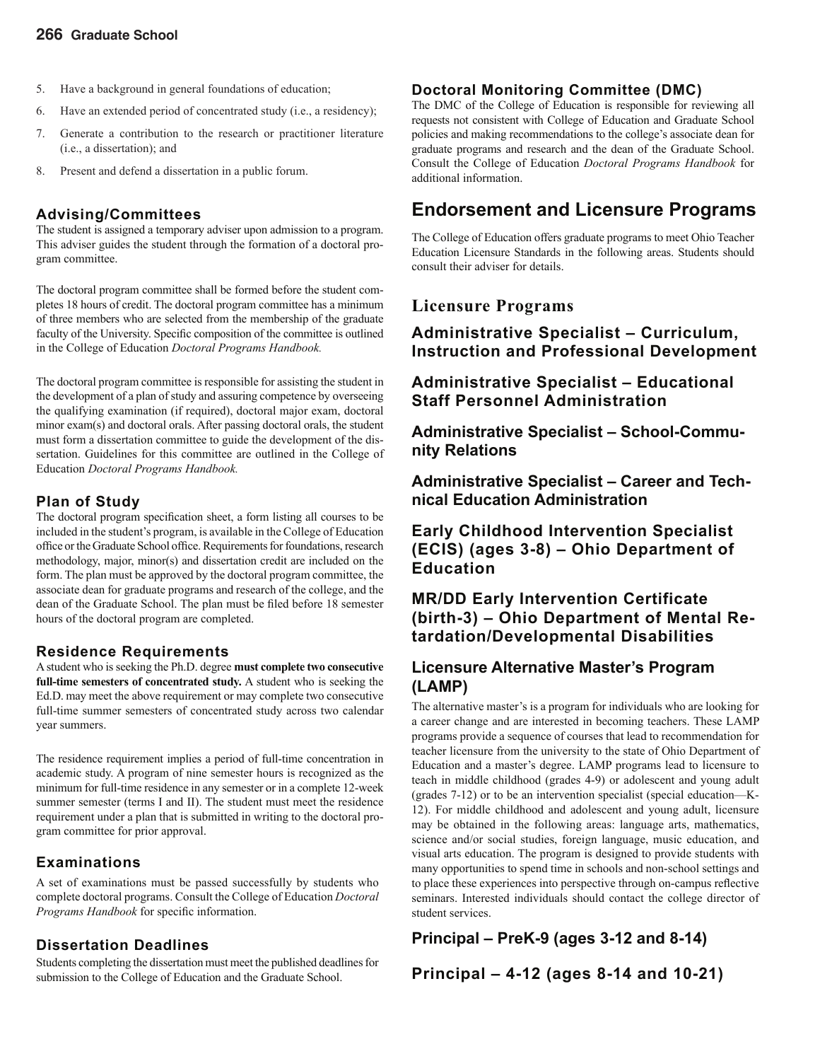5. Have a background in general foundations of education;
6. Have an extended period of concentrated study (i.e., a residency);
7. Generate a contribution to the research or practitioner literature (i.e., a dissertation); and
8. Present and defend a dissertation in a public forum.

### Advising/Committees

The student is assigned a temporary adviser upon admission to a program. This adviser guides the student through the formation of a doctoral program committee.

The doctoral program committee shall be formed before the student completes 18 hours of credit. The doctoral program committee has a minimum of three members who are selected from the membership of the graduate faculty of the University. Specific composition of the committee is outlined in the College of Education *Doctoral Programs Handbook.*

The doctoral program committee is responsible for assisting the student in the development of a plan of study and assuring competence by overseeing the qualifying examination (if required), doctoral major exam, doctoral minor exam(s) and doctoral orals. After passing doctoral orals, the student must form a dissertation committee to guide the development of the dissertation. Guidelines for this committee are outlined in the College of Education *Doctoral Programs Handbook.*

### Plan of Study

The doctoral program specification sheet, a form listing all courses to be included in the student's program, is available in the College of Education office or the Graduate School office. Requirements for foundations, research methodology, major, minor(s) and dissertation credit are included on the form. The plan must be approved by the doctoral program committee, the associate dean for graduate programs and research of the college, and the dean of the Graduate School. The plan must be filed before 18 semester hours of the doctoral program are completed.

### Residence Requirements

A student who is seeking the Ph.D. degree **must complete two consecutive full-time semesters of concentrated study.** A student who is seeking the Ed.D. may meet the above requirement or may complete two consecutive full-time summer semesters of concentrated study across two calendar year summers.

The residence requirement implies a period of full-time concentration in academic study. A program of nine semester hours is recognized as the minimum for full-time residence in any semester or in a complete 12-week summer semester (terms I and II). The student must meet the residence requirement under a plan that is submitted in writing to the doctoral program committee for prior approval.

### Examinations

A set of examinations must be passed successfully by students who complete doctoral programs. Consult the College of Education *Doctoral Programs Handbook* for specific information.

### Dissertation Deadlines

Students completing the dissertation must meet the published deadlines for submission to the College of Education and the Graduate School.

### Doctoral Monitoring Committee (DMC)

The DMC of the College of Education is responsible for reviewing all requests not consistent with College of Education and Graduate School policies and making recommendations to the college's associate dean for graduate programs and research and the dean of the Graduate School. Consult the College of Education *Doctoral Programs Handbook* for additional information.

## Endorsement and Licensure Programs

The College of Education offers graduate programs to meet Ohio Teacher Education Licensure Standards in the following areas. Students should consult their adviser for details.

### Licensure Programs

#### Administrative Specialist – Curriculum, Instruction and Professional Development

#### Administrative Specialist – Educational Staff Personnel Administration

#### Administrative Specialist – School-Community Relations

#### Administrative Specialist – Career and Technical Education Administration

#### Early Childhood Intervention Specialist (ECIS) (ages 3-8) – Ohio Department of Education

#### MR/DD Early Intervention Certificate (birth-3) – Ohio Department of Mental Retardation/Developmental Disabilities

#### Licensure Alternative Master's Program (LAMP)

The alternative master's is a program for individuals who are looking for a career change and are interested in becoming teachers. These LAMP programs provide a sequence of courses that lead to recommendation for teacher licensure from the university to the state of Ohio Department of Education and a master's degree. LAMP programs lead to licensure to teach in middle childhood (grades 4-9) or adolescent and young adult (grades 7-12) or to be an intervention specialist (special education—K-12). For middle childhood and adolescent and young adult, licensure may be obtained in the following areas: language arts, mathematics, science and/or social studies, foreign language, music education, and visual arts education. The program is designed to provide students with many opportunities to spend time in schools and non-school settings and to place these experiences into perspective through on-campus reflective seminars. Interested individuals should contact the college director of student services.

#### Principal – PreK-9 (ages 3-12 and 8-14)

#### Principal – 4-12 (ages 8-14 and 10-21)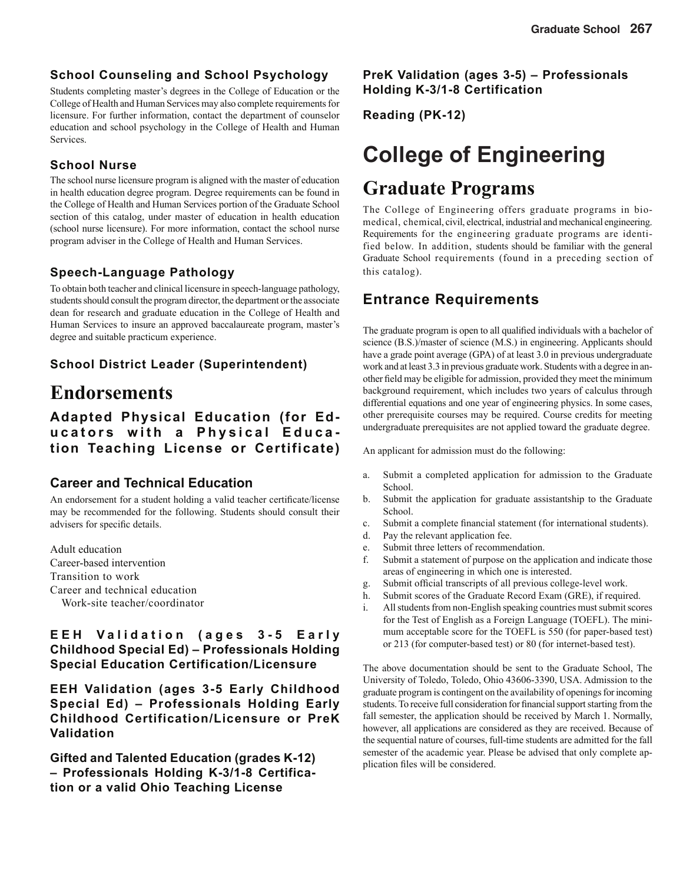### School Counseling and School Psychology

Students completing master's degrees in the College of Education or the College of Health and Human Services may also complete requirements for licensure. For further information, contact the department of counselor education and school psychology in the College of Health and Human Services.

### School Nurse

The school nurse licensure program is aligned with the master of education in health education degree program. Degree requirements can be found in the College of Health and Human Services portion of the Graduate School section of this catalog, under master of education in health education (school nurse licensure). For more information, contact the school nurse program adviser in the College of Health and Human Services.

### Speech-Language Pathology

To obtain both teacher and clinical licensure in speech-language pathology, students should consult the program director, the department or the associate dean for research and graduate education in the College of Health and Human Services to insure an approved baccalaureate program, master's degree and suitable practicum experience.

### School District Leader (Superintendent)

## Endorsements

### Adapted Physical Education (for Educators with a Physical Education Teaching License or Certificate)

### Career and Technical Education

An endorsement for a student holding a valid teacher certificate/license may be recommended for the following. Students should consult their advisers for specific details.

Adult education
Career-based intervention
Transition to work
Career and technical education
  Work-site teacher/coordinator

### EEH Validation (ages 3-5 Early Childhood Special Ed) – Professionals Holding Special Education Certification/Licensure

### EEH Validation (ages 3-5 Early Childhood Special Ed) – Professionals Holding Early Childhood Certification/Licensure or PreK Validation

### Gifted and Talented Education (grades K-12) – Professionals Holding K-3/1-8 Certification or a valid Ohio Teaching License

### PreK Validation (ages 3-5) – Professionals Holding K-3/1-8 Certification

### Reading (PK-12)

# College of Engineering

## Graduate Programs

The College of Engineering offers graduate programs in biomedical, chemical, civil, electrical, industrial and mechanical engineering. Requirements for the engineering graduate programs are identified below. In addition, students should be familiar with the general Graduate School requirements (found in a preceding section of this catalog).

### Entrance Requirements

The graduate program is open to all qualified individuals with a bachelor of science (B.S.)/master of science (M.S.) in engineering. Applicants should have a grade point average (GPA) of at least 3.0 in previous undergraduate work and at least 3.3 in previous graduate work. Students with a degree in another field may be eligible for admission, provided they meet the minimum background requirement, which includes two years of calculus through differential equations and one year of engineering physics. In some cases, other prerequisite courses may be required. Course credits for meeting undergraduate prerequisites are not applied toward the graduate degree.

An applicant for admission must do the following:

a. Submit a completed application for admission to the Graduate School.
b. Submit the application for graduate assistantship to the Graduate School.
c. Submit a complete financial statement (for international students).
d. Pay the relevant application fee.
e. Submit three letters of recommendation.
f. Submit a statement of purpose on the application and indicate those areas of engineering in which one is interested.
g. Submit official transcripts of all previous college-level work.
h. Submit scores of the Graduate Record Exam (GRE), if required.
i. All students from non-English speaking countries must submit scores for the Test of English as a Foreign Language (TOEFL). The minimum acceptable score for the TOEFL is 550 (for paper-based test) or 213 (for computer-based test) or 80 (for internet-based test).

The above documentation should be sent to the Graduate School, The University of Toledo, Toledo, Ohio 43606-3390, USA. Admission to the graduate program is contingent on the availability of openings for incoming students. To receive full consideration for financial support starting from the fall semester, the application should be received by March 1. Normally, however, all applications are considered as they are received. Because of the sequential nature of courses, full-time students are admitted for the fall semester of the academic year. Please be advised that only complete application files will be considered.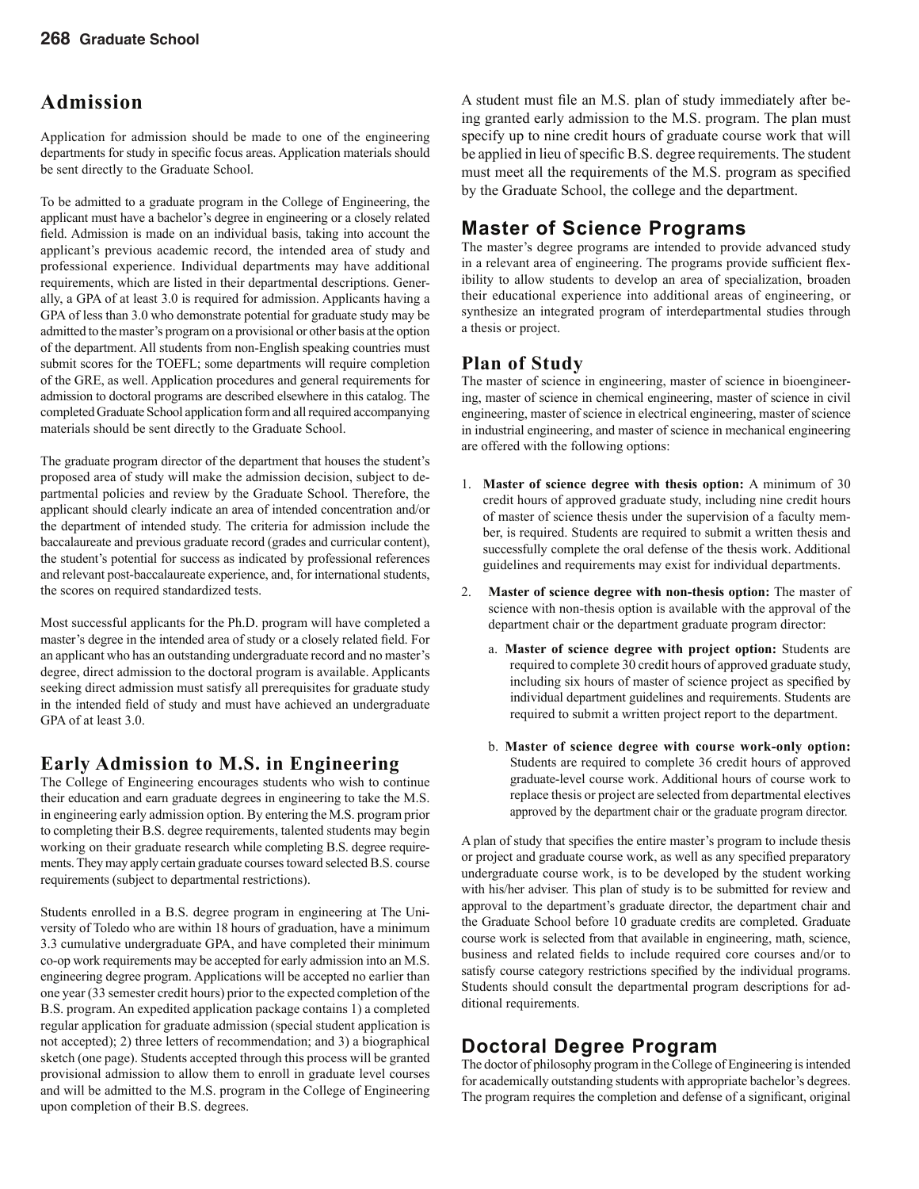## Admission

Application for admission should be made to one of the engineering departments for study in specific focus areas. Application materials should be sent directly to the Graduate School.

To be admitted to a graduate program in the College of Engineering, the applicant must have a bachelor's degree in engineering or a closely related field. Admission is made on an individual basis, taking into account the applicant's previous academic record, the intended area of study and professional experience. Individual departments may have additional requirements, which are listed in their departmental descriptions. Generally, a GPA of at least 3.0 is required for admission. Applicants having a GPA of less than 3.0 who demonstrate potential for graduate study may be admitted to the master's program on a provisional or other basis at the option of the department. All students from non-English speaking countries must submit scores for the TOEFL; some departments will require completion of the GRE, as well. Application procedures and general requirements for admission to doctoral programs are described elsewhere in this catalog. The completed Graduate School application form and all required accompanying materials should be sent directly to the Graduate School.

The graduate program director of the department that houses the student's proposed area of study will make the admission decision, subject to departmental policies and review by the Graduate School. Therefore, the applicant should clearly indicate an area of intended concentration and/or the department of intended study. The criteria for admission include the baccalaureate and previous graduate record (grades and curricular content), the student's potential for success as indicated by professional references and relevant post-baccalaureate experience, and, for international students, the scores on required standardized tests.

Most successful applicants for the Ph.D. program will have completed a master's degree in the intended area of study or a closely related field. For an applicant who has an outstanding undergraduate record and no master's degree, direct admission to the doctoral program is available. Applicants seeking direct admission must satisfy all prerequisites for graduate study in the intended field of study and must have achieved an undergraduate GPA of at least 3.0.

## Early Admission to M.S. in Engineering

The College of Engineering encourages students who wish to continue their education and earn graduate degrees in engineering to take the M.S. in engineering early admission option. By entering the M.S. program prior to completing their B.S. degree requirements, talented students may begin working on their graduate research while completing B.S. degree requirements. They may apply certain graduate courses toward selected B.S. course requirements (subject to departmental restrictions).

Students enrolled in a B.S. degree program in engineering at The University of Toledo who are within 18 hours of graduation, have a minimum 3.3 cumulative undergraduate GPA, and have completed their minimum co-op work requirements may be accepted for early admission into an M.S. engineering degree program. Applications will be accepted no earlier than one year (33 semester credit hours) prior to the expected completion of the B.S. program. An expedited application package contains 1) a completed regular application for graduate admission (special student application is not accepted); 2) three letters of recommendation; and 3) a biographical sketch (one page). Students accepted through this process will be granted provisional admission to allow them to enroll in graduate level courses and will be admitted to the M.S. program in the College of Engineering upon completion of their B.S. degrees.

A student must file an M.S. plan of study immediately after being granted early admission to the M.S. program. The plan must specify up to nine credit hours of graduate course work that will be applied in lieu of specific B.S. degree requirements. The student must meet all the requirements of the M.S. program as specified by the Graduate School, the college and the department.

## Master of Science Programs

The master's degree programs are intended to provide advanced study in a relevant area of engineering. The programs provide sufficient flexibility to allow students to develop an area of specialization, broaden their educational experience into additional areas of engineering, or synthesize an integrated program of interdepartmental studies through a thesis or project.

### Plan of Study

The master of science in engineering, master of science in bioengineering, master of science in chemical engineering, master of science in civil engineering, master of science in electrical engineering, master of science in industrial engineering, and master of science in mechanical engineering are offered with the following options:

1. **Master of science degree with thesis option:** A minimum of 30 credit hours of approved graduate study, including nine credit hours of master of science thesis under the supervision of a faculty member, is required. Students are required to submit a written thesis and successfully complete the oral defense of the thesis work. Additional guidelines and requirements may exist for individual departments.

2. **Master of science degree with non-thesis option:** The master of science with non-thesis option is available with the approval of the department chair or the department graduate program director:

   a. **Master of science degree with project option:** Students are required to complete 30 credit hours of approved graduate study, including six hours of master of science project as specified by individual department guidelines and requirements. Students are required to submit a written project report to the department.

   b. **Master of science degree with course work-only option:** Students are required to complete 36 credit hours of approved graduate-level course work. Additional hours of course work to replace thesis or project are selected from departmental electives approved by the department chair or the graduate program director.

A plan of study that specifies the entire master's program to include thesis or project and graduate course work, as well as any specified preparatory undergraduate course work, is to be developed by the student working with his/her adviser. This plan of study is to be submitted for review and approval to the department's graduate director, the department chair and the Graduate School before 10 graduate credits are completed. Graduate course work is selected from that available in engineering, math, science, business and related fields to include required core courses and/or to satisfy course category restrictions specified by the individual programs. Students should consult the departmental program descriptions for additional requirements.

## Doctoral Degree Program

The doctor of philosophy program in the College of Engineering is intended for academically outstanding students with appropriate bachelor's degrees. The program requires the completion and defense of a significant, original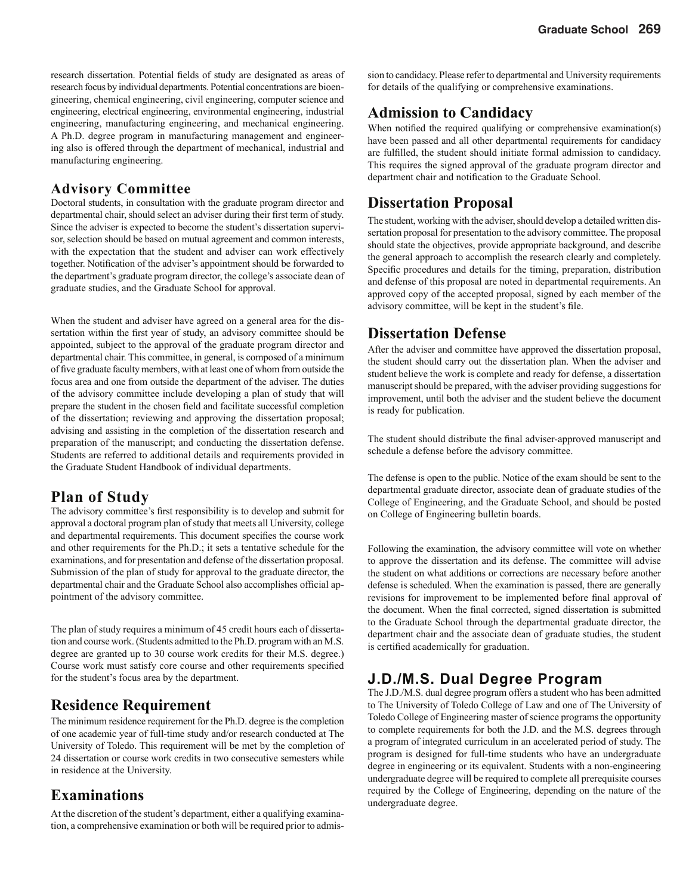research dissertation. Potential fields of study are designated as areas of research focus by individual departments. Potential concentrations are bioengineering, chemical engineering, civil engineering, computer science and engineering, electrical engineering, environmental engineering, industrial engineering, manufacturing engineering, and mechanical engineering. A Ph.D. degree program in manufacturing management and engineering also is offered through the department of mechanical, industrial and manufacturing engineering.

## Advisory Committee

Doctoral students, in consultation with the graduate program director and departmental chair, should select an adviser during their first term of study. Since the adviser is expected to become the student's dissertation supervisor, selection should be based on mutual agreement and common interests, with the expectation that the student and adviser can work effectively together. Notification of the adviser's appointment should be forwarded to the department's graduate program director, the college's associate dean of graduate studies, and the Graduate School for approval.

When the student and adviser have agreed on a general area for the dissertation within the first year of study, an advisory committee should be appointed, subject to the approval of the graduate program director and departmental chair. This committee, in general, is composed of a minimum of five graduate faculty members, with at least one of whom from outside the focus area and one from outside the department of the adviser. The duties of the advisory committee include developing a plan of study that will prepare the student in the chosen field and facilitate successful completion of the dissertation; reviewing and approving the dissertation proposal; advising and assisting in the completion of the dissertation research and preparation of the manuscript; and conducting the dissertation defense. Students are referred to additional details and requirements provided in the Graduate Student Handbook of individual departments.

## Plan of Study

The advisory committee's first responsibility is to develop and submit for approval a doctoral program plan of study that meets all University, college and departmental requirements. This document specifies the course work and other requirements for the Ph.D.; it sets a tentative schedule for the examinations, and for presentation and defense of the dissertation proposal. Submission of the plan of study for approval to the graduate director, the departmental chair and the Graduate School also accomplishes official appointment of the advisory committee.

The plan of study requires a minimum of 45 credit hours each of dissertation and course work. (Students admitted to the Ph.D. program with an M.S. degree are granted up to 30 course work credits for their M.S. degree.) Course work must satisfy core course and other requirements specified for the student's focus area by the department.

## Residence Requirement

The minimum residence requirement for the Ph.D. degree is the completion of one academic year of full-time study and/or research conducted at The University of Toledo. This requirement will be met by the completion of 24 dissertation or course work credits in two consecutive semesters while in residence at the University.

## Examinations

At the discretion of the student's department, either a qualifying examination, a comprehensive examination or both will be required prior to admission to candidacy. Please refer to departmental and University requirements for details of the qualifying or comprehensive examinations.

## Admission to Candidacy

When notified the required qualifying or comprehensive examination(s) have been passed and all other departmental requirements for candidacy are fulfilled, the student should initiate formal admission to candidacy. This requires the signed approval of the graduate program director and department chair and notification to the Graduate School.

## Dissertation Proposal

The student, working with the adviser, should develop a detailed written dissertation proposal for presentation to the advisory committee. The proposal should state the objectives, provide appropriate background, and describe the general approach to accomplish the research clearly and completely. Specific procedures and details for the timing, preparation, distribution and defense of this proposal are noted in departmental requirements. An approved copy of the accepted proposal, signed by each member of the advisory committee, will be kept in the student's file.

## Dissertation Defense

After the adviser and committee have approved the dissertation proposal, the student should carry out the dissertation plan. When the adviser and student believe the work is complete and ready for defense, a dissertation manuscript should be prepared, with the adviser providing suggestions for improvement, until both the adviser and the student believe the document is ready for publication.

The student should distribute the final adviser-approved manuscript and schedule a defense before the advisory committee.

The defense is open to the public. Notice of the exam should be sent to the departmental graduate director, associate dean of graduate studies of the College of Engineering, and the Graduate School, and should be posted on College of Engineering bulletin boards.

Following the examination, the advisory committee will vote on whether to approve the dissertation and its defense. The committee will advise the student on what additions or corrections are necessary before another defense is scheduled. When the examination is passed, there are generally revisions for improvement to be implemented before final approval of the document. When the final corrected, signed dissertation is submitted to the Graduate School through the departmental graduate director, the department chair and the associate dean of graduate studies, the student is certified academically for graduation.

## J.D./M.S. Dual Degree Program

The J.D./M.S. dual degree program offers a student who has been admitted to The University of Toledo College of Law and one of The University of Toledo College of Engineering master of science programs the opportunity to complete requirements for both the J.D. and the M.S. degrees through a program of integrated curriculum in an accelerated period of study. The program is designed for full-time students who have an undergraduate degree in engineering or its equivalent. Students with a non-engineering undergraduate degree will be required to complete all prerequisite courses required by the College of Engineering, depending on the nature of the undergraduate degree.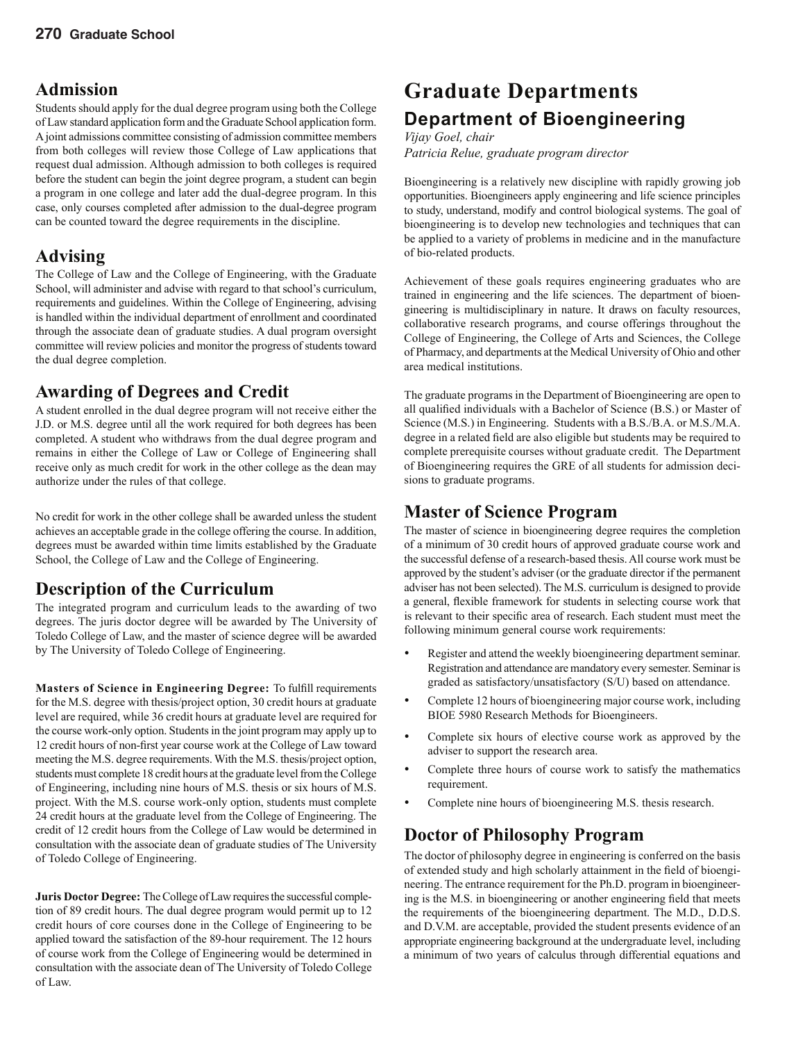## Admission

Students should apply for the dual degree program using both the College of Law standard application form and the Graduate School application form. A joint admissions committee consisting of admission committee members from both colleges will review those College of Law applications that request dual admission. Although admission to both colleges is required before the student can begin the joint degree program, a student can begin a program in one college and later add the dual-degree program. In this case, only courses completed after admission to the dual-degree program can be counted toward the degree requirements in the discipline.

## Advising

The College of Law and the College of Engineering, with the Graduate School, will administer and advise with regard to that school's curriculum, requirements and guidelines. Within the College of Engineering, advising is handled within the individual department of enrollment and coordinated through the associate dean of graduate studies. A dual program oversight committee will review policies and monitor the progress of students toward the dual degree completion.

## Awarding of Degrees and Credit

A student enrolled in the dual degree program will not receive either the J.D. or M.S. degree until all the work required for both degrees has been completed. A student who withdraws from the dual degree program and remains in either the College of Law or College of Engineering shall receive only as much credit for work in the other college as the dean may authorize under the rules of that college.

No credit for work in the other college shall be awarded unless the student achieves an acceptable grade in the college offering the course. In addition, degrees must be awarded within time limits established by the Graduate School, the College of Law and the College of Engineering.

## Description of the Curriculum

The integrated program and curriculum leads to the awarding of two degrees. The juris doctor degree will be awarded by The University of Toledo College of Law, and the master of science degree will be awarded by The University of Toledo College of Engineering.

**Masters of Science in Engineering Degree:** To fulfill requirements for the M.S. degree with thesis/project option, 30 credit hours at graduate level are required, while 36 credit hours at graduate level are required for the course work-only option. Students in the joint program may apply up to 12 credit hours of non-first year course work at the College of Law toward meeting the M.S. degree requirements. With the M.S. thesis/project option, students must complete 18 credit hours at the graduate level from the College of Engineering, including nine hours of M.S. thesis or six hours of M.S. project. With the M.S. course work-only option, students must complete 24 credit hours at the graduate level from the College of Engineering. The credit of 12 credit hours from the College of Law would be determined in consultation with the associate dean of graduate studies of The University of Toledo College of Engineering.

**Juris Doctor Degree:** The College of Law requires the successful completion of 89 credit hours. The dual degree program would permit up to 12 credit hours of core courses done in the College of Engineering to be applied toward the satisfaction of the 89-hour requirement. The 12 hours of course work from the College of Engineering would be determined in consultation with the associate dean of The University of Toledo College of Law.

# Graduate Departments

## Department of Bioengineering

*Vijay Goel, chair*
*Patricia Relue, graduate program director*

Bioengineering is a relatively new discipline with rapidly growing job opportunities. Bioengineers apply engineering and life science principles to study, understand, modify and control biological systems. The goal of bioengineering is to develop new technologies and techniques that can be applied to a variety of problems in medicine and in the manufacture of bio-related products.

Achievement of these goals requires engineering graduates who are trained in engineering and the life sciences. The department of bioengineering is multidisciplinary in nature. It draws on faculty resources, collaborative research programs, and course offerings throughout the College of Engineering, the College of Arts and Sciences, the College of Pharmacy, and departments at the Medical University of Ohio and other area medical institutions.

The graduate programs in the Department of Bioengineering are open to all qualified individuals with a Bachelor of Science (B.S.) or Master of Science (M.S.) in Engineering. Students with a B.S./B.A. or M.S./M.A. degree in a related field are also eligible but students may be required to complete prerequisite courses without graduate credit. The Department of Bioengineering requires the GRE of all students for admission decisions to graduate programs.

## Master of Science Program

The master of science in bioengineering degree requires the completion of a minimum of 30 credit hours of approved graduate course work and the successful defense of a research-based thesis. All course work must be approved by the student's adviser (or the graduate director if the permanent adviser has not been selected). The M.S. curriculum is designed to provide a general, flexible framework for students in selecting course work that is relevant to their specific area of research. Each student must meet the following minimum general course work requirements:

- Register and attend the weekly bioengineering department seminar. Registration and attendance are mandatory every semester. Seminar is graded as satisfactory/unsatisfactory (S/U) based on attendance.
- Complete 12 hours of bioengineering major course work, including BIOE 5980 Research Methods for Bioengineers.
- Complete six hours of elective course work as approved by the adviser to support the research area.
- Complete three hours of course work to satisfy the mathematics requirement.
- Complete nine hours of bioengineering M.S. thesis research.

## Doctor of Philosophy Program

The doctor of philosophy degree in engineering is conferred on the basis of extended study and high scholarly attainment in the field of bioengineering. The entrance requirement for the Ph.D. program in bioengineering is the M.S. in bioengineering or another engineering field that meets the requirements of the bioengineering department. The M.D., D.D.S. and D.V.M. are acceptable, provided the student presents evidence of an appropriate engineering background at the undergraduate level, including a minimum of two years of calculus through differential equations and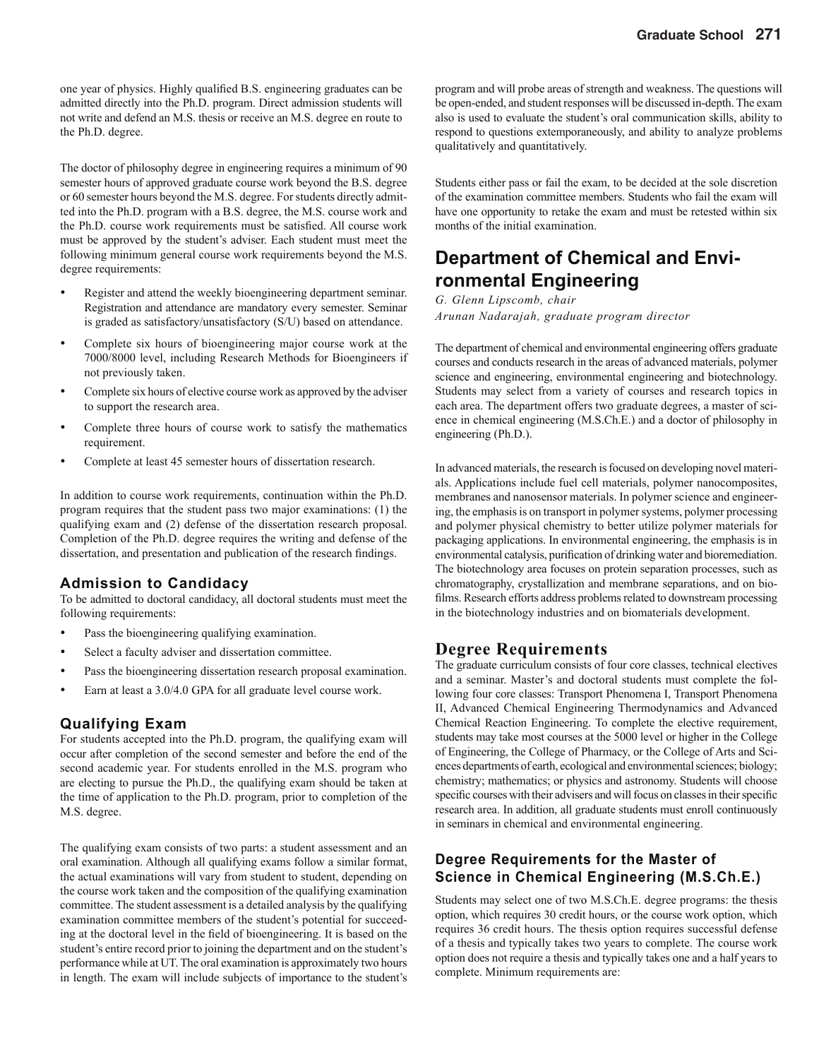one year of physics. Highly qualified B.S. engineering graduates can be admitted directly into the Ph.D. program. Direct admission students will not write and defend an M.S. thesis or receive an M.S. degree en route to the Ph.D. degree.

The doctor of philosophy degree in engineering requires a minimum of 90 semester hours of approved graduate course work beyond the B.S. degree or 60 semester hours beyond the M.S. degree. For students directly admitted into the Ph.D. program with a B.S. degree, the M.S. course work and the Ph.D. course work requirements must be satisfied. All course work must be approved by the student's adviser. Each student must meet the following minimum general course work requirements beyond the M.S. degree requirements:

- Register and attend the weekly bioengineering department seminar. Registration and attendance are mandatory every semester. Seminar is graded as satisfactory/unsatisfactory (S/U) based on attendance.
- Complete six hours of bioengineering major course work at the 7000/8000 level, including Research Methods for Bioengineers if not previously taken.
- Complete six hours of elective course work as approved by the adviser to support the research area.
- Complete three hours of course work to satisfy the mathematics requirement.
- Complete at least 45 semester hours of dissertation research.

In addition to course work requirements, continuation within the Ph.D. program requires that the student pass two major examinations: (1) the qualifying exam and (2) defense of the dissertation research proposal. Completion of the Ph.D. degree requires the writing and defense of the dissertation, and presentation and publication of the research findings.

### Admission to Candidacy

To be admitted to doctoral candidacy, all doctoral students must meet the following requirements:

- Pass the bioengineering qualifying examination.
- Select a faculty adviser and dissertation committee.
- Pass the bioengineering dissertation research proposal examination.
- Earn at least a 3.0/4.0 GPA for all graduate level course work.

### Qualifying Exam

For students accepted into the Ph.D. program, the qualifying exam will occur after completion of the second semester and before the end of the second academic year. For students enrolled in the M.S. program who are electing to pursue the Ph.D., the qualifying exam should be taken at the time of application to the Ph.D. program, prior to completion of the M.S. degree.

The qualifying exam consists of two parts: a student assessment and an oral examination. Although all qualifying exams follow a similar format, the actual examinations will vary from student to student, depending on the course work taken and the composition of the qualifying examination committee. The student assessment is a detailed analysis by the qualifying examination committee members of the student's potential for succeeding at the doctoral level in the field of bioengineering. It is based on the student's entire record prior to joining the department and on the student's performance while at UT. The oral examination is approximately two hours in length. The exam will include subjects of importance to the student's program and will probe areas of strength and weakness. The questions will be open-ended, and student responses will be discussed in-depth. The exam also is used to evaluate the student's oral communication skills, ability to respond to questions extemporaneously, and ability to analyze problems qualitatively and quantitatively.

Students either pass or fail the exam, to be decided at the sole discretion of the examination committee members. Students who fail the exam will have one opportunity to retake the exam and must be retested within six months of the initial examination.

# Department of Chemical and Environmental Engineering

*G. Glenn Lipscomb, chair*
*Arunan Nadarajah, graduate program director*

The department of chemical and environmental engineering offers graduate courses and conducts research in the areas of advanced materials, polymer science and engineering, environmental engineering and biotechnology. Students may select from a variety of courses and research topics in each area. The department offers two graduate degrees, a master of science in chemical engineering (M.S.Ch.E.) and a doctor of philosophy in engineering (Ph.D.).

In advanced materials, the research is focused on developing novel materials. Applications include fuel cell materials, polymer nanocomposites, membranes and nanosensor materials. In polymer science and engineering, the emphasis is on transport in polymer systems, polymer processing and polymer physical chemistry to better utilize polymer materials for packaging applications. In environmental engineering, the emphasis is in environmental catalysis, purification of drinking water and bioremediation. The biotechnology area focuses on protein separation processes, such as chromatography, crystallization and membrane separations, and on biofilms. Research efforts address problems related to downstream processing in the biotechnology industries and on biomaterials development.

## Degree Requirements

The graduate curriculum consists of four core classes, technical electives and a seminar. Master's and doctoral students must complete the following four core classes: Transport Phenomena I, Transport Phenomena II, Advanced Chemical Engineering Thermodynamics and Advanced Chemical Reaction Engineering. To complete the elective requirement, students may take most courses at the 5000 level or higher in the College of Engineering, the College of Pharmacy, or the College of Arts and Sciences departments of earth, ecological and environmental sciences; biology; chemistry; mathematics; or physics and astronomy. Students will choose specific courses with their advisers and will focus on classes in their specific research area. In addition, all graduate students must enroll continuously in seminars in chemical and environmental engineering.

### Degree Requirements for the Master of Science in Chemical Engineering (M.S.Ch.E.)

Students may select one of two M.S.Ch.E. degree programs: the thesis option, which requires 30 credit hours, or the course work option, which requires 36 credit hours. The thesis option requires successful defense of a thesis and typically takes two years to complete. The course work option does not require a thesis and typically takes one and a half years to complete. Minimum requirements are: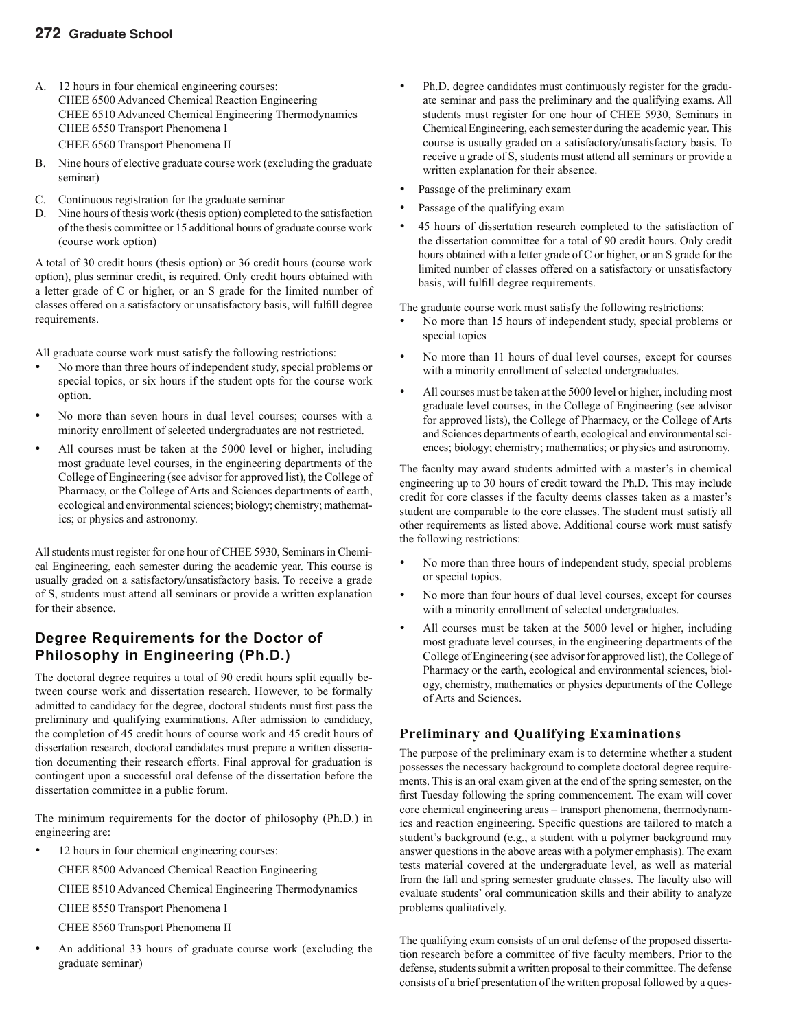A. 12 hours in four chemical engineering courses:
   CHEE 6500 Advanced Chemical Reaction Engineering
   CHEE 6510 Advanced Chemical Engineering Thermodynamics
   CHEE 6550 Transport Phenomena I
   CHEE 6560 Transport Phenomena II
B. Nine hours of elective graduate course work (excluding the graduate seminar)
C. Continuous registration for the graduate seminar
D. Nine hours of thesis work (thesis option) completed to the satisfaction of the thesis committee or 15 additional hours of graduate course work (course work option)

A total of 30 credit hours (thesis option) or 36 credit hours (course work option), plus seminar credit, is required. Only credit hours obtained with a letter grade of C or higher, or an S grade for the limited number of classes offered on a satisfactory or unsatisfactory basis, will fulfill degree requirements.

All graduate course work must satisfy the following restrictions:

- No more than three hours of independent study, special problems or special topics, or six hours if the student opts for the course work option.
- No more than seven hours in dual level courses; courses with a minority enrollment of selected undergraduates are not restricted.
- All courses must be taken at the 5000 level or higher, including most graduate level courses, in the engineering departments of the College of Engineering (see advisor for approved list), the College of Pharmacy, or the College of Arts and Sciences departments of earth, ecological and environmental sciences; biology; chemistry; mathematics; or physics and astronomy.

All students must register for one hour of CHEE 5930, Seminars in Chemical Engineering, each semester during the academic year. This course is usually graded on a satisfactory/unsatisfactory basis. To receive a grade of S, students must attend all seminars or provide a written explanation for their absence.

## Degree Requirements for the Doctor of Philosophy in Engineering (Ph.D.)

The doctoral degree requires a total of 90 credit hours split equally between course work and dissertation research. However, to be formally admitted to candidacy for the degree, doctoral students must first pass the preliminary and qualifying examinations. After admission to candidacy, the completion of 45 credit hours of course work and 45 credit hours of dissertation research, doctoral candidates must prepare a written dissertation documenting their research efforts. Final approval for graduation is contingent upon a successful oral defense of the dissertation before the dissertation committee in a public forum.

The minimum requirements for the doctor of philosophy (Ph.D.) in engineering are:

- 12 hours in four chemical engineering courses:

  CHEE 8500 Advanced Chemical Reaction Engineering

  CHEE 8510 Advanced Chemical Engineering Thermodynamics

  CHEE 8550 Transport Phenomena I

  CHEE 8560 Transport Phenomena II
- An additional 33 hours of graduate course work (excluding the graduate seminar)
- Ph.D. degree candidates must continuously register for the graduate seminar and pass the preliminary and the qualifying exams. All students must register for one hour of CHEE 5930, Seminars in Chemical Engineering, each semester during the academic year. This course is usually graded on a satisfactory/unsatisfactory basis. To receive a grade of S, students must attend all seminars or provide a written explanation for their absence.
- Passage of the preliminary exam
- Passage of the qualifying exam
- 45 hours of dissertation research completed to the satisfaction of the dissertation committee for a total of 90 credit hours. Only credit hours obtained with a letter grade of C or higher, or an S grade for the limited number of classes offered on a satisfactory or unsatisfactory basis, will fulfill degree requirements.

The graduate course work must satisfy the following restrictions:

- No more than 15 hours of independent study, special problems or special topics
- No more than 11 hours of dual level courses, except for courses with a minority enrollment of selected undergraduates.
- All courses must be taken at the 5000 level or higher, including most graduate level courses, in the College of Engineering (see advisor for approved lists), the College of Pharmacy, or the College of Arts and Sciences departments of earth, ecological and environmental sciences; biology; chemistry; mathematics; or physics and astronomy.

The faculty may award students admitted with a master's in chemical engineering up to 30 hours of credit toward the Ph.D. This may include credit for core classes if the faculty deems classes taken as a master's student are comparable to the core classes. The student must satisfy all other requirements as listed above. Additional course work must satisfy the following restrictions:

- No more than three hours of independent study, special problems or special topics.
- No more than four hours of dual level courses, except for courses with a minority enrollment of selected undergraduates.
- All courses must be taken at the 5000 level or higher, including most graduate level courses, in the engineering departments of the College of Engineering (see advisor for approved list), the College of Pharmacy or the earth, ecological and environmental sciences, biology, chemistry, mathematics or physics departments of the College of Arts and Sciences.

## Preliminary and Qualifying Examinations

The purpose of the preliminary exam is to determine whether a student possesses the necessary background to complete doctoral degree requirements. This is an oral exam given at the end of the spring semester, on the first Tuesday following the spring commencement. The exam will cover core chemical engineering areas – transport phenomena, thermodynamics and reaction engineering. Specific questions are tailored to match a student's background (e.g., a student with a polymer background may answer questions in the above areas with a polymer emphasis). The exam tests material covered at the undergraduate level, as well as material from the fall and spring semester graduate classes. The faculty also will evaluate students' oral communication skills and their ability to analyze problems qualitatively.

The qualifying exam consists of an oral defense of the proposed dissertation research before a committee of five faculty members. Prior to the defense, students submit a written proposal to their committee. The defense consists of a brief presentation of the written proposal followed by a ques-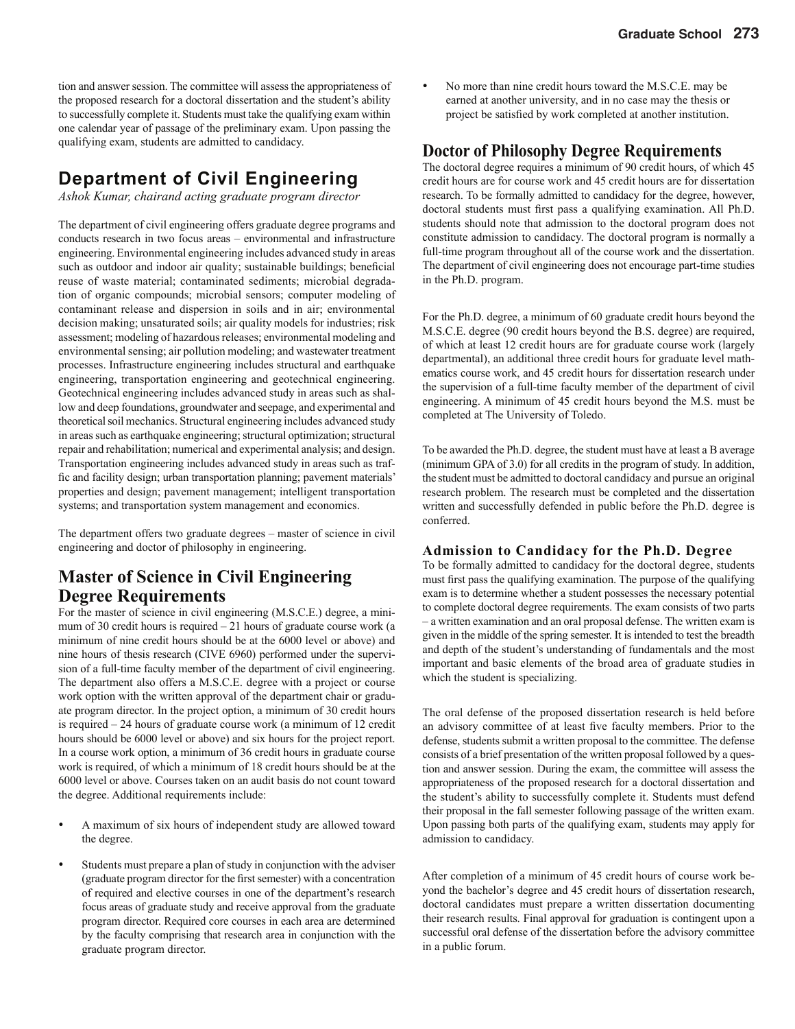tion and answer session. The committee will assess the appropriateness of the proposed research for a doctoral dissertation and the student's ability to successfully complete it. Students must take the qualifying exam within one calendar year of passage of the preliminary exam. Upon passing the qualifying exam, students are admitted to candidacy.

## Department of Civil Engineering

*Ashok Kumar, chairand acting graduate program director*

The department of civil engineering offers graduate degree programs and conducts research in two focus areas – environmental and infrastructure engineering. Environmental engineering includes advanced study in areas such as outdoor and indoor air quality; sustainable buildings; beneficial reuse of waste material; contaminated sediments; microbial degradation of organic compounds; microbial sensors; computer modeling of contaminant release and dispersion in soils and in air; environmental decision making; unsaturated soils; air quality models for industries; risk assessment; modeling of hazardous releases; environmental modeling and environmental sensing; air pollution modeling; and wastewater treatment processes. Infrastructure engineering includes structural and earthquake engineering, transportation engineering and geotechnical engineering. Geotechnical engineering includes advanced study in areas such as shallow and deep foundations, groundwater and seepage, and experimental and theoretical soil mechanics. Structural engineering includes advanced study in areas such as earthquake engineering; structural optimization; structural repair and rehabilitation; numerical and experimental analysis; and design. Transportation engineering includes advanced study in areas such as traffic and facility design; urban transportation planning; pavement materials' properties and design; pavement management; intelligent transportation systems; and transportation system management and economics.

The department offers two graduate degrees – master of science in civil engineering and doctor of philosophy in engineering.

## Master of Science in Civil Engineering Degree Requirements

For the master of science in civil engineering (M.S.C.E.) degree, a minimum of 30 credit hours is required – 21 hours of graduate course work (a minimum of nine credit hours should be at the 6000 level or above) and nine hours of thesis research (CIVE 6960) performed under the supervision of a full-time faculty member of the department of civil engineering. The department also offers a M.S.C.E. degree with a project or course work option with the written approval of the department chair or graduate program director. In the project option, a minimum of 30 credit hours is required – 24 hours of graduate course work (a minimum of 12 credit hours should be 6000 level or above) and six hours for the project report. In a course work option, a minimum of 36 credit hours in graduate course work is required, of which a minimum of 18 credit hours should be at the 6000 level or above. Courses taken on an audit basis do not count toward the degree. Additional requirements include:

- A maximum of six hours of independent study are allowed toward the degree.
- Students must prepare a plan of study in conjunction with the adviser (graduate program director for the first semester) with a concentration of required and elective courses in one of the department's research focus areas of graduate study and receive approval from the graduate program director. Required core courses in each area are determined by the faculty comprising that research area in conjunction with the graduate program director.
- No more than nine credit hours toward the M.S.C.E. may be earned at another university, and in no case may the thesis or project be satisfied by work completed at another institution.

## Doctor of Philosophy Degree Requirements

The doctoral degree requires a minimum of 90 credit hours, of which 45 credit hours are for course work and 45 credit hours are for dissertation research. To be formally admitted to candidacy for the degree, however, doctoral students must first pass a qualifying examination. All Ph.D. students should note that admission to the doctoral program does not constitute admission to candidacy. The doctoral program is normally a full-time program throughout all of the course work and the dissertation. The department of civil engineering does not encourage part-time studies in the Ph.D. program.

For the Ph.D. degree, a minimum of 60 graduate credit hours beyond the M.S.C.E. degree (90 credit hours beyond the B.S. degree) are required, of which at least 12 credit hours are for graduate course work (largely departmental), an additional three credit hours for graduate level mathematics course work, and 45 credit hours for dissertation research under the supervision of a full-time faculty member of the department of civil engineering. A minimum of 45 credit hours beyond the M.S. must be completed at The University of Toledo.

To be awarded the Ph.D. degree, the student must have at least a B average (minimum GPA of 3.0) for all credits in the program of study. In addition, the student must be admitted to doctoral candidacy and pursue an original research problem. The research must be completed and the dissertation written and successfully defended in public before the Ph.D. degree is conferred.

### Admission to Candidacy for the Ph.D. Degree

To be formally admitted to candidacy for the doctoral degree, students must first pass the qualifying examination. The purpose of the qualifying exam is to determine whether a student possesses the necessary potential to complete doctoral degree requirements. The exam consists of two parts – a written examination and an oral proposal defense. The written exam is given in the middle of the spring semester. It is intended to test the breadth and depth of the student's understanding of fundamentals and the most important and basic elements of the broad area of graduate studies in which the student is specializing.

The oral defense of the proposed dissertation research is held before an advisory committee of at least five faculty members. Prior to the defense, students submit a written proposal to the committee. The defense consists of a brief presentation of the written proposal followed by a question and answer session. During the exam, the committee will assess the appropriateness of the proposed research for a doctoral dissertation and the student's ability to successfully complete it. Students must defend their proposal in the fall semester following passage of the written exam. Upon passing both parts of the qualifying exam, students may apply for admission to candidacy.

After completion of a minimum of 45 credit hours of course work beyond the bachelor's degree and 45 credit hours of dissertation research, doctoral candidates must prepare a written dissertation documenting their research results. Final approval for graduation is contingent upon a successful oral defense of the dissertation before the advisory committee in a public forum.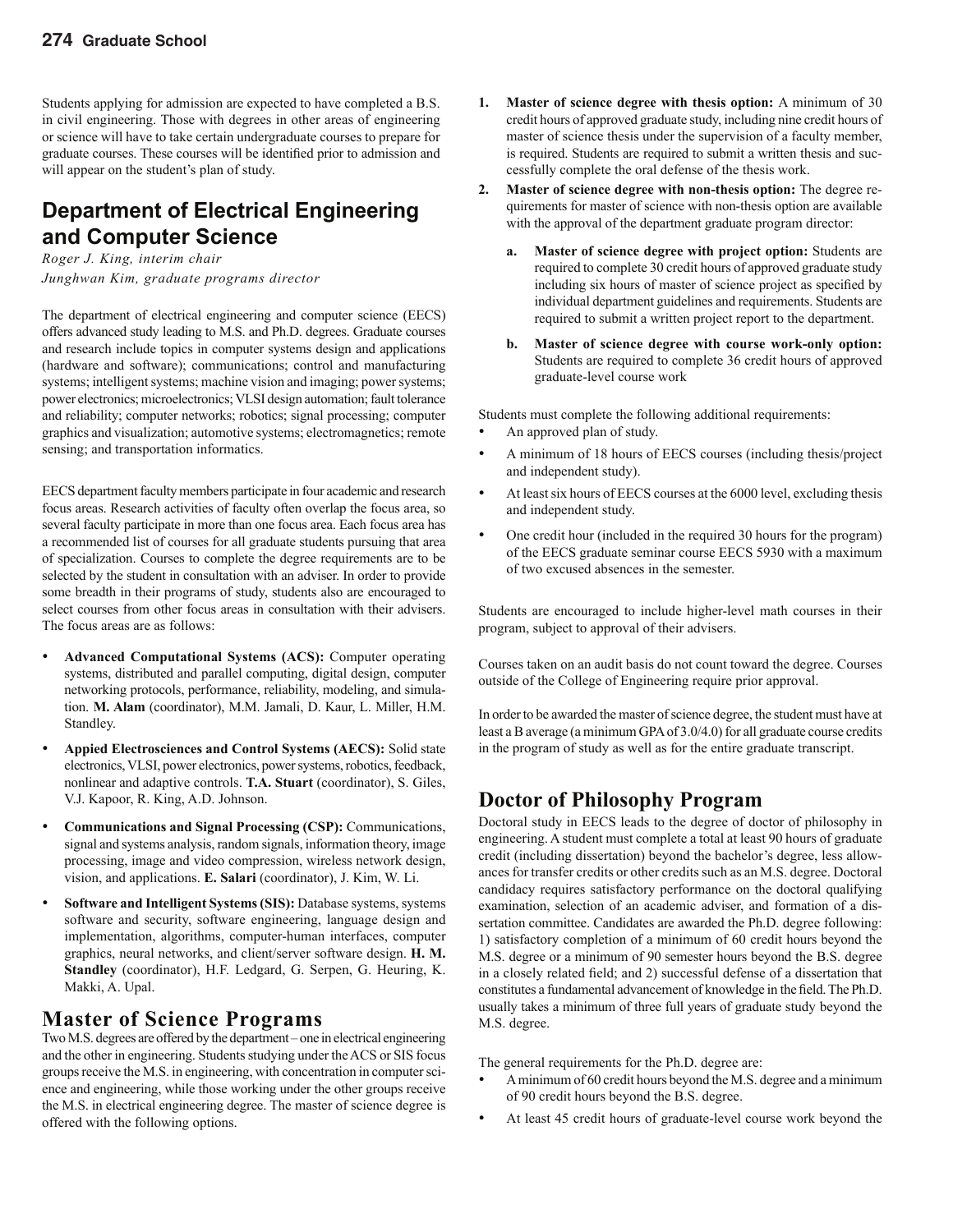Students applying for admission are expected to have completed a B.S. in civil engineering. Those with degrees in other areas of engineering or science will have to take certain undergraduate courses to prepare for graduate courses. These courses will be identified prior to admission and will appear on the student's plan of study.

## Department of Electrical Engineering and Computer Science

*Roger J. King, interim chair*
*Junghwan Kim, graduate programs director*

The department of electrical engineering and computer science (EECS) offers advanced study leading to M.S. and Ph.D. degrees. Graduate courses and research include topics in computer systems design and applications (hardware and software); communications; control and manufacturing systems; intelligent systems; machine vision and imaging; power systems; power electronics; microelectronics; VLSI design automation; fault tolerance and reliability; computer networks; robotics; signal processing; computer graphics and visualization; automotive systems; electromagnetics; remote sensing; and transportation informatics.

EECS department faculty members participate in four academic and research focus areas. Research activities of faculty often overlap the focus area, so several faculty participate in more than one focus area. Each focus area has a recommended list of courses for all graduate students pursuing that area of specialization. Courses to complete the degree requirements are to be selected by the student in consultation with an adviser. In order to provide some breadth in their programs of study, students also are encouraged to select courses from other focus areas in consultation with their advisers. The focus areas are as follows:

- **Advanced Computational Systems (ACS):** Computer operating systems, distributed and parallel computing, digital design, computer networking protocols, performance, reliability, modeling, and simulation. **M. Alam** (coordinator), M.M. Jamali, D. Kaur, L. Miller, H.M. Standley.
- **Appied Electrosciences and Control Systems (AECS):** Solid state electronics, VLSI, power electronics, power systems, robotics, feedback, nonlinear and adaptive controls. **T.A. Stuart** (coordinator), S. Giles, V.J. Kapoor, R. King, A.D. Johnson.
- **Communications and Signal Processing (CSP):** Communications, signal and systems analysis, random signals, information theory, image processing, image and video compression, wireless network design, vision, and applications. **E. Salari** (coordinator), J. Kim, W. Li.
- **Software and Intelligent Systems (SIS):** Database systems, systems software and security, software engineering, language design and implementation, algorithms, computer-human interfaces, computer graphics, neural networks, and client/server software design. **H. M. Standley** (coordinator), H.F. Ledgard, G. Serpen, G. Heuring, K. Makki, A. Upal.

## Master of Science Programs

Two M.S. degrees are offered by the department – one in electrical engineering and the other in engineering. Students studying under the ACS or SIS focus groups receive the M.S. in engineering, with concentration in computer science and engineering, while those working under the other groups receive the M.S. in electrical engineering degree. The master of science degree is offered with the following options.

1. **Master of science degree with thesis option:** A minimum of 30 credit hours of approved graduate study, including nine credit hours of master of science thesis under the supervision of a faculty member, is required. Students are required to submit a written thesis and successfully complete the oral defense of the thesis work.
2. **Master of science degree with non-thesis option:** The degree requirements for master of science with non-thesis option are available with the approval of the department graduate program director:
   a. **Master of science degree with project option:** Students are required to complete 30 credit hours of approved graduate study including six hours of master of science project as specified by individual department guidelines and requirements. Students are required to submit a written project report to the department.
   b. **Master of science degree with course work-only option:** Students are required to complete 36 credit hours of approved graduate-level course work

Students must complete the following additional requirements:

- An approved plan of study.
- A minimum of 18 hours of EECS courses (including thesis/project and independent study).
- At least six hours of EECS courses at the 6000 level, excluding thesis and independent study.
- One credit hour (included in the required 30 hours for the program) of the EECS graduate seminar course EECS 5930 with a maximum of two excused absences in the semester.

Students are encouraged to include higher-level math courses in their program, subject to approval of their advisers.

Courses taken on an audit basis do not count toward the degree. Courses outside of the College of Engineering require prior approval.

In order to be awarded the master of science degree, the student must have at least a B average (a minimum GPA of 3.0/4.0) for all graduate course credits in the program of study as well as for the entire graduate transcript.

## Doctor of Philosophy Program

Doctoral study in EECS leads to the degree of doctor of philosophy in engineering. A student must complete a total at least 90 hours of graduate credit (including dissertation) beyond the bachelor's degree, less allowances for transfer credits or other credits such as an M.S. degree. Doctoral candidacy requires satisfactory performance on the doctoral qualifying examination, selection of an academic adviser, and formation of a dissertation committee. Candidates are awarded the Ph.D. degree following: 1) satisfactory completion of a minimum of 60 credit hours beyond the M.S. degree or a minimum of 90 semester hours beyond the B.S. degree in a closely related field; and 2) successful defense of a dissertation that constitutes a fundamental advancement of knowledge in the field. The Ph.D. usually takes a minimum of three full years of graduate study beyond the M.S. degree.

The general requirements for the Ph.D. degree are:

- A minimum of 60 credit hours beyond the M.S. degree and a minimum of 90 credit hours beyond the B.S. degree.
- At least 45 credit hours of graduate-level course work beyond the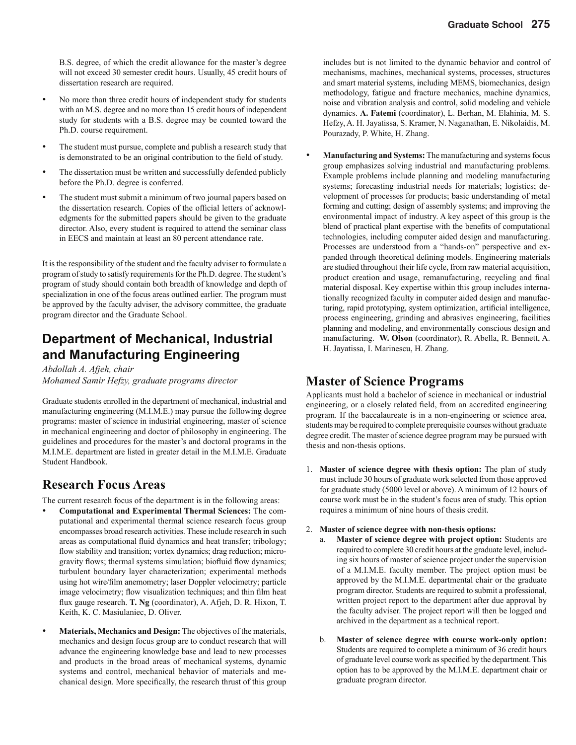B.S. degree, of which the credit allowance for the master's degree will not exceed 30 semester credit hours. Usually, 45 credit hours of dissertation research are required.

- No more than three credit hours of independent study for students with an M.S. degree and no more than 15 credit hours of independent study for students with a B.S. degree may be counted toward the Ph.D. course requirement.
- The student must pursue, complete and publish a research study that is demonstrated to be an original contribution to the field of study.
- The dissertation must be written and successfully defended publicly before the Ph.D. degree is conferred.
- The student must submit a minimum of two journal papers based on the dissertation research. Copies of the official letters of acknowledgments for the submitted papers should be given to the graduate director. Also, every student is required to attend the seminar class in EECS and maintain at least an 80 percent attendance rate.

It is the responsibility of the student and the faculty adviser to formulate a program of study to satisfy requirements for the Ph.D. degree. The student's program of study should contain both breadth of knowledge and depth of specialization in one of the focus areas outlined earlier. The program must be approved by the faculty adviser, the advisory committee, the graduate program director and the Graduate School.

## Department of Mechanical, Industrial and Manufacturing Engineering

*Abdollah A. Afjeh, chair*
*Mohamed Samir Hefzy, graduate programs director*

Graduate students enrolled in the department of mechanical, industrial and manufacturing engineering (M.I.M.E.) may pursue the following degree programs: master of science in industrial engineering, master of science in mechanical engineering and doctor of philosophy in engineering. The guidelines and procedures for the master's and doctoral programs in the M.I.M.E. department are listed in greater detail in the M.I.M.E. Graduate Student Handbook.

### Research Focus Areas

The current research focus of the department is in the following areas:

- **Computational and Experimental Thermal Sciences:** The computational and experimental thermal science research focus group encompasses broad research activities. These include research in such areas as computational fluid dynamics and heat transfer; tribology; flow stability and transition; vortex dynamics; drag reduction; microgravity flows; thermal systems simulation; biofluid flow dynamics; turbulent boundary layer characterization; experimental methods using hot wire/film anemometry; laser Doppler velocimetry; particle image velocimetry; flow visualization techniques; and thin film heat flux gauge research. **T. Ng** (coordinator), A. Afjeh, D. R. Hixon, T. Keith, K. C. Masiulaniec, D. Oliver.
- **Materials, Mechanics and Design:** The objectives of the materials, mechanics and design focus group are to conduct research that will advance the engineering knowledge base and lead to new processes and products in the broad areas of mechanical systems, dynamic systems and control, mechanical behavior of materials and mechanical design. More specifically, the research thrust of this group includes but is not limited to the dynamic behavior and control of mechanisms, machines, mechanical systems, processes, structures and smart material systems, including MEMS, biomechanics, design methodology, fatigue and fracture mechanics, machine dynamics, noise and vibration analysis and control, solid modeling and vehicle dynamics. **A. Fatemi** (coordinator), L. Berhan, M. Elahinia, M. S. Hefzy, A. H. Jayatissa, S. Kramer, N. Naganathan, E. Nikolaidis, M. Pourazady, P. White, H. Zhang.
- **Manufacturing and Systems:** The manufacturing and systems focus group emphasizes solving industrial and manufacturing problems. Example problems include planning and modeling manufacturing systems; forecasting industrial needs for materials; logistics; development of processes for products; basic understanding of metal forming and cutting; design of assembly systems; and improving the environmental impact of industry. A key aspect of this group is the blend of practical plant expertise with the benefits of computational technologies, including computer aided design and manufacturing. Processes are understood from a "hands-on" perspective and expanded through theoretical defining models. Engineering materials are studied throughout their life cycle, from raw material acquisition, product creation and usage, remanufacturing, recycling and final material disposal. Key expertise within this group includes internationally recognized faculty in computer aided design and manufacturing, rapid prototyping, system optimization, artificial intelligence, process engineering, grinding and abrasives engineering, facilities planning and modeling, and environmentally conscious design and manufacturing. **W. Olson** (coordinator), R. Abella, R. Bennett, A. H. Jayatissa, I. Marinescu, H. Zhang.

### Master of Science Programs

Applicants must hold a bachelor of science in mechanical or industrial engineering, or a closely related field, from an accredited engineering program. If the baccalaureate is in a non-engineering or science area, students may be required to complete prerequisite courses without graduate degree credit. The master of science degree program may be pursued with thesis and non-thesis options.

1. **Master of science degree with thesis option:** The plan of study must include 30 hours of graduate work selected from those approved for graduate study (5000 level or above). A minimum of 12 hours of course work must be in the student's focus area of study. This option requires a minimum of nine hours of thesis credit.
2. **Master of science degree with non-thesis options:**
   a. **Master of science degree with project option:** Students are required to complete 30 credit hours at the graduate level, including six hours of master of science project under the supervision of a M.I.M.E. faculty member. The project option must be approved by the M.I.M.E. departmental chair or the graduate program director. Students are required to submit a professional, written project report to the department after due approval by the faculty adviser. The project report will then be logged and archived in the department as a technical report.

   b. **Master of science degree with course work-only option:** Students are required to complete a minimum of 36 credit hours of graduate level course work as specified by the department. This option has to be approved by the M.I.M.E. department chair or graduate program director.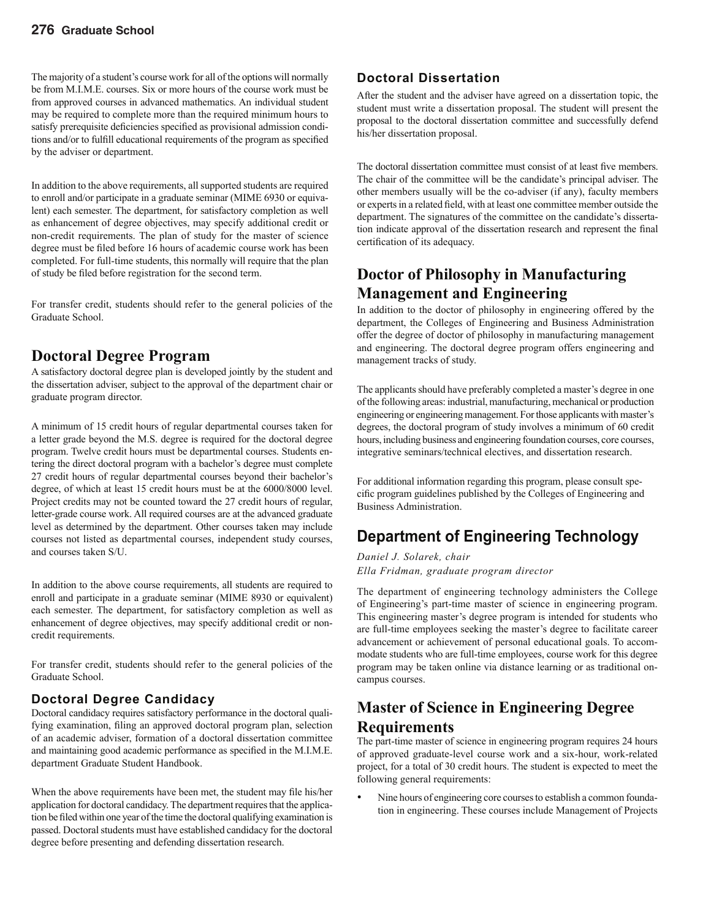The majority of a student's course work for all of the options will normally be from M.I.M.E. courses. Six or more hours of the course work must be from approved courses in advanced mathematics. An individual student may be required to complete more than the required minimum hours to satisfy prerequisite deficiencies specified as provisional admission conditions and/or to fulfill educational requirements of the program as specified by the adviser or department.

In addition to the above requirements, all supported students are required to enroll and/or participate in a graduate seminar (MIME 6930 or equivalent) each semester. The department, for satisfactory completion as well as enhancement of degree objectives, may specify additional credit or non-credit requirements. The plan of study for the master of science degree must be filed before 16 hours of academic course work has been completed. For full-time students, this normally will require that the plan of study be filed before registration for the second term.

For transfer credit, students should refer to the general policies of the Graduate School.

# Doctoral Degree Program

A satisfactory doctoral degree plan is developed jointly by the student and the dissertation adviser, subject to the approval of the department chair or graduate program director.

A minimum of 15 credit hours of regular departmental courses taken for a letter grade beyond the M.S. degree is required for the doctoral degree program. Twelve credit hours must be departmental courses. Students entering the direct doctoral program with a bachelor's degree must complete 27 credit hours of regular departmental courses beyond their bachelor's degree, of which at least 15 credit hours must be at the 6000/8000 level. Project credits may not be counted toward the 27 credit hours of regular, letter-grade course work. All required courses are at the advanced graduate level as determined by the department. Other courses taken may include courses not listed as departmental courses, independent study courses, and courses taken S/U.

In addition to the above course requirements, all students are required to enroll and participate in a graduate seminar (MIME 8930 or equivalent) each semester. The department, for satisfactory completion as well as enhancement of degree objectives, may specify additional credit or non-credit requirements.

For transfer credit, students should refer to the general policies of the Graduate School.

## Doctoral Degree Candidacy

Doctoral candidacy requires satisfactory performance in the doctoral qualifying examination, filing an approved doctoral program plan, selection of an academic adviser, formation of a doctoral dissertation committee and maintaining good academic performance as specified in the M.I.M.E. department Graduate Student Handbook.

When the above requirements have been met, the student may file his/her application for doctoral candidacy. The department requires that the application be filed within one year of the time the doctoral qualifying examination is passed. Doctoral students must have established candidacy for the doctoral degree before presenting and defending dissertation research.

## Doctoral Dissertation

After the student and the adviser have agreed on a dissertation topic, the student must write a dissertation proposal. The student will present the proposal to the doctoral dissertation committee and successfully defend his/her dissertation proposal.

The doctoral dissertation committee must consist of at least five members. The chair of the committee will be the candidate's principal adviser. The other members usually will be the co-adviser (if any), faculty members or experts in a related field, with at least one committee member outside the department. The signatures of the committee on the candidate's dissertation indicate approval of the dissertation research and represent the final certification of its adequacy.

# Doctor of Philosophy in Manufacturing Management and Engineering

In addition to the doctor of philosophy in engineering offered by the department, the Colleges of Engineering and Business Administration offer the degree of doctor of philosophy in manufacturing management and engineering. The doctoral degree program offers engineering and management tracks of study.

The applicants should have preferably completed a master's degree in one of the following areas: industrial, manufacturing, mechanical or production engineering or engineering management. For those applicants with master's degrees, the doctoral program of study involves a minimum of 60 credit hours, including business and engineering foundation courses, core courses, integrative seminars/technical electives, and dissertation research.

For additional information regarding this program, please consult specific program guidelines published by the Colleges of Engineering and Business Administration.

# Department of Engineering Technology

*Daniel J. Solarek, chair*
*Ella Fridman, graduate program director*

The department of engineering technology administers the College of Engineering's part-time master of science in engineering program. This engineering master's degree program is intended for students who are full-time employees seeking the master's degree to facilitate career advancement or achievement of personal educational goals. To accommodate students who are full-time employees, course work for this degree program may be taken online via distance learning or as traditional on-campus courses.

# Master of Science in Engineering Degree Requirements

The part-time master of science in engineering program requires 24 hours of approved graduate-level course work and a six-hour, work-related project, for a total of 30 credit hours. The student is expected to meet the following general requirements:

- Nine hours of engineering core courses to establish a common foundation in engineering. These courses include Management of Projects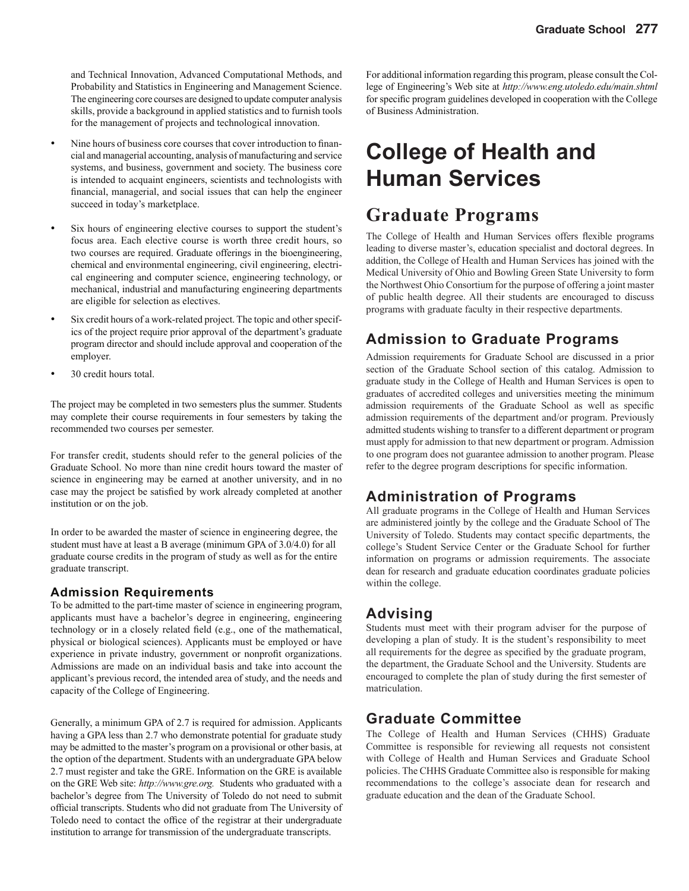and Technical Innovation, Advanced Computational Methods, and Probability and Statistics in Engineering and Management Science. The engineering core courses are designed to update computer analysis skills, provide a background in applied statistics and to furnish tools for the management of projects and technological innovation.

- Nine hours of business core courses that cover introduction to financial and managerial accounting, analysis of manufacturing and service systems, and business, government and society. The business core is intended to acquaint engineers, scientists and technologists with financial, managerial, and social issues that can help the engineer succeed in today's marketplace.
- Six hours of engineering elective courses to support the student's focus area. Each elective course is worth three credit hours, so two courses are required. Graduate offerings in the bioengineering, chemical and environmental engineering, civil engineering, electrical engineering and computer science, engineering technology, or mechanical, industrial and manufacturing engineering departments are eligible for selection as electives.
- Six credit hours of a work-related project. The topic and other specifics of the project require prior approval of the department's graduate program director and should include approval and cooperation of the employer.
- 30 credit hours total.

The project may be completed in two semesters plus the summer. Students may complete their course requirements in four semesters by taking the recommended two courses per semester.

For transfer credit, students should refer to the general policies of the Graduate School. No more than nine credit hours toward the master of science in engineering may be earned at another university, and in no case may the project be satisfied by work already completed at another institution or on the job.

In order to be awarded the master of science in engineering degree, the student must have at least a B average (minimum GPA of 3.0/4.0) for all graduate course credits in the program of study as well as for the entire graduate transcript.

### Admission Requirements

To be admitted to the part-time master of science in engineering program, applicants must have a bachelor's degree in engineering, engineering technology or in a closely related field (e.g., one of the mathematical, physical or biological sciences). Applicants must be employed or have experience in private industry, government or nonprofit organizations. Admissions are made on an individual basis and take into account the applicant's previous record, the intended area of study, and the needs and capacity of the College of Engineering.

Generally, a minimum GPA of 2.7 is required for admission. Applicants having a GPA less than 2.7 who demonstrate potential for graduate study may be admitted to the master's program on a provisional or other basis, at the option of the department. Students with an undergraduate GPA below 2.7 must register and take the GRE. Information on the GRE is available on the GRE Web site: *http://www.gre.org.* Students who graduated with a bachelor's degree from The University of Toledo do not need to submit official transcripts. Students who did not graduate from The University of Toledo need to contact the office of the registrar at their undergraduate institution to arrange for transmission of the undergraduate transcripts.

For additional information regarding this program, please consult the College of Engineering's Web site at *http://www.eng.utoledo.edu/main.shtml* for specific program guidelines developed in cooperation with the College of Business Administration.

# College of Health and Human Services

## Graduate Programs

The College of Health and Human Services offers flexible programs leading to diverse master's, education specialist and doctoral degrees. In addition, the College of Health and Human Services has joined with the Medical University of Ohio and Bowling Green State University to form the Northwest Ohio Consortium for the purpose of offering a joint master of public health degree. All their students are encouraged to discuss programs with graduate faculty in their respective departments.

### Admission to Graduate Programs

Admission requirements for Graduate School are discussed in a prior section of the Graduate School section of this catalog. Admission to graduate study in the College of Health and Human Services is open to graduates of accredited colleges and universities meeting the minimum admission requirements of the Graduate School as well as specific admission requirements of the department and/or program. Previously admitted students wishing to transfer to a different department or program must apply for admission to that new department or program. Admission to one program does not guarantee admission to another program. Please refer to the degree program descriptions for specific information.

### Administration of Programs

All graduate programs in the College of Health and Human Services are administered jointly by the college and the Graduate School of The University of Toledo. Students may contact specific departments, the college's Student Service Center or the Graduate School for further information on programs or admission requirements. The associate dean for research and graduate education coordinates graduate policies within the college.

### Advising

Students must meet with their program adviser for the purpose of developing a plan of study. It is the student's responsibility to meet all requirements for the degree as specified by the graduate program, the department, the Graduate School and the University. Students are encouraged to complete the plan of study during the first semester of matriculation.

### Graduate Committee

The College of Health and Human Services (CHHS) Graduate Committee is responsible for reviewing all requests not consistent with College of Health and Human Services and Graduate School policies. The CHHS Graduate Committee also is responsible for making recommendations to the college's associate dean for research and graduate education and the dean of the Graduate School.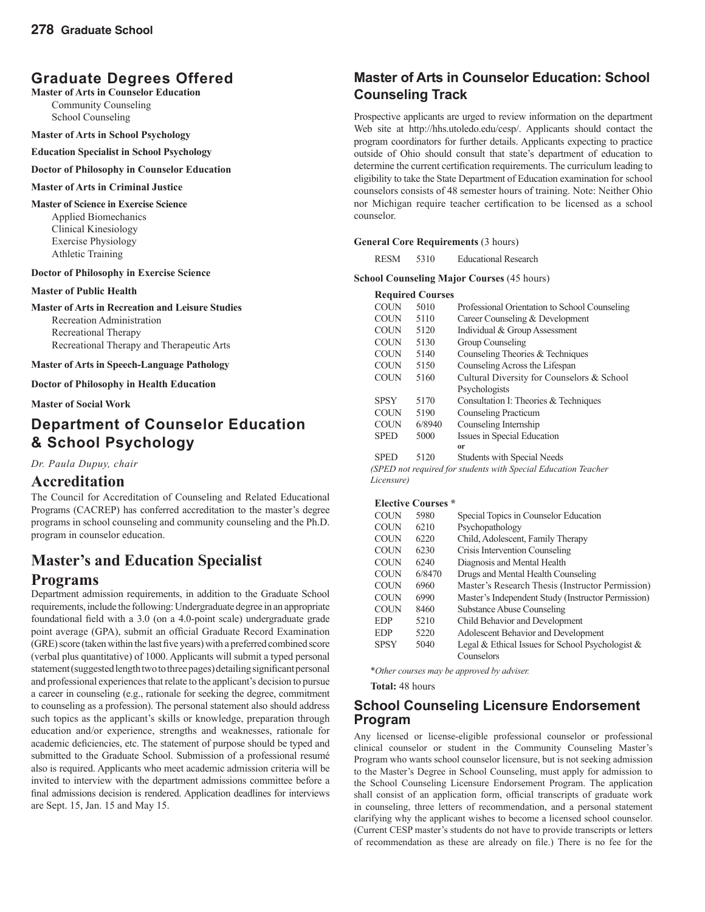## Graduate Degrees Offered

**Master of Arts in Counselor Education**
- Community Counseling
- School Counseling

**Master of Arts in School Psychology**

**Education Specialist in School Psychology**

**Doctor of Philosophy in Counselor Education**

**Master of Arts in Criminal Justice**

**Master of Science in Exercise Science**
- Applied Biomechanics
- Clinical Kinesiology
- Exercise Physiology
- Athletic Training

**Doctor of Philosophy in Exercise Science**

**Master of Public Health**

**Master of Arts in Recreation and Leisure Studies**
- Recreation Administration
- Recreational Therapy
- Recreational Therapy and Therapeutic Arts

**Master of Arts in Speech-Language Pathology**

**Doctor of Philosophy in Health Education**

**Master of Social Work**

## Department of Counselor Education & School Psychology

*Dr. Paula Dupuy, chair*

## Accreditation

The Council for Accreditation of Counseling and Related Educational Programs (CACREP) has conferred accreditation to the master's degree programs in school counseling and community counseling and the Ph.D. program in counselor education.

## Master's and Education Specialist Programs

Department admission requirements, in addition to the Graduate School requirements, include the following: Undergraduate degree in an appropriate foundational field with a 3.0 (on a 4.0-point scale) undergraduate grade point average (GPA), submit an official Graduate Record Examination (GRE) score (taken within the last five years) with a preferred combined score (verbal plus quantitative) of 1000. Applicants will submit a typed personal statement (suggested length two to three pages) detailing significant personal and professional experiences that relate to the applicant's decision to pursue a career in counseling (e.g., rationale for seeking the degree, commitment to counseling as a profession). The personal statement also should address such topics as the applicant's skills or knowledge, preparation through education and/or experience, strengths and weaknesses, rationale for academic deficiencies, etc. The statement of purpose should be typed and submitted to the Graduate School. Submission of a professional resumé also is required. Applicants who meet academic admission criteria will be invited to interview with the department admissions committee before a final admissions decision is rendered. Application deadlines for interviews are Sept. 15, Jan. 15 and May 15.

### Master of Arts in Counselor Education: School Counseling Track

Prospective applicants are urged to review information on the department Web site at http://hhs.utoledo.edu/cesp/. Applicants should contact the program coordinators for further details. Applicants expecting to practice outside of Ohio should consult that state's department of education to determine the current certification requirements. The curriculum leading to eligibility to take the State Department of Education examination for school counselors consists of 48 semester hours of training. Note: Neither Ohio nor Michigan require teacher certification to be licensed as a school counselor.

**General Core Requirements** (3 hours)

| | | |
|---|---|---|
| RESM | 5310 | Educational Research |

**School Counseling Major Courses** (45 hours)

**Required Courses**

| | | |
|---|---|---|
| COUN | 5010 | Professional Orientation to School Counseling |
| COUN | 5110 | Career Counseling & Development |
| COUN | 5120 | Individual & Group Assessment |
| COUN | 5130 | Group Counseling |
| COUN | 5140 | Counseling Theories & Techniques |
| COUN | 5150 | Counseling Across the Lifespan |
| COUN | 5160 | Cultural Diversity for Counselors & School Psychologists |
| SPSY | 5170 | Consultation I: Theories & Techniques |
| COUN | 5190 | Counseling Practicum |
| COUN | 6/8940 | Counseling Internship |
| SPED | 5000 | Issues in Special Education **or** |
| SPED | 5120 | Students with Special Needs |

*(SPED not required for students with Special Education Teacher Licensure)*

**Elective Courses \***

| | | |
|---|---|---|
| COUN | 5980 | Special Topics in Counselor Education |
| COUN | 6210 | Psychopathology |
| COUN | 6220 | Child, Adolescent, Family Therapy |
| COUN | 6230 | Crisis Intervention Counseling |
| COUN | 6240 | Diagnosis and Mental Health |
| COUN | 6/8470 | Drugs and Mental Health Counseling |
| COUN | 6960 | Master's Research Thesis (Instructor Permission) |
| COUN | 6990 | Master's Independent Study (Instructor Permission) |
| COUN | 8460 | Substance Abuse Counseling |
| EDP | 5210 | Child Behavior and Development |
| EDP | 5220 | Adolescent Behavior and Development |
| SPSY | 5040 | Legal & Ethical Issues for School Psychologist & Counselors |

\**Other courses may be approved by adviser.*

**Total:** 48 hours

### School Counseling Licensure Endorsement Program

Any licensed or license-eligible professional counselor or professional clinical counselor or student in the Community Counseling Master's Program who wants school counselor licensure, but is not seeking admission to the Master's Degree in School Counseling, must apply for admission to the School Counseling Licensure Endorsement Program. The application shall consist of an application form, official transcripts of graduate work in counseling, three letters of recommendation, and a personal statement clarifying why the applicant wishes to become a licensed school counselor. (Current CESP master's students do not have to provide transcripts or letters of recommendation as these are already on file.) There is no fee for the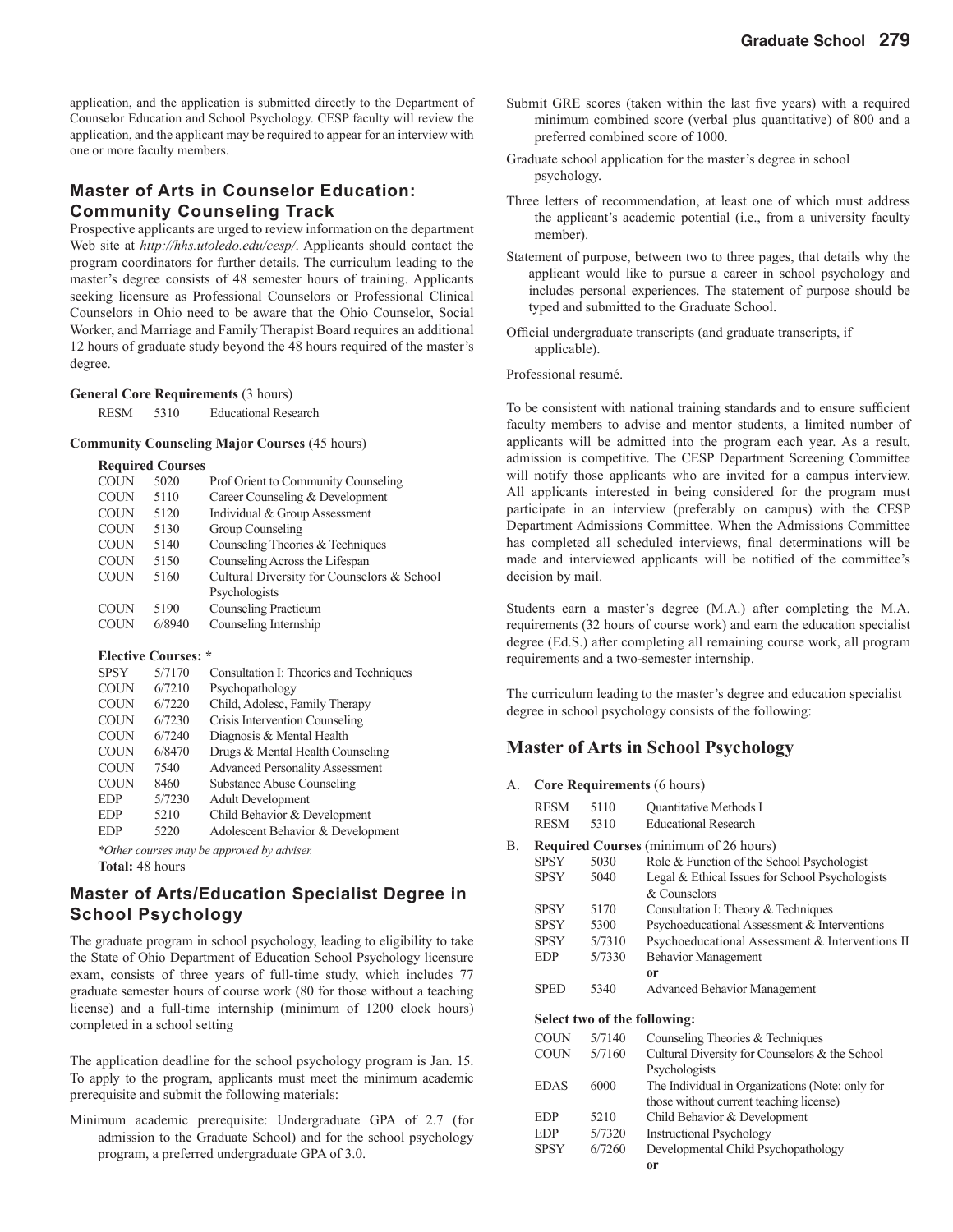application, and the application is submitted directly to the Department of Counselor Education and School Psychology. CESP faculty will review the application, and the applicant may be required to appear for an interview with one or more faculty members.

## Master of Arts in Counselor Education: Community Counseling Track

Prospective applicants are urged to review information on the department Web site at *http://hhs.utoledo.edu/cesp/*. Applicants should contact the program coordinators for further details. The curriculum leading to the master's degree consists of 48 semester hours of training. Applicants seeking licensure as Professional Counselors or Professional Clinical Counselors in Ohio need to be aware that the Ohio Counselor, Social Worker, and Marriage and Family Therapist Board requires an additional 12 hours of graduate study beyond the 48 hours required of the master's degree.

**General Core Requirements** (3 hours)

| | | |
|---|---|---|
| RESM | 5310 | Educational Research |

**Community Counseling Major Courses** (45 hours)

**Required Courses**

| | | |
|---|---|---|
| COUN | 5020 | Prof Orient to Community Counseling |
| COUN | 5110 | Career Counseling & Development |
| COUN | 5120 | Individual & Group Assessment |
| COUN | 5130 | Group Counseling |
| COUN | 5140 | Counseling Theories & Techniques |
| COUN | 5150 | Counseling Across the Lifespan |
| COUN | 5160 | Cultural Diversity for Counselors & School Psychologists |
| COUN | 5190 | Counseling Practicum |
| COUN | 6/8940 | Counseling Internship |

**Elective Courses: \***

| | | |
|---|---|---|
| SPSY | 5/7170 | Consultation I: Theories and Techniques |
| COUN | 6/7210 | Psychopathology |
| COUN | 6/7220 | Child, Adolesc, Family Therapy |
| COUN | 6/7230 | Crisis Intervention Counseling |
| COUN | 6/7240 | Diagnosis & Mental Health |
| COUN | 6/8470 | Drugs & Mental Health Counseling |
| COUN | 7540 | Advanced Personality Assessment |
| COUN | 8460 | Substance Abuse Counseling |
| EDP | 5/7230 | Adult Development |
| EDP | 5210 | Child Behavior & Development |
| EDP | 5220 | Adolescent Behavior & Development |

*\*Other courses may be approved by adviser.*

**Total:** 48 hours

## Master of Arts/Education Specialist Degree in School Psychology

The graduate program in school psychology, leading to eligibility to take the State of Ohio Department of Education School Psychology licensure exam, consists of three years of full-time study, which includes 77 graduate semester hours of course work (80 for those without a teaching license) and a full-time internship (minimum of 1200 clock hours) completed in a school setting

The application deadline for the school psychology program is Jan. 15. To apply to the program, applicants must meet the minimum academic prerequisite and submit the following materials:

Minimum academic prerequisite: Undergraduate GPA of 2.7 (for admission to the Graduate School) and for the school psychology program, a preferred undergraduate GPA of 3.0.

Submit GRE scores (taken within the last five years) with a required minimum combined score (verbal plus quantitative) of 800 and a preferred combined score of 1000.

Graduate school application for the master's degree in school psychology.

Three letters of recommendation, at least one of which must address the applicant's academic potential (i.e., from a university faculty member).

Statement of purpose, between two to three pages, that details why the applicant would like to pursue a career in school psychology and includes personal experiences. The statement of purpose should be typed and submitted to the Graduate School.

Official undergraduate transcripts (and graduate transcripts, if applicable).

Professional resumé.

To be consistent with national training standards and to ensure sufficient faculty members to advise and mentor students, a limited number of applicants will be admitted into the program each year. As a result, admission is competitive. The CESP Department Screening Committee will notify those applicants who are invited for a campus interview. All applicants interested in being considered for the program must participate in an interview (preferably on campus) with the CESP Department Admissions Committee. When the Admissions Committee has completed all scheduled interviews, final determinations will be made and interviewed applicants will be notified of the committee's decision by mail.

Students earn a master's degree (M.A.) after completing the M.A. requirements (32 hours of course work) and earn the education specialist degree (Ed.S.) after completing all remaining course work, all program requirements and a two-semester internship.

The curriculum leading to the master's degree and education specialist degree in school psychology consists of the following:

## Master of Arts in School Psychology

A. **Core Requirements** (6 hours)

| | | |
|---|---|---|
| RESM | 5110 | Quantitative Methods I |
| RESM | 5310 | Educational Research |

B. **Required Courses** (minimum of 26 hours)

| | | |
|---|---|---|
| SPSY | 5030 | Role & Function of the School Psychologist |
| SPSY | 5040 | Legal & Ethical Issues for School Psychologists & Counselors |
| SPSY | 5170 | Consultation I: Theory & Techniques |
| SPSY | 5300 | Psychoeducational Assessment & Interventions |
| SPSY | 5/7310 | Psychoeducational Assessment & Interventions II |
| EDP | 5/7330 | Behavior Management |
| | | **or** |
| SPED | 5340 | Advanced Behavior Management |

**Select two of the following:**

| | | |
|---|---|---|
| COUN | 5/7140 | Counseling Theories & Techniques |
| COUN | 5/7160 | Cultural Diversity for Counselors & the School Psychologists |
| EDAS | 6000 | The Individual in Organizations (Note: only for those without current teaching license) |
| EDP | 5210 | Child Behavior & Development |
| EDP | 5/7320 | Instructional Psychology |
| SPSY | 6/7260 | Developmental Child Psychopathology |
| | | **or** |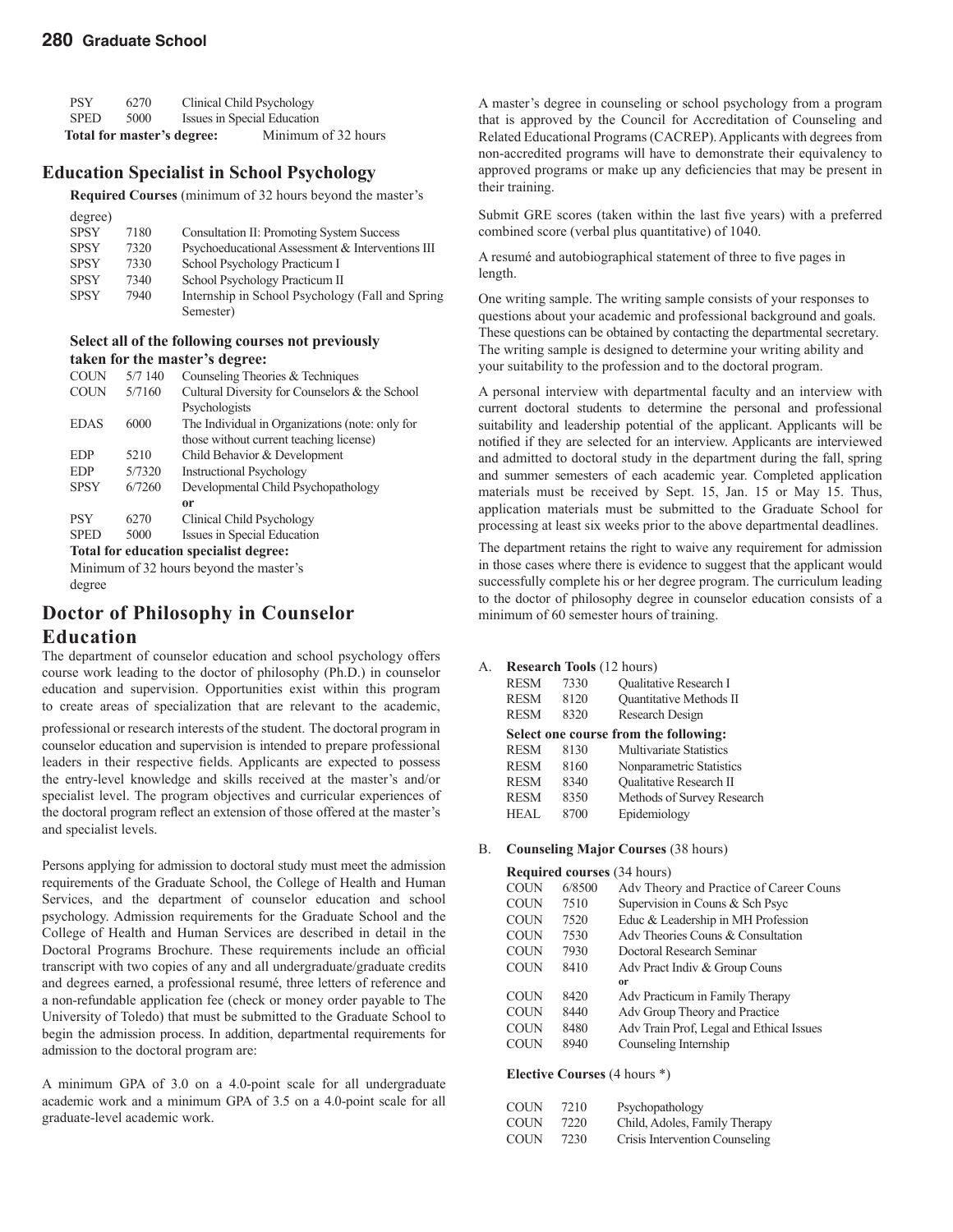| | | |
|---|---|---|
| PSY | 6270 | Clinical Child Psychology |
| SPED | 5000 | Issues in Special Education |

**Total for master's degree:** Minimum of 32 hours

## Education Specialist in School Psychology

**Required Courses** (minimum of 32 hours beyond the master's degree)

| | | |
|---|---|---|
| SPSY | 7180 | Consultation II: Promoting System Success |
| SPSY | 7320 | Psychoeducational Assessment & Interventions III |
| SPSY | 7330 | School Psychology Practicum I |
| SPSY | 7340 | School Psychology Practicum II |
| SPSY | 7940 | Internship in School Psychology (Fall and Spring Semester) |

**Select all of the following courses not previously taken for the master's degree:**

| | | |
|---|---|---|
| COUN | 5/7 140 | Counseling Theories & Techniques |
| COUN | 5/7160 | Cultural Diversity for Counselors & the School Psychologists |
| EDAS | 6000 | The Individual in Organizations (note: only for those without current teaching license) |
| EDP | 5210 | Child Behavior & Development |
| EDP | 5/7320 | Instructional Psychology |
| SPSY | 6/7260 | Developmental Child Psychopathology |
| | | **or** |
| PSY | 6270 | Clinical Child Psychology |
| SPED | 5000 | Issues in Special Education |

**Total for education specialist degree:**

Minimum of 32 hours beyond the master's degree

# Doctor of Philosophy in Counselor Education

The department of counselor education and school psychology offers course work leading to the doctor of philosophy (Ph.D.) in counselor education and supervision. Opportunities exist within this program to create areas of specialization that are relevant to the academic, professional or research interests of the student. The doctoral program in counselor education and supervision is intended to prepare professional leaders in their respective fields. Applicants are expected to possess the entry-level knowledge and skills received at the master's and/or specialist level. The program objectives and curricular experiences of the doctoral program reflect an extension of those offered at the master's and specialist levels.

Persons applying for admission to doctoral study must meet the admission requirements of the Graduate School, the College of Health and Human Services, and the department of counselor education and school psychology. Admission requirements for the Graduate School and the College of Health and Human Services are described in detail in the Doctoral Programs Brochure. These requirements include an official transcript with two copies of any and all undergraduate/graduate credits and degrees earned, a professional resumé, three letters of reference and a non-refundable application fee (check or money order payable to The University of Toledo) that must be submitted to the Graduate School to begin the admission process. In addition, departmental requirements for admission to the doctoral program are:

A minimum GPA of 3.0 on a 4.0-point scale for all undergraduate academic work and a minimum GPA of 3.5 on a 4.0-point scale for all graduate-level academic work.

A master's degree in counseling or school psychology from a program that is approved by the Council for Accreditation of Counseling and Related Educational Programs (CACREP). Applicants with degrees from non-accredited programs will have to demonstrate their equivalency to approved programs or make up any deficiencies that may be present in their training.

Submit GRE scores (taken within the last five years) with a preferred combined score (verbal plus quantitative) of 1040.

A resumé and autobiographical statement of three to five pages in length.

One writing sample. The writing sample consists of your responses to questions about your academic and professional background and goals. These questions can be obtained by contacting the departmental secretary. The writing sample is designed to determine your writing ability and your suitability to the profession and to the doctoral program.

A personal interview with departmental faculty and an interview with current doctoral students to determine the personal and professional suitability and leadership potential of the applicant. Applicants will be notified if they are selected for an interview. Applicants are interviewed and admitted to doctoral study in the department during the fall, spring and summer semesters of each academic year. Completed application materials must be received by Sept. 15, Jan. 15 or May 15. Thus, application materials must be submitted to the Graduate School for processing at least six weeks prior to the above departmental deadlines.

The department retains the right to waive any requirement for admission in those cases where there is evidence to suggest that the applicant would successfully complete his or her degree program. The curriculum leading to the doctor of philosophy degree in counselor education consists of a minimum of 60 semester hours of training.

A. **Research Tools** (12 hours)

| | | |
|---|---|---|
| RESM | 7330 | Qualitative Research I |
| RESM | 8120 | Quantitative Methods II |
| RESM | 8320 | Research Design |

**Select one course from the following:**

| | | |
|---|---|---|
| RESM | 8130 | Multivariate Statistics |
| RESM | 8160 | Nonparametric Statistics |
| RESM | 8340 | Qualitative Research II |
| RESM | 8350 | Methods of Survey Research |
| HEAL | 8700 | Epidemiology |

B. **Counseling Major Courses** (38 hours)

**Required courses** (34 hours)

| | | |
|---|---|---|
| COUN | 6/8500 | Adv Theory and Practice of Career Couns |
| COUN | 7510 | Supervision in Couns & Sch Psyc |
| COUN | 7520 | Educ & Leadership in MH Profession |
| COUN | 7530 | Adv Theories Couns & Consultation |
| COUN | 7930 | Doctoral Research Seminar |
| COUN | 8410 | Adv Pract Indiv & Group Couns |
| | | **or** |
| COUN | 8420 | Adv Practicum in Family Therapy |
| COUN | 8440 | Adv Group Theory and Practice |
| COUN | 8480 | Adv Train Prof, Legal and Ethical Issues |
| COUN | 8940 | Counseling Internship |

**Elective Courses** (4 hours *)

| | | |
|---|---|---|
| COUN | 7210 | Psychopathology |
| COUN | 7220 | Child, Adoles, Family Therapy |
| COUN | 7230 | Crisis Intervention Counseling |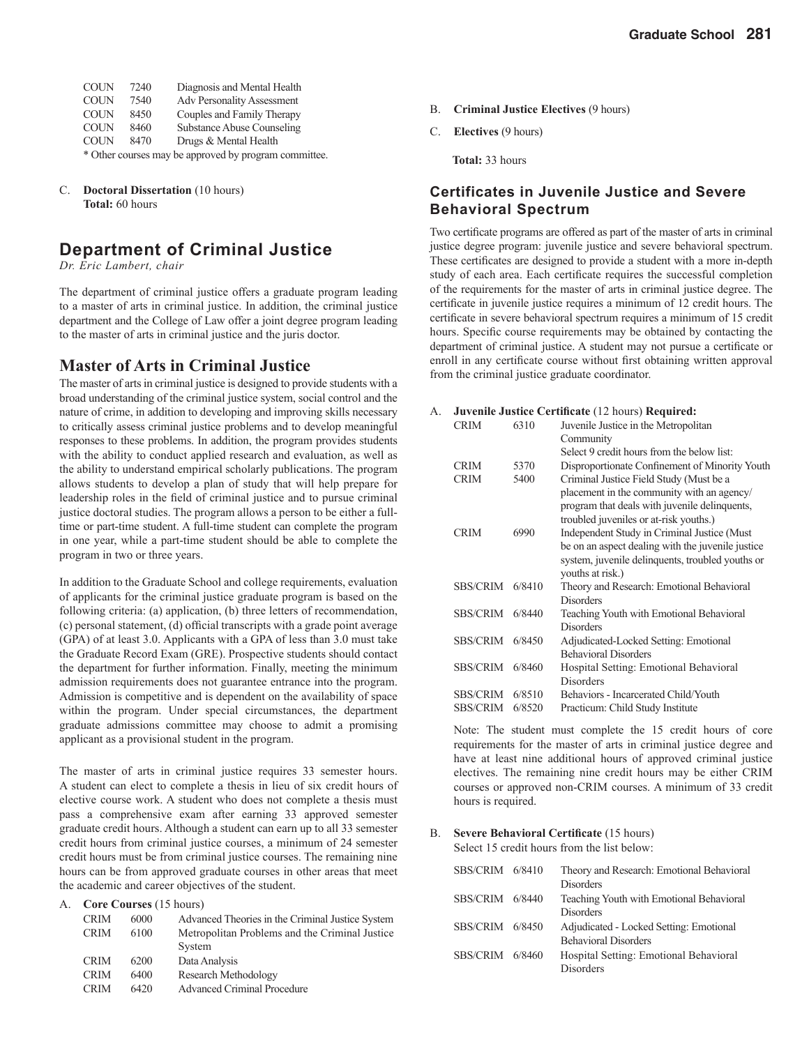| | | |
|---|---|---|
| COUN | 7240 | Diagnosis and Mental Health |
| COUN | 7540 | Adv Personality Assessment |
| COUN | 8450 | Couples and Family Therapy |
| COUN | 8460 | Substance Abuse Counseling |
| COUN | 8470 | Drugs & Mental Health |

\* Other courses may be approved by program committee.

C. **Doctoral Dissertation** (10 hours)
**Total:** 60 hours

## Department of Criminal Justice

*Dr. Eric Lambert, chair*

The department of criminal justice offers a graduate program leading to a master of arts in criminal justice. In addition, the criminal justice department and the College of Law offer a joint degree program leading to the master of arts in criminal justice and the juris doctor.

## Master of Arts in Criminal Justice

The master of arts in criminal justice is designed to provide students with a broad understanding of the criminal justice system, social control and the nature of crime, in addition to developing and improving skills necessary to critically assess criminal justice problems and to develop meaningful responses to these problems. In addition, the program provides students with the ability to conduct applied research and evaluation, as well as the ability to understand empirical scholarly publications. The program allows students to develop a plan of study that will help prepare for leadership roles in the field of criminal justice and to pursue criminal justice doctoral studies. The program allows a person to be either a full-time or part-time student. A full-time student can complete the program in one year, while a part-time student should be able to complete the program in two or three years.

In addition to the Graduate School and college requirements, evaluation of applicants for the criminal justice graduate program is based on the following criteria: (a) application, (b) three letters of recommendation, (c) personal statement, (d) official transcripts with a grade point average (GPA) of at least 3.0. Applicants with a GPA of less than 3.0 must take the Graduate Record Exam (GRE). Prospective students should contact the department for further information. Finally, meeting the minimum admission requirements does not guarantee entrance into the program. Admission is competitive and is dependent on the availability of space within the program. Under special circumstances, the department graduate admissions committee may choose to admit a promising applicant as a provisional student in the program.

The master of arts in criminal justice requires 33 semester hours. A student can elect to complete a thesis in lieu of six credit hours of elective course work. A student who does not complete a thesis must pass a comprehensive exam after earning 33 approved semester graduate credit hours. Although a student can earn up to all 33 semester credit hours from criminal justice courses, a minimum of 24 semester credit hours must be from criminal justice courses. The remaining nine hours can be from approved graduate courses in other areas that meet the academic and career objectives of the student.

A. **Core Courses** (15 hours)

| | | |
|---|---|---|
| CRIM | 6000 | Advanced Theories in the Criminal Justice System |
| CRIM | 6100 | Metropolitan Problems and the Criminal Justice System |
| CRIM | 6200 | Data Analysis |
| CRIM | 6400 | Research Methodology |
| CRIM | 6420 | Advanced Criminal Procedure |

B. **Criminal Justice Electives** (9 hours)

C. **Electives** (9 hours)

**Total:** 33 hours

### Certificates in Juvenile Justice and Severe Behavioral Spectrum

Two certificate programs are offered as part of the master of arts in criminal justice degree program: juvenile justice and severe behavioral spectrum. These certificates are designed to provide a student with a more in-depth study of each area. Each certificate requires the successful completion of the requirements for the master of arts in criminal justice degree. The certificate in juvenile justice requires a minimum of 12 credit hours. The certificate in severe behavioral spectrum requires a minimum of 15 credit hours. Specific course requirements may be obtained by contacting the department of criminal justice. A student may not pursue a certificate or enroll in any certificate course without first obtaining written approval from the criminal justice graduate coordinator.

A. **Juvenile Justice Certificate** (12 hours) **Required:**

| | | |
|---|---|---|
| CRIM | 6310 | Juvenile Justice in the Metropolitan Community |
| | | Select 9 credit hours from the below list: |
| CRIM | 5370 | Disproportionate Confinement of Minority Youth |
| CRIM | 5400 | Criminal Justice Field Study (Must be a placement in the community with an agency/program that deals with juvenile delinquents, troubled juveniles or at-risk youths.) |
| CRIM | 6990 | Independent Study in Criminal Justice (Must be on an aspect dealing with the juvenile justice system, juvenile delinquents, troubled youths or youths at risk.) |
| SBS/CRIM | 6/8410 | Theory and Research: Emotional Behavioral Disorders |
| SBS/CRIM | 6/8440 | Teaching Youth with Emotional Behavioral Disorders |
| SBS/CRIM | 6/8450 | Adjudicated-Locked Setting: Emotional Behavioral Disorders |
| SBS/CRIM | 6/8460 | Hospital Setting: Emotional Behavioral Disorders |
| SBS/CRIM | 6/8510 | Behaviors - Incarcerated Child/Youth |
| SBS/CRIM | 6/8520 | Practicum: Child Study Institute |

Note: The student must complete the 15 credit hours of core requirements for the master of arts in criminal justice degree and have at least nine additional hours of approved criminal justice electives. The remaining nine credit hours may be either CRIM courses or approved non-CRIM courses. A minimum of 33 credit hours is required.

B. **Severe Behavioral Certificate** (15 hours)
Select 15 credit hours from the list below:

| | | |
|---|---|---|
| SBS/CRIM | 6/8410 | Theory and Research: Emotional Behavioral Disorders |
| SBS/CRIM | 6/8440 | Teaching Youth with Emotional Behavioral Disorders |
| SBS/CRIM | 6/8450 | Adjudicated - Locked Setting: Emotional Behavioral Disorders |
| SBS/CRIM | 6/8460 | Hospital Setting: Emotional Behavioral Disorders |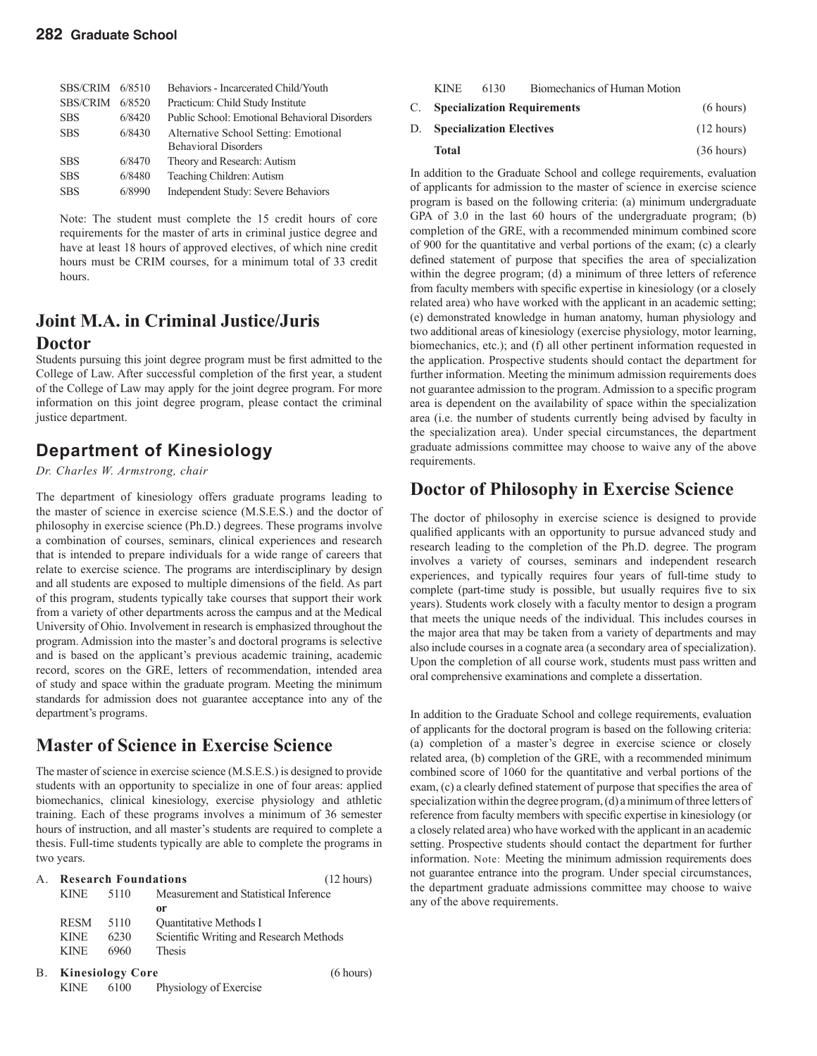| | | |
|---|---|---|
| SBS/CRIM | 6/8510 | Behaviors - Incarcerated Child/Youth |
| SBS/CRIM | 6/8520 | Practicum: Child Study Institute |
| SBS | 6/8420 | Public School: Emotional Behavioral Disorders |
| SBS | 6/8430 | Alternative School Setting: Emotional Behavioral Disorders |
| SBS | 6/8470 | Theory and Research: Autism |
| SBS | 6/8480 | Teaching Children: Autism |
| SBS | 6/8990 | Independent Study: Severe Behaviors |

Note: The student must complete the 15 credit hours of core requirements for the master of arts in criminal justice degree and have at least 18 hours of approved electives, of which nine credit hours must be CRIM courses, for a minimum total of 33 credit hours.

## Joint M.A. in Criminal Justice/Juris Doctor

Students pursuing this joint degree program must be first admitted to the College of Law. After successful completion of the first year, a student of the College of Law may apply for the joint degree program. For more information on this joint degree program, please contact the criminal justice department.

## Department of Kinesiology

*Dr. Charles W. Armstrong, chair*

The department of kinesiology offers graduate programs leading to the master of science in exercise science (M.S.E.S.) and the doctor of philosophy in exercise science (Ph.D.) degrees. These programs involve a combination of courses, seminars, clinical experiences and research that is intended to prepare individuals for a wide range of careers that relate to exercise science. The programs are interdisciplinary by design and all students are exposed to multiple dimensions of the field. As part of this program, students typically take courses that support their work from a variety of other departments across the campus and at the Medical University of Ohio. Involvement in research is emphasized throughout the program. Admission into the master's and doctoral programs is selective and is based on the applicant's previous academic training, academic record, scores on the GRE, letters of recommendation, intended area of study and space within the graduate program. Meeting the minimum standards for admission does not guarantee acceptance into any of the department's programs.

## Master of Science in Exercise Science

The master of science in exercise science (M.S.E.S.) is designed to provide students with an opportunity to specialize in one of four areas: applied biomechanics, clinical kinesiology, exercise physiology and athletic training. Each of these programs involves a minimum of 36 semester hours of instruction, and all master's students are required to complete a thesis. Full-time students typically are able to complete the programs in two years.

A. **Research Foundations** (12 hours)

| | | |
|---|---|---|
| KINE | 5110 | Measurement and Statistical Inference |
| | | **or** |
| RESM | 5110 | Quantitative Methods I |
| KINE | 6230 | Scientific Writing and Research Methods |
| KINE | 6960 | Thesis |

B. **Kinesiology Core** (6 hours)

| | | |
|---|---|---|
| KINE | 6100 | Physiology of Exercise |
| KINE | 6130 | Biomechanics of Human Motion |

C. **Specialization Requirements** (6 hours)

D. **Specialization Electives** (12 hours)

**Total** (36 hours)

In addition to the Graduate School and college requirements, evaluation of applicants for admission to the master of science in exercise science program is based on the following criteria: (a) minimum undergraduate GPA of 3.0 in the last 60 hours of the undergraduate program; (b) completion of the GRE, with a recommended minimum combined score of 900 for the quantitative and verbal portions of the exam; (c) a clearly defined statement of purpose that specifies the area of specialization within the degree program; (d) a minimum of three letters of reference from faculty members with specific expertise in kinesiology (or a closely related area) who have worked with the applicant in an academic setting; (e) demonstrated knowledge in human anatomy, human physiology and two additional areas of kinesiology (exercise physiology, motor learning, biomechanics, etc.); and (f) all other pertinent information requested in the application. Prospective students should contact the department for further information. Meeting the minimum admission requirements does not guarantee admission to the program. Admission to a specific program area is dependent on the availability of space within the specialization area (i.e. the number of students currently being advised by faculty in the specialization area). Under special circumstances, the department graduate admissions committee may choose to waive any of the above requirements.

## Doctor of Philosophy in Exercise Science

The doctor of philosophy in exercise science is designed to provide qualified applicants with an opportunity to pursue advanced study and research leading to the completion of the Ph.D. degree. The program involves a variety of courses, seminars and independent research experiences, and typically requires four years of full-time study to complete (part-time study is possible, but usually requires five to six years). Students work closely with a faculty mentor to design a program that meets the unique needs of the individual. This includes courses in the major area that may be taken from a variety of departments and may also include courses in a cognate area (a secondary area of specialization). Upon the completion of all course work, students must pass written and oral comprehensive examinations and complete a dissertation.

In addition to the Graduate School and college requirements, evaluation of applicants for the doctoral program is based on the following criteria: (a) completion of a master's degree in exercise science or closely related area, (b) completion of the GRE, with a recommended minimum combined score of 1060 for the quantitative and verbal portions of the exam, (c) a clearly defined statement of purpose that specifies the area of specialization within the degree program, (d) a minimum of three letters of reference from faculty members with specific expertise in kinesiology (or a closely related area) who have worked with the applicant in an academic setting. Prospective students should contact the department for further information. Note: Meeting the minimum admission requirements does not guarantee entrance into the program. Under special circumstances, the department graduate admissions committee may choose to waive any of the above requirements.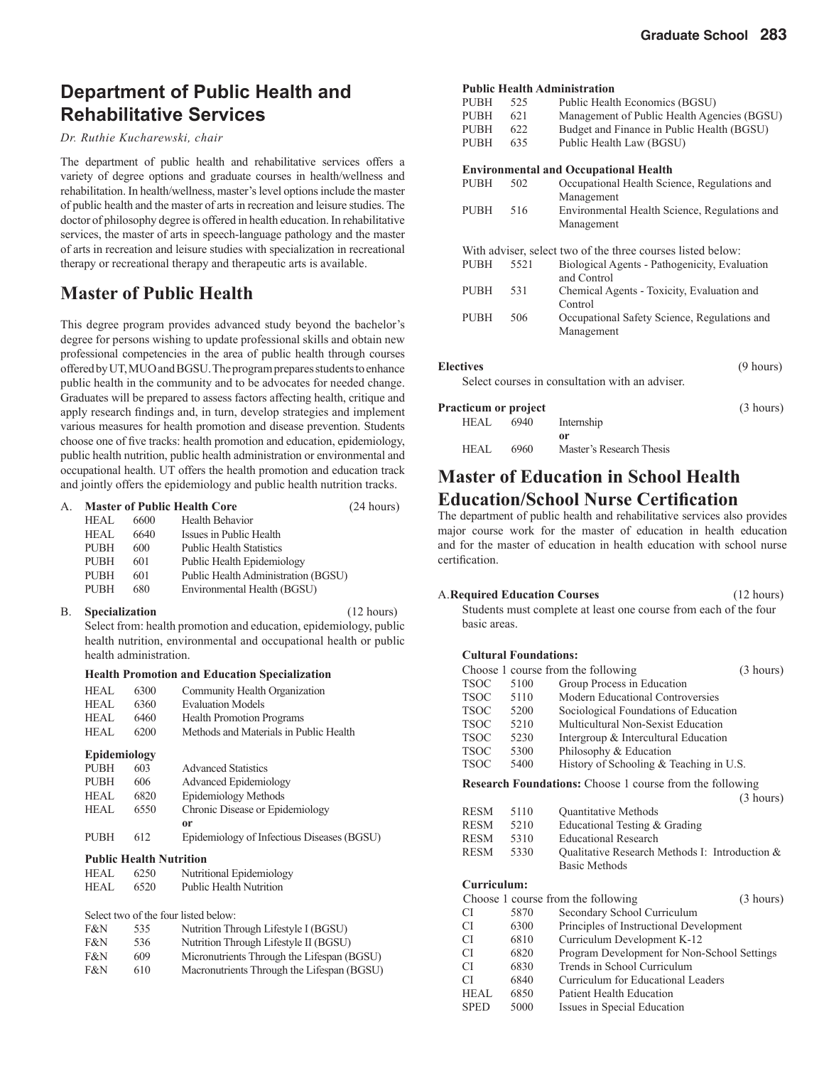## Department of Public Health and Rehabilitative Services

*Dr. Ruthie Kucharewski, chair*

The department of public health and rehabilitative services offers a variety of degree options and graduate courses in health/wellness and rehabilitation. In health/wellness, master's level options include the master of public health and the master of arts in recreation and leisure studies. The doctor of philosophy degree is offered in health education. In rehabilitative services, the master of arts in speech-language pathology and the master of arts in recreation and leisure studies with specialization in recreational therapy or recreational therapy and therapeutic arts is available.

## Master of Public Health

This degree program provides advanced study beyond the bachelor's degree for persons wishing to update professional skills and obtain new professional competencies in the area of public health through courses offered by UT, MUO and BGSU. The program prepares students to enhance public health in the community and to be advocates for needed change. Graduates will be prepared to assess factors affecting health, critique and apply research findings and, in turn, develop strategies and implement various measures for health promotion and disease prevention. Students choose one of five tracks: health promotion and education, epidemiology, public health nutrition, public health administration or environmental and occupational health. UT offers the health promotion and education track and jointly offers the epidemiology and public health nutrition tracks.

A. **Master of Public Health Core** (24 hours)

| | | |
|---|---|---|
| HEAL | 6600 | Health Behavior |
| HEAL | 6640 | Issues in Public Health |
| PUBH | 600 | Public Health Statistics |
| PUBH | 601 | Public Health Epidemiology |
| PUBH | 601 | Public Health Administration (BGSU) |
| PUBH | 680 | Environmental Health (BGSU) |

B. **Specialization** (12 hours)

Select from: health promotion and education, epidemiology, public health nutrition, environmental and occupational health or public health administration.

**Health Promotion and Education Specialization**

| | | |
|---|---|---|
| HEAL | 6300 | Community Health Organization |
| HEAL | 6360 | Evaluation Models |
| HEAL | 6460 | Health Promotion Programs |
| HEAL | 6200 | Methods and Materials in Public Health |

**Epidemiology**

| | | |
|---|---|---|
| PUBH | 603 | Advanced Statistics |
| PUBH | 606 | Advanced Epidemiology |
| HEAL | 6820 | Epidemiology Methods |
| HEAL | 6550 | Chronic Disease or Epidemiology |
| | | **or** |
| PUBH | 612 | Epidemiology of Infectious Diseases (BGSU) |

**Public Health Nutrition**

| | | |
|---|---|---|
| HEAL | 6250 | Nutritional Epidemiology |
| HEAL | 6520 | Public Health Nutrition |

Select two of the four listed below:

| | | |
|---|---|---|
| F&N | 535 | Nutrition Through Lifestyle I (BGSU) |
| F&N | 536 | Nutrition Through Lifestyle II (BGSU) |
| F&N | 609 | Micronutrients Through the Lifespan (BGSU) |
| F&N | 610 | Macronutrients Through the Lifespan (BGSU) |

**Public Health Administration**

| | | |
|---|---|---|
| PUBH | 525 | Public Health Economics (BGSU) |
| PUBH | 621 | Management of Public Health Agencies (BGSU) |
| PUBH | 622 | Budget and Finance in Public Health (BGSU) |
| PUBH | 635 | Public Health Law (BGSU) |

**Environmental and Occupational Health**

| | | |
|---|---|---|
| PUBH | 502 | Occupational Health Science, Regulations and Management |
| PUBH | 516 | Environmental Health Science, Regulations and Management |

With adviser, select two of the three courses listed below:

| | | |
|---|---|---|
| PUBH | 5521 | Biological Agents - Pathogenicity, Evaluation and Control |
| PUBH | 531 | Chemical Agents - Toxicity, Evaluation and Control |
| PUBH | 506 | Occupational Safety Science, Regulations and Management |

**Electives** (9 hours)

Select courses in consultation with an adviser.

**Practicum or project** (3 hours)

| | | |
|---|---|---|
| HEAL | 6940 | Internship |
| | | **or** |
| HEAL | 6960 | Master's Research Thesis |

## Master of Education in School Health Education/School Nurse Certification

The department of public health and rehabilitative services also provides major course work for the master of education in health education and for the master of education in health education with school nurse certification.

A. **Required Education Courses** (12 hours)

Students must complete at least one course from each of the four basic areas.

**Cultural Foundations:**

Choose 1 course from the following (3 hours)

| | | |
|---|---|---|
| TSOC | 5100 | Group Process in Education |
| TSOC | 5110 | Modern Educational Controversies |
| TSOC | 5200 | Sociological Foundations of Education |
| TSOC | 5210 | Multicultural Non-Sexist Education |
| TSOC | 5230 | Intergroup & Intercultural Education |
| TSOC | 5300 | Philosophy & Education |
| TSOC | 5400 | History of Schooling & Teaching in U.S. |

**Research Foundations:** Choose 1 course from the following (3 hours)

| | | |
|---|---|---|
| RESM | 5110 | Quantitative Methods |
| RESM | 5210 | Educational Testing & Grading |
| RESM | 5310 | Educational Research |
| RESM | 5330 | Qualitative Research Methods I: Introduction & Basic Methods |

**Curriculum:**

Choose 1 course from the following (3 hours)

| | | |
|---|---|---|
| CI | 5870 | Secondary School Curriculum |
| CI | 6300 | Principles of Instructional Development |
| CI | 6810 | Curriculum Development K-12 |
| CI | 6820 | Program Development for Non-School Settings |
| CI | 6830 | Trends in School Curriculum |
| CI | 6840 | Curriculum for Educational Leaders |
| HEAL | 6850 | Patient Health Education |
| SPED | 5000 | Issues in Special Education |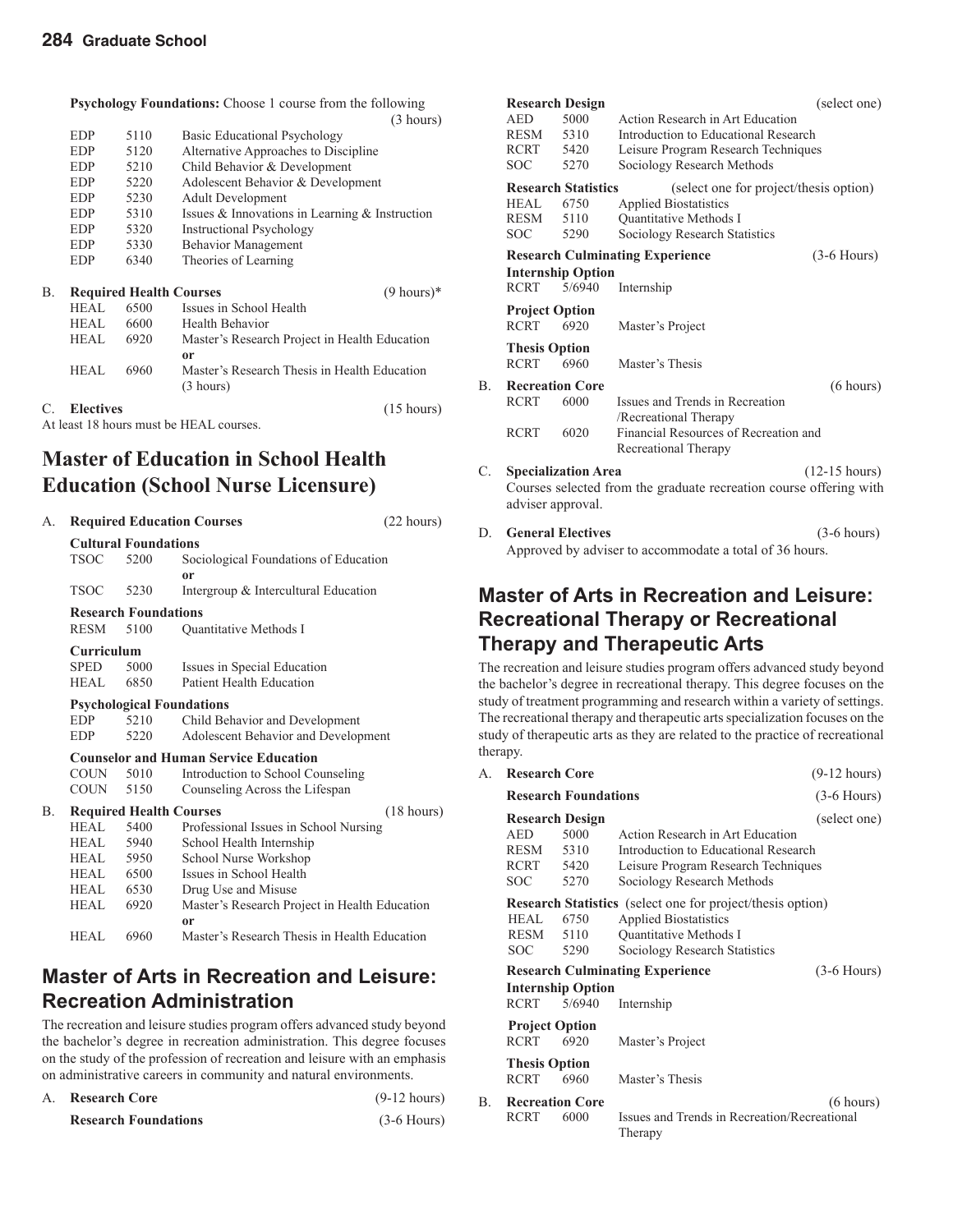**Psychology Foundations:** Choose 1 course from the following (3 hours)

| | | |
|---|---|---|
| EDP | 5110 | Basic Educational Psychology |
| EDP | 5120 | Alternative Approaches to Discipline |
| EDP | 5210 | Child Behavior & Development |
| EDP | 5220 | Adolescent Behavior & Development |
| EDP | 5230 | Adult Development |
| EDP | 5310 | Issues & Innovations in Learning & Instruction |
| EDP | 5320 | Instructional Psychology |
| EDP | 5330 | Behavior Management |
| EDP | 6340 | Theories of Learning |

B. **Required Health Courses** (9 hours)*

| | | |
|---|---|---|
| HEAL | 6500 | Issues in School Health |
| HEAL | 6600 | Health Behavior |
| HEAL | 6920 | Master's Research Project in Health Education **or** |
| HEAL | 6960 | Master's Research Thesis in Health Education (3 hours) |

C. **Electives** (15 hours)

At least 18 hours must be HEAL courses.

## Master of Education in School Health Education (School Nurse Licensure)

A. **Required Education Courses** (22 hours)

**Cultural Foundations**

| | | |
|---|---|---|
| TSOC | 5200 | Sociological Foundations of Education **or** |
| TSOC | 5230 | Intergroup & Intercultural Education |

**Research Foundations**

| | | |
|---|---|---|
| RESM | 5100 | Quantitative Methods I |

**Curriculum**

| | | |
|---|---|---|
| SPED | 5000 | Issues in Special Education |
| HEAL | 6850 | Patient Health Education |

**Psychological Foundations**

| | | |
|---|---|---|
| EDP | 5210 | Child Behavior and Development |
| EDP | 5220 | Adolescent Behavior and Development |

**Counselor and Human Service Education**

| | | |
|---|---|---|
| COUN | 5010 | Introduction to School Counseling |
| COUN | 5150 | Counseling Across the Lifespan |

B. **Required Health Courses** (18 hours)

| | | |
|---|---|---|
| HEAL | 5400 | Professional Issues in School Nursing |
| HEAL | 5940 | School Health Internship |
| HEAL | 5950 | School Nurse Workshop |
| HEAL | 6500 | Issues in School Health |
| HEAL | 6530 | Drug Use and Misuse |
| HEAL | 6920 | Master's Research Project in Health Education **or** |
| HEAL | 6960 | Master's Research Thesis in Health Education |

## Master of Arts in Recreation and Leisure: Recreation Administration

The recreation and leisure studies program offers advanced study beyond the bachelor's degree in recreation administration. This degree focuses on the study of the profession of recreation and leisure with an emphasis on administrative careers in community and natural environments.

A. **Research Core** (9-12 hours)

**Research Foundations** (3-6 Hours)

**Research Design** (select one)

| | | |
|---|---|---|
| AED | 5000 | Action Research in Art Education |
| RESM | 5310 | Introduction to Educational Research |
| RCRT | 5420 | Leisure Program Research Techniques |
| SOC | 5270 | Sociology Research Methods |

**Research Statistics** (select one for project/thesis option)

| | | |
|---|---|---|
| HEAL | 6750 | Applied Biostatistics |
| RESM | 5110 | Quantitative Methods I |
| SOC | 5290 | Sociology Research Statistics |

**Research Culminating Experience** (3-6 Hours)

**Internship Option**

| | | |
|---|---|---|
| RCRT | 5/6940 | Internship |

**Project Option**

| | | |
|---|---|---|
| RCRT | 6920 | Master's Project |

**Thesis Option**

| | | |
|---|---|---|
| RCRT | 6960 | Master's Thesis |

B. **Recreation Core** (6 hours)

| | | |
|---|---|---|
| RCRT | 6000 | Issues and Trends in Recreation /Recreational Therapy |
| RCRT | 6020 | Financial Resources of Recreation and Recreational Therapy |

C. **Specialization Area** (12-15 hours)

Courses selected from the graduate recreation course offering with adviser approval.

D. **General Electives** (3-6 hours)

Approved by adviser to accommodate a total of 36 hours.

## Master of Arts in Recreation and Leisure: Recreational Therapy or Recreational Therapy and Therapeutic Arts

The recreation and leisure studies program offers advanced study beyond the bachelor's degree in recreational therapy. This degree focuses on the study of treatment programming and research within a variety of settings. The recreational therapy and therapeutic arts specialization focuses on the study of therapeutic arts as they are related to the practice of recreational therapy.

A. **Research Core** (9-12 hours)

**Research Foundations** (3-6 Hours)

**Research Design** (select one)

| | | |
|---|---|---|
| AED | 5000 | Action Research in Art Education |
| RESM | 5310 | Introduction to Educational Research |
| RCRT | 5420 | Leisure Program Research Techniques |
| SOC | 5270 | Sociology Research Methods |

**Research Statistics** (select one for project/thesis option)

| | | |
|---|---|---|
| HEAL | 6750 | Applied Biostatistics |
| RESM | 5110 | Quantitative Methods I |
| SOC | 5290 | Sociology Research Statistics |

**Research Culminating Experience** (3-6 Hours)

**Internship Option**

| | | |
|---|---|---|
| RCRT | 5/6940 | Internship |

**Project Option**

| | | |
|---|---|---|
| RCRT | 6920 | Master's Project |

**Thesis Option**

| | | |
|---|---|---|
| RCRT | 6960 | Master's Thesis |

B. **Recreation Core** (6 hours)

| | | |
|---|---|---|
| RCRT | 6000 | Issues and Trends in Recreation/Recreational Therapy |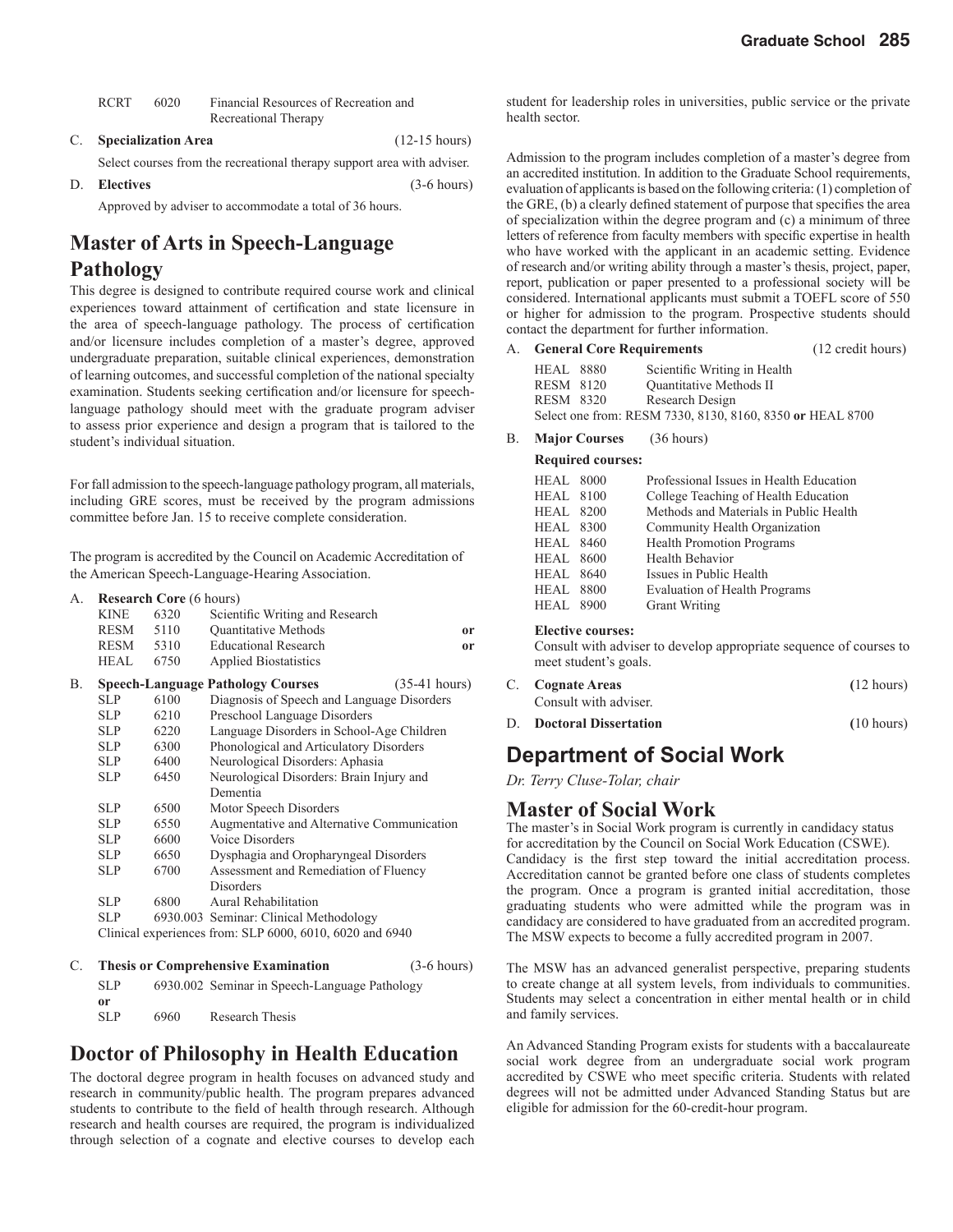| | | |
|---|---|---|
| RCRT | 6020 | Financial Resources of Recreation and Recreational Therapy |

C. **Specialization Area** (12-15 hours)

Select courses from the recreational therapy support area with adviser.

D. **Electives** (3-6 hours)

Approved by adviser to accommodate a total of 36 hours.

## Master of Arts in Speech-Language Pathology

This degree is designed to contribute required course work and clinical experiences toward attainment of certification and state licensure in the area of speech-language pathology. The process of certification and/or licensure includes completion of a master's degree, approved undergraduate preparation, suitable clinical experiences, demonstration of learning outcomes, and successful completion of the national specialty examination. Students seeking certification and/or licensure for speech-language pathology should meet with the graduate program adviser to assess prior experience and design a program that is tailored to the student's individual situation.

For fall admission to the speech-language pathology program, all materials, including GRE scores, must be received by the program admissions committee before Jan. 15 to receive complete consideration.

The program is accredited by the Council on Academic Accreditation of the American Speech-Language-Hearing Association.

A. **Research Core** (6 hours)

| | | | |
|---|---|---|---|
| KINE | 6320 | Scientific Writing and Research | |
| RESM | 5110 | Quantitative Methods | **or** |
| RESM | 5310 | Educational Research | **or** |
| HEAL | 6750 | Applied Biostatistics | |

B. **Speech-Language Pathology Courses** (35-41 hours)

| | | |
|---|---|---|
| SLP | 6100 | Diagnosis of Speech and Language Disorders |
| SLP | 6210 | Preschool Language Disorders |
| SLP | 6220 | Language Disorders in School-Age Children |
| SLP | 6300 | Phonological and Articulatory Disorders |
| SLP | 6400 | Neurological Disorders: Aphasia |
| SLP | 6450 | Neurological Disorders: Brain Injury and Dementia |
| SLP | 6500 | Motor Speech Disorders |
| SLP | 6550 | Augmentative and Alternative Communication |
| SLP | 6600 | Voice Disorders |
| SLP | 6650 | Dysphagia and Oropharyngeal Disorders |
| SLP | 6700 | Assessment and Remediation of Fluency Disorders |
| SLP | 6800 | Aural Rehabilitation |
| SLP | 6930.003 | Seminar: Clinical Methodology |

Clinical experiences from: SLP 6000, 6010, 6020 and 6940

C. **Thesis or Comprehensive Examination** (3-6 hours)

| | | |
|---|---|---|
| SLP | 6930.002 | Seminar in Speech-Language Pathology |
| **or** | | |
| SLP | 6960 | Research Thesis |

## Doctor of Philosophy in Health Education

The doctoral degree program in health focuses on advanced study and research in community/public health. The program prepares advanced students to contribute to the field of health through research. Although research and health courses are required, the program is individualized through selection of a cognate and elective courses to develop each student for leadership roles in universities, public service or the private health sector.

Admission to the program includes completion of a master's degree from an accredited institution. In addition to the Graduate School requirements, evaluation of applicants is based on the following criteria: (1) completion of the GRE, (b) a clearly defined statement of purpose that specifies the area of specialization within the degree program and (c) a minimum of three letters of reference from faculty members with specific expertise in health who have worked with the applicant in an academic setting. Evidence of research and/or writing ability through a master's thesis, project, paper, report, publication or paper presented to a professional society will be considered. International applicants must submit a TOEFL score of 550 or higher for admission to the program. Prospective students should contact the department for further information.

A. **General Core Requirements** (12 credit hours)

| | | |
|---|---|---|
| HEAL | 8880 | Scientific Writing in Health |
| RESM | 8120 | Quantitative Methods II |
| RESM | 8320 | Research Design |

Select one from: RESM 7330, 8130, 8160, 8350 **or** HEAL 8700

B. **Major Courses** (36 hours)

**Required courses:**

| | | |
|---|---|---|
| HEAL | 8000 | Professional Issues in Health Education |
| HEAL | 8100 | College Teaching of Health Education |
| HEAL | 8200 | Methods and Materials in Public Health |
| HEAL | 8300 | Community Health Organization |
| HEAL | 8460 | Health Promotion Programs |
| HEAL | 8600 | Health Behavior |
| HEAL | 8640 | Issues in Public Health |
| HEAL | 8800 | Evaluation of Health Programs |
| HEAL | 8900 | Grant Writing |

**Elective courses:**

Consult with adviser to develop appropriate sequence of courses to meet student's goals.

C. **Cognate Areas** (12 hours)

Consult with adviser.

D. **Doctoral Dissertation** (10 hours)

# Department of Social Work

*Dr. Terry Cluse-Tolar, chair*

## Master of Social Work

The master's in Social Work program is currently in candidacy status for accreditation by the Council on Social Work Education (CSWE). Candidacy is the first step toward the initial accreditation process. Accreditation cannot be granted before one class of students completes the program. Once a program is granted initial accreditation, those graduating students who were admitted while the program was in candidacy are considered to have graduated from an accredited program. The MSW expects to become a fully accredited program in 2007.

The MSW has an advanced generalist perspective, preparing students to create change at all system levels, from individuals to communities. Students may select a concentration in either mental health or in child and family services.

An Advanced Standing Program exists for students with a baccalaureate social work degree from an undergraduate social work program accredited by CSWE who meet specific criteria. Students with related degrees will not be admitted under Advanced Standing Status but are eligible for admission for the 60-credit-hour program.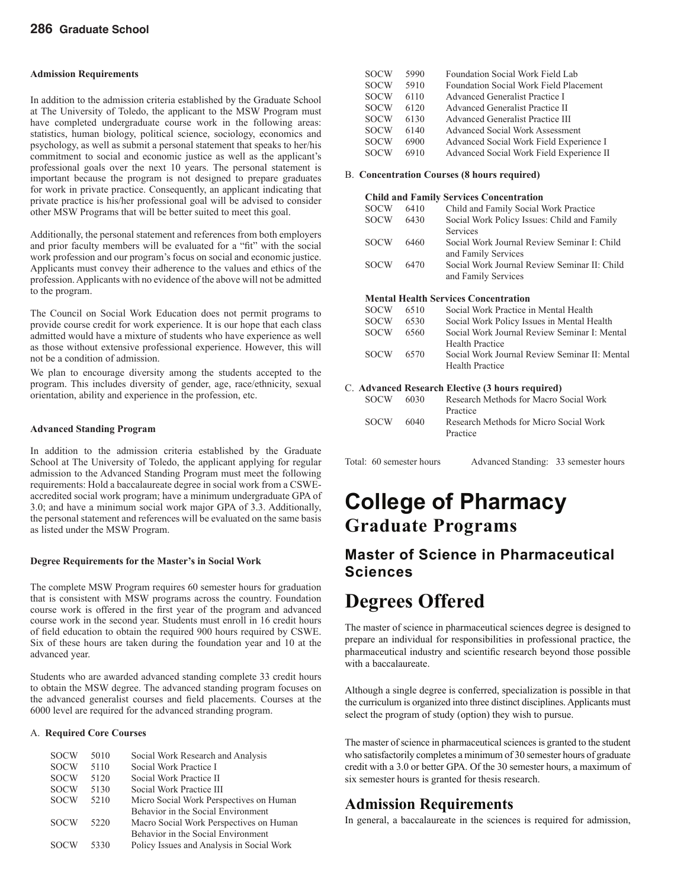**Admission Requirements**

In addition to the admission criteria established by the Graduate School at The University of Toledo, the applicant to the MSW Program must have completed undergraduate course work in the following areas: statistics, human biology, political science, sociology, economics and psychology, as well as submit a personal statement that speaks to her/his commitment to social and economic justice as well as the applicant's professional goals over the next 10 years. The personal statement is important because the program is not designed to prepare graduates for work in private practice. Consequently, an applicant indicating that private practice is his/her professional goal will be advised to consider other MSW Programs that will be better suited to meet this goal.

Additionally, the personal statement and references from both employers and prior faculty members will be evaluated for a "fit" with the social work profession and our program's focus on social and economic justice. Applicants must convey their adherence to the values and ethics of the profession. Applicants with no evidence of the above will not be admitted to the program.

The Council on Social Work Education does not permit programs to provide course credit for work experience. It is our hope that each class admitted would have a mixture of students who have experience as well as those without extensive professional experience. However, this will not be a condition of admission.

We plan to encourage diversity among the students accepted to the program. This includes diversity of gender, age, race/ethnicity, sexual orientation, ability and experience in the profession, etc.

**Advanced Standing Program**

In addition to the admission criteria established by the Graduate School at The University of Toledo, the applicant applying for regular admission to the Advanced Standing Program must meet the following requirements: Hold a baccalaureate degree in social work from a CSWE-accredited social work program; have a minimum undergraduate GPA of 3.0; and have a minimum social work major GPA of 3.3. Additionally, the personal statement and references will be evaluated on the same basis as listed under the MSW Program.

**Degree Requirements for the Master's in Social Work**

The complete MSW Program requires 60 semester hours for graduation that is consistent with MSW programs across the country. Foundation course work is offered in the first year of the program and advanced course work in the second year. Students must enroll in 16 credit hours of field education to obtain the required 900 hours required by CSWE. Six of these hours are taken during the foundation year and 10 at the advanced year.

Students who are awarded advanced standing complete 33 credit hours to obtain the MSW degree. The advanced standing program focuses on the advanced generalist courses and field placements. Courses at the 6000 level are required for the advanced stranding program.

A. **Required Core Courses**

| | | |
|---|---|---|
| SOCW | 5010 | Social Work Research and Analysis |
| SOCW | 5110 | Social Work Practice I |
| SOCW | 5120 | Social Work Practice II |
| SOCW | 5130 | Social Work Practice III |
| SOCW | 5210 | Micro Social Work Perspectives on Human Behavior in the Social Environment |
| SOCW | 5220 | Macro Social Work Perspectives on Human Behavior in the Social Environment |
| SOCW | 5330 | Policy Issues and Analysis in Social Work |
| SOCW | 5990 | Foundation Social Work Field Lab |
| SOCW | 5910 | Foundation Social Work Field Placement |
| SOCW | 6110 | Advanced Generalist Practice I |
| SOCW | 6120 | Advanced Generalist Practice II |
| SOCW | 6130 | Advanced Generalist Practice III |
| SOCW | 6140 | Advanced Social Work Assessment |
| SOCW | 6900 | Advanced Social Work Field Experience I |
| SOCW | 6910 | Advanced Social Work Field Experience II |

B. **Concentration Courses (8 hours required)**

**Child and Family Services Concentration**

| | | |
|---|---|---|
| SOCW | 6410 | Child and Family Social Work Practice |
| SOCW | 6430 | Social Work Policy Issues: Child and Family Services |
| SOCW | 6460 | Social Work Journal Review Seminar I: Child and Family Services |
| SOCW | 6470 | Social Work Journal Review Seminar II: Child and Family Services |

**Mental Health Services Concentration**

| | | |
|---|---|---|
| SOCW | 6510 | Social Work Practice in Mental Health |
| SOCW | 6530 | Social Work Policy Issues in Mental Health |
| SOCW | 6560 | Social Work Journal Review Seminar I: Mental Health Practice |
| SOCW | 6570 | Social Work Journal Review Seminar II: Mental Health Practice |

C. **Advanced Research Elective (3 hours required)**

| | | |
|---|---|---|
| SOCW | 6030 | Research Methods for Macro Social Work Practice |
| SOCW | 6040 | Research Methods for Micro Social Work Practice |

Total: 60 semester hours Advanced Standing: 33 semester hours

# College of Pharmacy

## Graduate Programs

### Master of Science in Pharmaceutical Sciences

## Degrees Offered

The master of science in pharmaceutical sciences degree is designed to prepare an individual for responsibilities in professional practice, the pharmaceutical industry and scientific research beyond those possible with a baccalaureate.

Although a single degree is conferred, specialization is possible in that the curriculum is organized into three distinct disciplines. Applicants must select the program of study (option) they wish to pursue.

The master of science in pharmaceutical sciences is granted to the student who satisfactorily completes a minimum of 30 semester hours of graduate credit with a 3.0 or better GPA. Of the 30 semester hours, a maximum of six semester hours is granted for thesis research.

## Admission Requirements

In general, a baccalaureate in the sciences is required for admission,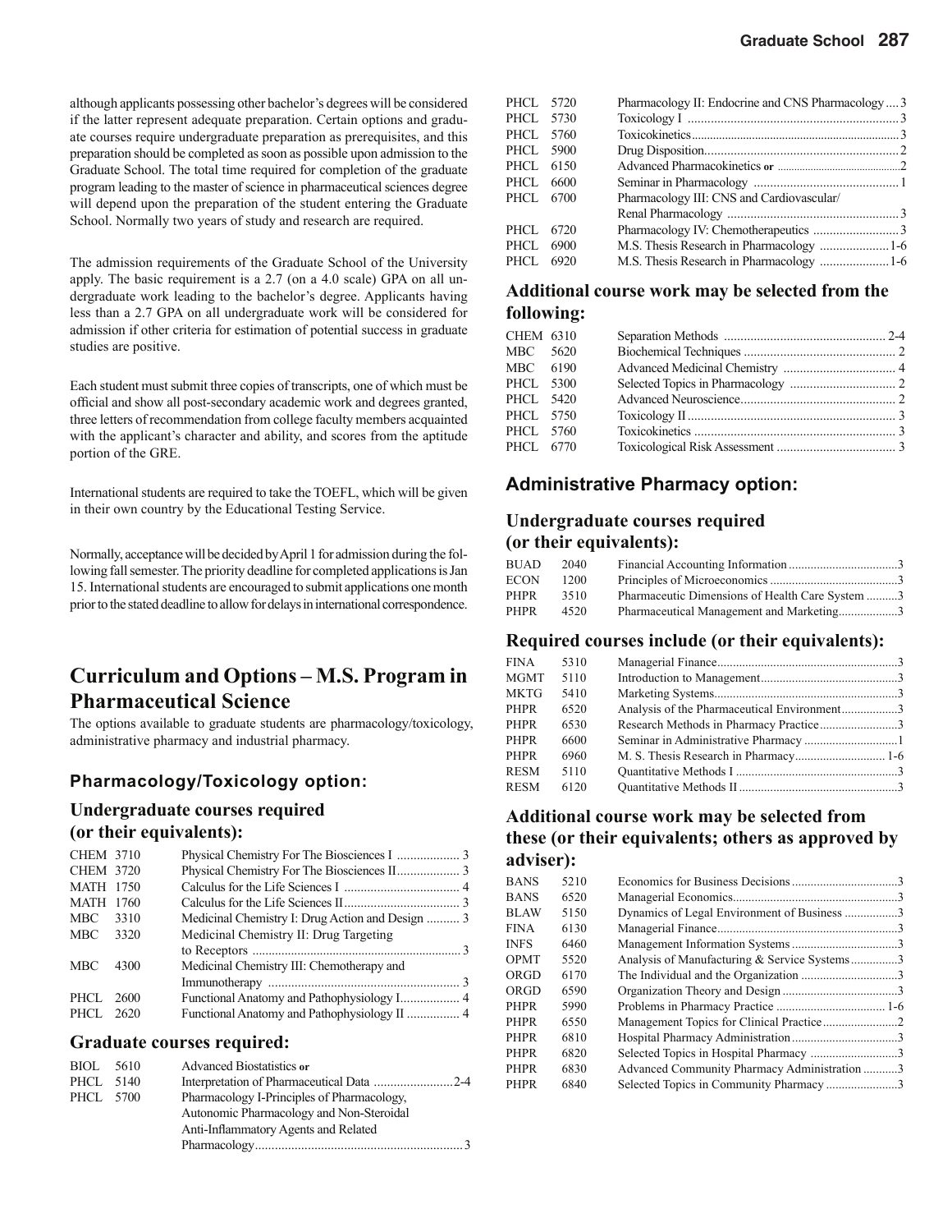although applicants possessing other bachelor's degrees will be considered if the latter represent adequate preparation. Certain options and graduate courses require undergraduate preparation as prerequisites, and this preparation should be completed as soon as possible upon admission to the Graduate School. The total time required for completion of the graduate program leading to the master of science in pharmaceutical sciences degree will depend upon the preparation of the student entering the Graduate School. Normally two years of study and research are required.

The admission requirements of the Graduate School of the University apply. The basic requirement is a 2.7 (on a 4.0 scale) GPA on all undergraduate work leading to the bachelor's degree. Applicants having less than a 2.7 GPA on all undergraduate work will be considered for admission if other criteria for estimation of potential success in graduate studies are positive.

Each student must submit three copies of transcripts, one of which must be official and show all post-secondary academic work and degrees granted, three letters of recommendation from college faculty members acquainted with the applicant's character and ability, and scores from the aptitude portion of the GRE.

International students are required to take the TOEFL, which will be given in their own country by the Educational Testing Service.

Normally, acceptance will be decided by April 1 for admission during the following fall semester. The priority deadline for completed applications is Jan 15. International students are encouraged to submit applications one month prior to the stated deadline to allow for delays in international correspondence.

## Curriculum and Options – M.S. Program in Pharmaceutical Science

The options available to graduate students are pharmacology/toxicology, administrative pharmacy and industrial pharmacy.

### Pharmacology/Toxicology option:

#### Undergraduate courses required (or their equivalents):

| Course | Title | Credits |
|---|---|---|
| CHEM 3710 | Physical Chemistry For The Biosciences I | 3 |
| CHEM 3720 | Physical Chemistry For The Biosciences II | 3 |
| MATH 1750 | Calculus for the Life Sciences I | 4 |
| MATH 1760 | Calculus for the Life Sciences II | 3 |
| MBC 3310 | Medicinal Chemistry I: Drug Action and Design | 3 |
| MBC 3320 | Medicinal Chemistry II: Drug Targeting to Receptors | 3 |
| MBC 4300 | Medicinal Chemistry III: Chemotherapy and Immunotherapy | 3 |
| PHCL 2600 | Functional Anatomy and Pathophysiology I | 4 |
| PHCL 2620 | Functional Anatomy and Pathophysiology II | 4 |

#### Graduate courses required:

| Course | Title | Credits |
|---|---|---|
| BIOL 5610 | Advanced Biostatistics **or** | |
| PHCL 5140 | Interpretation of Pharmaceutical Data | 2-4 |
| PHCL 5700 | Pharmacology I-Principles of Pharmacology, Autonomic Pharmacology and Non-Steroidal Anti-Inflammatory Agents and Related Pharmacology | 3 |
| PHCL 5720 | Pharmacology II: Endocrine and CNS Pharmacology | 3 |
| PHCL 5730 | Toxicology I | 3 |
| PHCL 5760 | Toxicokinetics | 3 |
| PHCL 5900 | Drug Disposition | 2 |
| PHCL 6150 | Advanced Pharmacokinetics **or** | 2 |
| PHCL 6600 | Seminar in Pharmacology | 1 |
| PHCL 6700 | Pharmacology III: CNS and Cardiovascular/ Renal Pharmacology | 3 |
| PHCL 6720 | Pharmacology IV: Chemotherapeutics | 3 |
| PHCL 6900 | M.S. Thesis Research in Pharmacology | 1-6 |
| PHCL 6920 | M.S. Thesis Research in Pharmacology | 1-6 |

#### Additional course work may be selected from the following:

| Course | Title | Credits |
|---|---|---|
| CHEM 6310 | Separation Methods | 2-4 |
| MBC 5620 | Biochemical Techniques | 2 |
| MBC 6190 | Advanced Medicinal Chemistry | 4 |
| PHCL 5300 | Selected Topics in Pharmacology | 2 |
| PHCL 5420 | Advanced Neuroscience | 2 |
| PHCL 5750 | Toxicology II | 3 |
| PHCL 5760 | Toxicokinetics | 3 |
| PHCL 6770 | Toxicological Risk Assessment | 3 |

### Administrative Pharmacy option:

#### Undergraduate courses required (or their equivalents):

| Course | Title | Credits |
|---|---|---|
| BUAD 2040 | Financial Accounting Information | 3 |
| ECON 1200 | Principles of Microeconomics | 3 |
| PHPR 3510 | Pharmaceutic Dimensions of Health Care System | 3 |
| PHPR 4520 | Pharmaceutical Management and Marketing | 3 |

#### Required courses include (or their equivalents):

| Course | Title | Credits |
|---|---|---|
| FINA 5310 | Managerial Finance | 3 |
| MGMT 5110 | Introduction to Management | 3 |
| MKTG 5410 | Marketing Systems | 3 |
| PHPR 6520 | Analysis of the Pharmaceutical Environment | 3 |
| PHPR 6530 | Research Methods in Pharmacy Practice | 3 |
| PHPR 6600 | Seminar in Administrative Pharmacy | 1 |
| PHPR 6960 | M. S. Thesis Research in Pharmacy | 1-6 |
| RESM 5110 | Quantitative Methods I | 3 |
| RESM 6120 | Quantitative Methods II | 3 |

#### Additional course work may be selected from these (or their equivalents; others as approved by adviser):

| Course | Title | Credits |
|---|---|---|
| BANS 5210 | Economics for Business Decisions | 3 |
| BANS 6520 | Managerial Economics | 3 |
| BLAW 5150 | Dynamics of Legal Environment of Business | 3 |
| FINA 6130 | Managerial Finance | 3 |
| INFS 6460 | Management Information Systems | 3 |
| OPMT 5520 | Analysis of Manufacturing & Service Systems | 3 |
| ORGD 6170 | The Individual and the Organization | 3 |
| ORGD 6590 | Organization Theory and Design | 3 |
| PHPR 5990 | Problems in Pharmacy Practice | 1-6 |
| PHPR 6550 | Management Topics for Clinical Practice | 2 |
| PHPR 6810 | Hospital Pharmacy Administration | 3 |
| PHPR 6820 | Selected Topics in Hospital Pharmacy | 3 |
| PHPR 6830 | Advanced Community Pharmacy Administration | 3 |
| PHPR 6840 | Selected Topics in Community Pharmacy | 3 |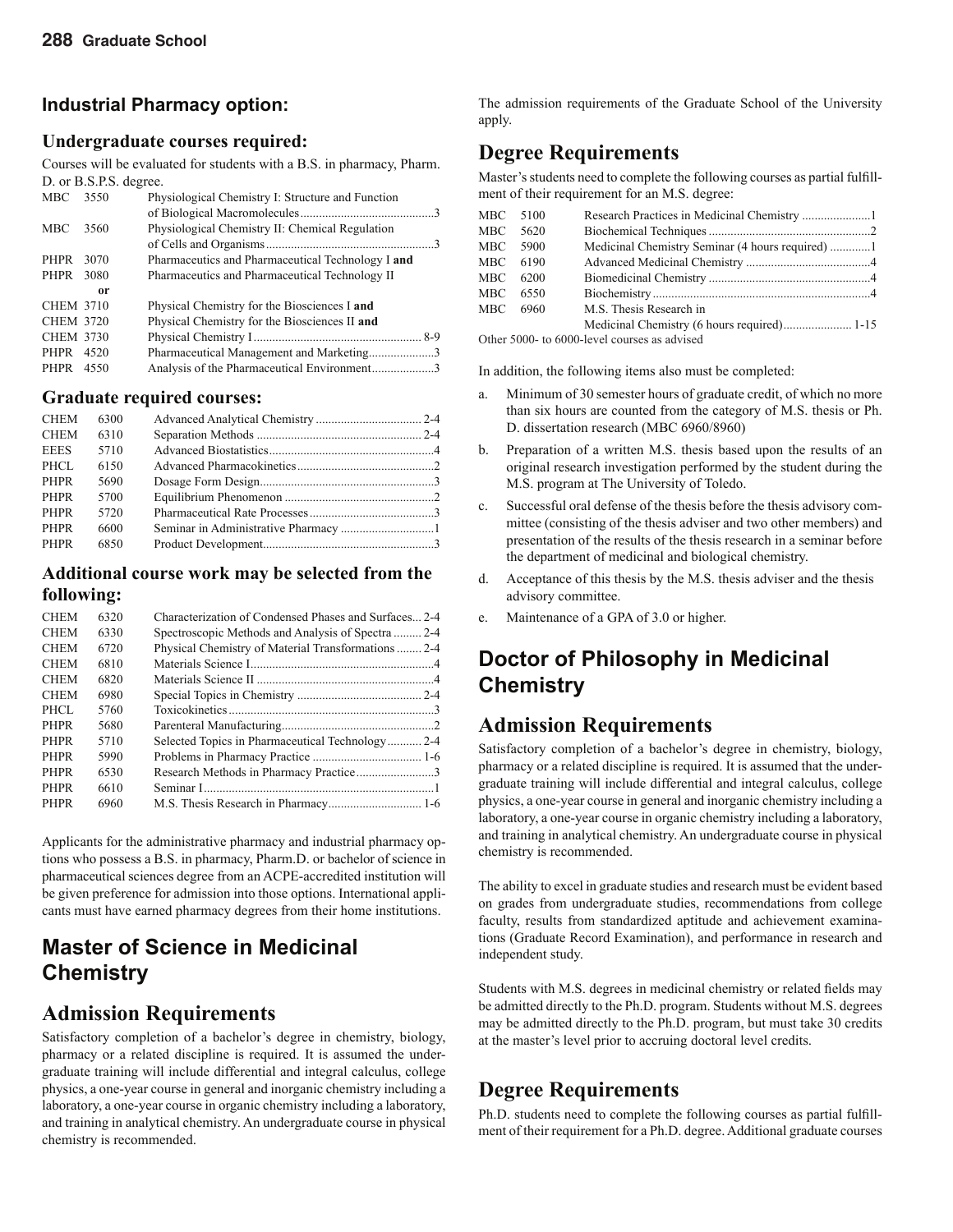### Industrial Pharmacy option:

#### Undergraduate courses required:

Courses will be evaluated for students with a B.S. in pharmacy, Pharm. D. or B.S.P.S. degree.

| | | | |
|---|---|---|---|
| MBC | 3550 | Physiological Chemistry I: Structure and Function of Biological Macromolecules | 3 |
| MBC | 3560 | Physiological Chemistry II: Chemical Regulation of Cells and Organisms | 3 |
| PHPR | 3070 | Pharmaceutics and Pharmaceutical Technology I **and** | |
| PHPR | 3080 | Pharmaceutics and Pharmaceutical Technology II | |
| | **or** | | |
| CHEM | 3710 | Physical Chemistry for the Biosciences I **and** | |
| CHEM | 3720 | Physical Chemistry for the Biosciences II **and** | |
| CHEM | 3730 | Physical Chemistry I | 8-9 |
| PHPR | 4520 | Pharmaceutical Management and Marketing | 3 |
| PHPR | 4550 | Analysis of the Pharmaceutical Environment | 3 |

#### Graduate required courses:

| | | | |
|---|---|---|---|
| CHEM | 6300 | Advanced Analytical Chemistry | 2-4 |
| CHEM | 6310 | Separation Methods | 2-4 |
| EEES | 5710 | Advanced Biostatistics | 4 |
| PHCL | 6150 | Advanced Pharmacokinetics | 2 |
| PHPR | 5690 | Dosage Form Design | 3 |
| PHPR | 5700 | Equilibrium Phenomenon | 2 |
| PHPR | 5720 | Pharmaceutical Rate Processes | 3 |
| PHPR | 6600 | Seminar in Administrative Pharmacy | 1 |
| PHPR | 6850 | Product Development | 3 |

#### Additional course work may be selected from the following:

| | | | |
|---|---|---|---|
| CHEM | 6320 | Characterization of Condensed Phases and Surfaces | 2-4 |
| CHEM | 6330 | Spectroscopic Methods and Analysis of Spectra | 2-4 |
| CHEM | 6720 | Physical Chemistry of Material Transformations | 2-4 |
| CHEM | 6810 | Materials Science I | 4 |
| CHEM | 6820 | Materials Science II | 4 |
| CHEM | 6980 | Special Topics in Chemistry | 2-4 |
| PHCL | 5760 | Toxicokinetics | 3 |
| PHPR | 5680 | Parenteral Manufacturing | 2 |
| PHPR | 5710 | Selected Topics in Pharmaceutical Technology | 2-4 |
| PHPR | 5990 | Problems in Pharmacy Practice | 1-6 |
| PHPR | 6530 | Research Methods in Pharmacy Practice | 3 |
| PHPR | 6610 | Seminar I | 1 |
| PHPR | 6960 | M.S. Thesis Research in Pharmacy | 1-6 |

Applicants for the administrative pharmacy and industrial pharmacy options who possess a B.S. in pharmacy, Pharm.D. or bachelor of science in pharmaceutical sciences degree from an ACPE-accredited institution will be given preference for admission into those options. International applicants must have earned pharmacy degrees from their home institutions.

## Master of Science in Medicinal Chemistry

### Admission Requirements

Satisfactory completion of a bachelor's degree in chemistry, biology, pharmacy or a related discipline is required. It is assumed the undergraduate training will include differential and integral calculus, college physics, a one-year course in general and inorganic chemistry including a laboratory, a one-year course in organic chemistry including a laboratory, and training in analytical chemistry. An undergraduate course in physical chemistry is recommended.

The admission requirements of the Graduate School of the University apply.

### Degree Requirements

Master's students need to complete the following courses as partial fulfillment of their requirement for an M.S. degree:

| | | | |
|---|---|---|---|
| MBC | 5100 | Research Practices in Medicinal Chemistry | 1 |
| MBC | 5620 | Biochemical Techniques | 2 |
| MBC | 5900 | Medicinal Chemistry Seminar (4 hours required) | 1 |
| MBC | 6190 | Advanced Medicinal Chemistry | 4 |
| MBC | 6200 | Biomedicinal Chemistry | 4 |
| MBC | 6550 | Biochemistry | 4 |
| MBC | 6960 | M.S. Thesis Research in Medicinal Chemistry (6 hours required) | 1-15 |

Other 5000- to 6000-level courses as advised

In addition, the following items also must be completed:

a. Minimum of 30 semester hours of graduate credit, of which no more than six hours are counted from the category of M.S. thesis or Ph. D. dissertation research (MBC 6960/8960)

b. Preparation of a written M.S. thesis based upon the results of an original research investigation performed by the student during the M.S. program at The University of Toledo.

c. Successful oral defense of the thesis before the thesis advisory committee (consisting of the thesis adviser and two other members) and presentation of the results of the thesis research in a seminar before the department of medicinal and biological chemistry.

d. Acceptance of this thesis by the M.S. thesis adviser and the thesis advisory committee.

e. Maintenance of a GPA of 3.0 or higher.

## Doctor of Philosophy in Medicinal Chemistry

### Admission Requirements

Satisfactory completion of a bachelor's degree in chemistry, biology, pharmacy or a related discipline is required. It is assumed that the undergraduate training will include differential and integral calculus, college physics, a one-year course in general and inorganic chemistry including a laboratory, a one-year course in organic chemistry including a laboratory, and training in analytical chemistry. An undergraduate course in physical chemistry is recommended.

The ability to excel in graduate studies and research must be evident based on grades from undergraduate studies, recommendations from college faculty, results from standardized aptitude and achievement examinations (Graduate Record Examination), and performance in research and independent study.

Students with M.S. degrees in medicinal chemistry or related fields may be admitted directly to the Ph.D. program. Students without M.S. degrees may be admitted directly to the Ph.D. program, but must take 30 credits at the master's level prior to accruing doctoral level credits.

### Degree Requirements

Ph.D. students need to complete the following courses as partial fulfillment of their requirement for a Ph.D. degree. Additional graduate courses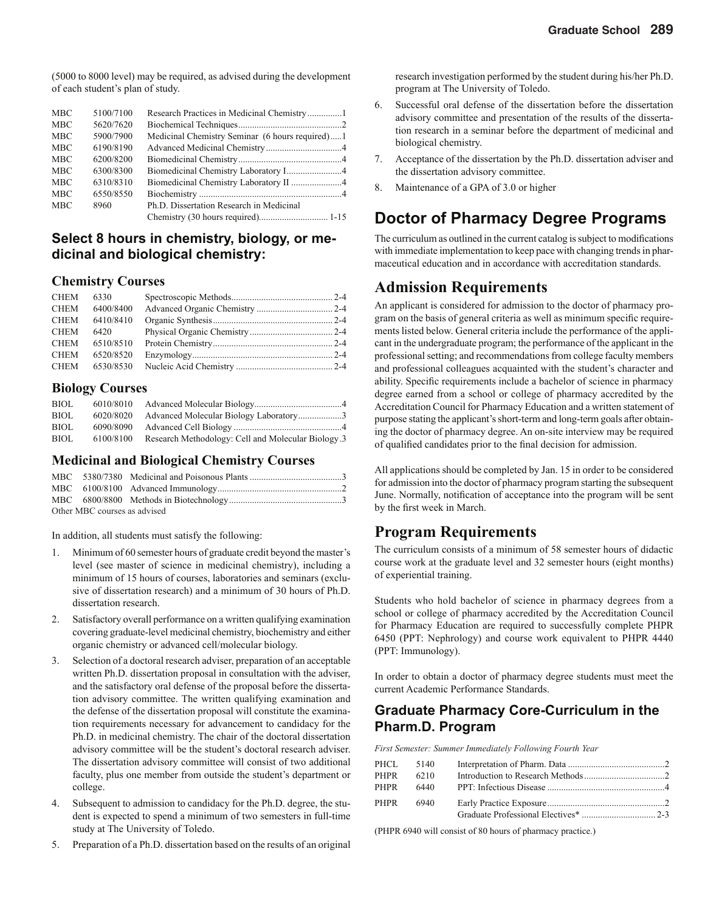(5000 to 8000 level) may be required, as advised during the development of each student's plan of study.

| | | | |
|---|---|---|---|
| MBC | 5100/7100 | Research Practices in Medicinal Chemistry | 1 |
| MBC | 5620/7620 | Biochemical Techniques | 2 |
| MBC | 5900/7900 | Medicinal Chemistry Seminar (6 hours required) | 1 |
| MBC | 6190/8190 | Advanced Medicinal Chemistry | 4 |
| MBC | 6200/8200 | Biomedicinal Chemistry | 4 |
| MBC | 6300/8300 | Biomedicinal Chemistry Laboratory I | 4 |
| MBC | 6310/8310 | Biomedicinal Chemistry Laboratory II | 4 |
| MBC | 6550/8550 | Biochemistry | 4 |
| MBC | 8960 | Ph.D. Dissertation Research in Medicinal Chemistry (30 hours required) | 1-15 |

### Select 8 hours in chemistry, biology, or medicinal and biological chemistry:

#### Chemistry Courses

| | | | |
|---|---|---|---|
| CHEM | 6330 | Spectroscopic Methods | 2-4 |
| CHEM | 6400/8400 | Advanced Organic Chemistry | 2-4 |
| CHEM | 6410/8410 | Organic Synthesis | 2-4 |
| CHEM | 6420 | Physical Organic Chemistry | 2-4 |
| CHEM | 6510/8510 | Protein Chemistry | 2-4 |
| CHEM | 6520/8520 | Enzymology | 2-4 |
| CHEM | 6530/8530 | Nucleic Acid Chemistry | 2-4 |

#### Biology Courses

| | | | |
|---|---|---|---|
| BIOL | 6010/8010 | Advanced Molecular Biology | 4 |
| BIOL | 6020/8020 | Advanced Molecular Biology Laboratory | 3 |
| BIOL | 6090/8090 | Advanced Cell Biology | 4 |
| BIOL | 6100/8100 | Research Methodology: Cell and Molecular Biology | 3 |

#### Medicinal and Biological Chemistry Courses

| | | | |
|---|---|---|---|
| MBC | 5380/7380 | Medicinal and Poisonous Plants | 3 |
| MBC | 6100/8100 | Advanced Immunology | 2 |
| MBC | 6800/8800 | Methods in Biotechnology | 3 |

Other MBC courses as advised

In addition, all students must satisfy the following:

1. Minimum of 60 semester hours of graduate credit beyond the master's level (see master of science in medicinal chemistry), including a minimum of 15 hours of courses, laboratories and seminars (exclusive of dissertation research) and a minimum of 30 hours of Ph.D. dissertation research.
2. Satisfactory overall performance on a written qualifying examination covering graduate-level medicinal chemistry, biochemistry and either organic chemistry or advanced cell/molecular biology.
3. Selection of a doctoral research adviser, preparation of an acceptable written Ph.D. dissertation proposal in consultation with the adviser, and the satisfactory oral defense of the proposal before the dissertation advisory committee. The written qualifying examination and the defense of the dissertation proposal will constitute the examination requirements necessary for advancement to candidacy for the Ph.D. in medicinal chemistry. The chair of the doctoral dissertation advisory committee will be the student's doctoral research adviser. The dissertation advisory committee will consist of two additional faculty, plus one member from outside the student's department or college.
4. Subsequent to admission to candidacy for the Ph.D. degree, the student is expected to spend a minimum of two semesters in full-time study at The University of Toledo.
5. Preparation of a Ph.D. dissertation based on the results of an original research investigation performed by the student during his/her Ph.D. program at The University of Toledo.
6. Successful oral defense of the dissertation before the dissertation advisory committee and presentation of the results of the dissertation research in a seminar before the department of medicinal and biological chemistry.
7. Acceptance of the dissertation by the Ph.D. dissertation adviser and the dissertation advisory committee.
8. Maintenance of a GPA of 3.0 or higher

# Doctor of Pharmacy Degree Programs

The curriculum as outlined in the current catalog is subject to modifications with immediate implementation to keep pace with changing trends in pharmaceutical education and in accordance with accreditation standards.

## Admission Requirements

An applicant is considered for admission to the doctor of pharmacy program on the basis of general criteria as well as minimum specific requirements listed below. General criteria include the performance of the applicant in the undergraduate program; the performance of the applicant in the professional setting; and recommendations from college faculty members and professional colleagues acquainted with the student's character and ability. Specific requirements include a bachelor of science in pharmacy degree earned from a school or college of pharmacy accredited by the Accreditation Council for Pharmacy Education and a written statement of purpose stating the applicant's short-term and long-term goals after obtaining the doctor of pharmacy degree. An on-site interview may be required of qualified candidates prior to the final decision for admission.

All applications should be completed by Jan. 15 in order to be considered for admission into the doctor of pharmacy program starting the subsequent June. Normally, notification of acceptance into the program will be sent by the first week in March.

## Program Requirements

The curriculum consists of a minimum of 58 semester hours of didactic course work at the graduate level and 32 semester hours (eight months) of experiential training.

Students who hold bachelor of science in pharmacy degrees from a school or college of pharmacy accredited by the Accreditation Council for Pharmacy Education are required to successfully complete PHPR 6450 (PPT: Nephrology) and course work equivalent to PHPR 4440 (PPT: Immunology).

In order to obtain a doctor of pharmacy degree students must meet the current Academic Performance Standards.

### Graduate Pharmacy Core-Curriculum in the Pharm.D. Program

*First Semester: Summer Immediately Following Fourth Year*

| | | | |
|---|---|---|---|
| PHCL | 5140 | Interpretation of Pharm. Data | 2 |
| PHPR | 6210 | Introduction to Research Methods | 2 |
| PHPR | 6440 | PPT: Infectious Disease | 4 |
| PHPR | 6940 | Early Practice Exposure | 2 |
| | | Graduate Professional Electives* | 2-3 |

(PHPR 6940 will consist of 80 hours of pharmacy practice.)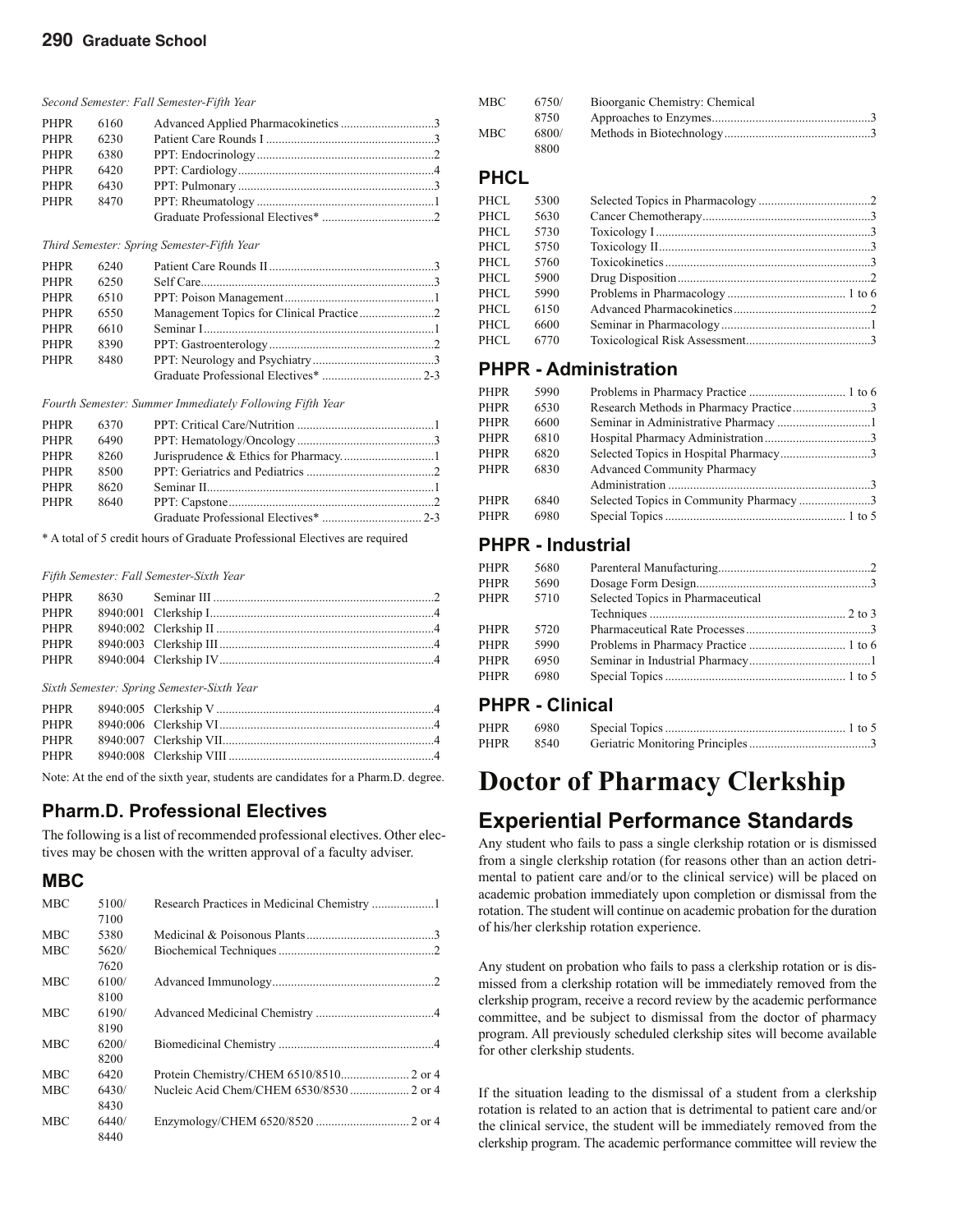*Second Semester: Fall Semester-Fifth Year*

| | | | |
|---|---|---|---|
| PHPR | 6160 | Advanced Applied Pharmacokinetics | 3 |
| PHPR | 6230 | Patient Care Rounds I | 3 |
| PHPR | 6380 | PPT: Endocrinology | 2 |
| PHPR | 6420 | PPT: Cardiology | 4 |
| PHPR | 6430 | PPT: Pulmonary | 3 |
| PHPR | 8470 | PPT: Rheumatology | 1 |
| | | Graduate Professional Electives* | 2 |

*Third Semester: Spring Semester-Fifth Year*

| | | | |
|---|---|---|---|
| PHPR | 6240 | Patient Care Rounds II | 3 |
| PHPR | 6250 | Self Care | 3 |
| PHPR | 6510 | PPT: Poison Management | 1 |
| PHPR | 6550 | Management Topics for Clinical Practice | 2 |
| PHPR | 6610 | Seminar I | 1 |
| PHPR | 8390 | PPT: Gastroenterology | 2 |
| PHPR | 8480 | PPT: Neurology and Psychiatry | 3 |
| | | Graduate Professional Electives* | 2-3 |

*Fourth Semester: Summer Immediately Following Fifth Year*

| | | | |
|---|---|---|---|
| PHPR | 6370 | PPT: Critical Care/Nutrition | 1 |
| PHPR | 6490 | PPT: Hematology/Oncology | 3 |
| PHPR | 8260 | Jurisprudence & Ethics for Pharmacy | 1 |
| PHPR | 8500 | PPT: Geriatrics and Pediatrics | 2 |
| PHPR | 8620 | Seminar II | 1 |
| PHPR | 8640 | PPT: Capstone | 2 |
| | | Graduate Professional Electives* | 2-3 |

* A total of 5 credit hours of Graduate Professional Electives are required

*Fifth Semester: Fall Semester-Sixth Year*

| | | | |
|---|---|---|---|
| PHPR | 8630 | Seminar III | 2 |
| PHPR | 8940:001 | Clerkship I | 4 |
| PHPR | 8940:002 | Clerkship II | 4 |
| PHPR | 8940:003 | Clerkship III | 4 |
| PHPR | 8940:004 | Clerkship IV | 4 |

*Sixth Semester: Spring Semester-Sixth Year*

| | | | |
|---|---|---|---|
| PHPR | 8940:005 | Clerkship V | 4 |
| PHPR | 8940:006 | Clerkship VI | 4 |
| PHPR | 8940:007 | Clerkship VII | 4 |
| PHPR | 8940:008 | Clerkship VIII | 4 |

Note: At the end of the sixth year, students are candidates for a Pharm.D. degree.

## Pharm.D. Professional Electives

The following is a list of recommended professional electives. Other electives may be chosen with the written approval of a faculty adviser.

### MBC

| | | | |
|---|---|---|---|
| MBC | 5100/7100 | Research Practices in Medicinal Chemistry | 1 |
| MBC | 5380 | Medicinal & Poisonous Plants | 3 |
| MBC | 5620/7620 | Biochemical Techniques | 2 |
| MBC | 6100/8100 | Advanced Immunology | 2 |
| MBC | 6190/8190 | Advanced Medicinal Chemistry | 4 |
| MBC | 6200/8200 | Biomedicinal Chemistry | 4 |
| MBC | 6420 | Protein Chemistry/CHEM 6510/8510 | 2 or 4 |
| MBC | 6430/8430 | Nucleic Acid Chem/CHEM 6530/8530 | 2 or 4 |
| MBC | 6440/8440 | Enzymology/CHEM 6520/8520 | 2 or 4 |
| MBC | 6750/8750 | Bioorganic Chemistry: Chemical Approaches to Enzymes | 3 |
| MBC | 6800/8800 | Methods in Biotechnology | 3 |

### PHCL

| | | | |
|---|---|---|---|
| PHCL | 5300 | Selected Topics in Pharmacology | 2 |
| PHCL | 5630 | Cancer Chemotherapy | 3 |
| PHCL | 5730 | Toxicology I | 3 |
| PHCL | 5750 | Toxicology II | 3 |
| PHCL | 5760 | Toxicokinetics | 3 |
| PHCL | 5900 | Drug Disposition | 2 |
| PHCL | 5990 | Problems in Pharmacology | 1 to 6 |
| PHCL | 6150 | Advanced Pharmacokinetics | 2 |
| PHCL | 6600 | Seminar in Pharmacology | 1 |
| PHCL | 6770 | Toxicological Risk Assessment | 3 |

### PHPR - Administration

| | | | |
|---|---|---|---|
| PHPR | 5990 | Problems in Pharmacy Practice | 1 to 6 |
| PHPR | 6530 | Research Methods in Pharmacy Practice | 3 |
| PHPR | 6600 | Seminar in Administrative Pharmacy | 1 |
| PHPR | 6810 | Hospital Pharmacy Administration | 3 |
| PHPR | 6820 | Selected Topics in Hospital Pharmacy | 3 |
| PHPR | 6830 | Advanced Community Pharmacy Administration | 3 |
| PHPR | 6840 | Selected Topics in Community Pharmacy | 3 |
| PHPR | 6980 | Special Topics | 1 to 5 |

### PHPR - Industrial

| | | | |
|---|---|---|---|
| PHPR | 5680 | Parenteral Manufacturing | 2 |
| PHPR | 5690 | Dosage Form Design | 3 |
| PHPR | 5710 | Selected Topics in Pharmaceutical Techniques | 2 to 3 |
| PHPR | 5720 | Pharmaceutical Rate Processes | 3 |
| PHPR | 5990 | Problems in Pharmacy Practice | 1 to 6 |
| PHPR | 6950 | Seminar in Industrial Pharmacy | 1 |
| PHPR | 6980 | Special Topics | 1 to 5 |

### PHPR - Clinical

| | | | |
|---|---|---|---|
| PHPR | 6980 | Special Topics | 1 to 5 |
| PHPR | 8540 | Geriatric Monitoring Principles | 3 |

# Doctor of Pharmacy Clerkship

## Experiential Performance Standards

Any student who fails to pass a single clerkship rotation or is dismissed from a single clerkship rotation (for reasons other than an action detrimental to patient care and/or to the clinical service) will be placed on academic probation immediately upon completion or dismissal from the rotation. The student will continue on academic probation for the duration of his/her clerkship rotation experience.

Any student on probation who fails to pass a clerkship rotation or is dismissed from a clerkship rotation will be immediately removed from the clerkship program, receive a record review by the academic performance committee, and be subject to dismissal from the doctor of pharmacy program. All previously scheduled clerkship sites will become available for other clerkship students.

If the situation leading to the dismissal of a student from a clerkship rotation is related to an action that is detrimental to patient care and/or the clinical service, the student will be immediately removed from the clerkship program. The academic performance committee will review the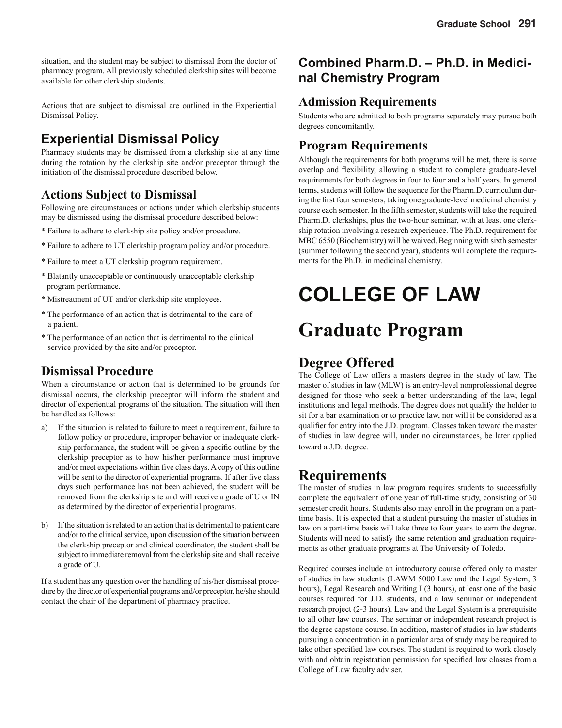situation, and the student may be subject to dismissal from the doctor of pharmacy program. All previously scheduled clerkship sites will become available for other clerkship students.

Actions that are subject to dismissal are outlined in the Experiential Dismissal Policy.

## Experiential Dismissal Policy

Pharmacy students may be dismissed from a clerkship site at any time during the rotation by the clerkship site and/or preceptor through the initiation of the dismissal procedure described below.

### Actions Subject to Dismissal

Following are circumstances or actions under which clerkship students may be dismissed using the dismissal procedure described below:

* Failure to adhere to clerkship site policy and/or procedure.
* Failure to adhere to UT clerkship program policy and/or procedure.
* Failure to meet a UT clerkship program requirement.
* Blatantly unacceptable or continuously unacceptable clerkship program performance.
* Mistreatment of UT and/or clerkship site employees.
* The performance of an action that is detrimental to the care of a patient.
* The performance of an action that is detrimental to the clinical service provided by the site and/or preceptor.

### Dismissal Procedure

When a circumstance or action that is determined to be grounds for dismissal occurs, the clerkship preceptor will inform the student and director of experiential programs of the situation. The situation will then be handled as follows:

a) If the situation is related to failure to meet a requirement, failure to follow policy or procedure, improper behavior or inadequate clerkship performance, the student will be given a specific outline by the clerkship preceptor as to how his/her performance must improve and/or meet expectations within five class days. A copy of this outline will be sent to the director of experiential programs. If after five class days such performance has not been achieved, the student will be removed from the clerkship site and will receive a grade of U or IN as determined by the director of experiential programs.

b) If the situation is related to an action that is detrimental to patient care and/or to the clinical service, upon discussion of the situation between the clerkship preceptor and clinical coordinator, the student shall be subject to immediate removal from the clerkship site and shall receive a grade of U.

If a student has any question over the handling of his/her dismissal procedure by the director of experiential programs and/or preceptor, he/she should contact the chair of the department of pharmacy practice.

## Combined Pharm.D. – Ph.D. in Medicinal Chemistry Program

### Admission Requirements

Students who are admitted to both programs separately may pursue both degrees concomitantly.

### Program Requirements

Although the requirements for both programs will be met, there is some overlap and flexibility, allowing a student to complete graduate-level requirements for both degrees in four to four and a half years. In general terms, students will follow the sequence for the Pharm.D. curriculum during the first four semesters, taking one graduate-level medicinal chemistry course each semester. In the fifth semester, students will take the required Pharm.D. clerkships, plus the two-hour seminar, with at least one clerkship rotation involving a research experience. The Ph.D. requirement for MBC 6550 (Biochemistry) will be waived. Beginning with sixth semester (summer following the second year), students will complete the requirements for the Ph.D. in medicinal chemistry.

# COLLEGE OF LAW

# Graduate Program

## Degree Offered

The College of Law offers a masters degree in the study of law. The master of studies in law (MLW) is an entry-level nonprofessional degree designed for those who seek a better understanding of the law, legal institutions and legal methods. The degree does not qualify the holder to sit for a bar examination or to practice law, nor will it be considered as a qualifier for entry into the J.D. program. Classes taken toward the master of studies in law degree will, under no circumstances, be later applied toward a J.D. degree.

## Requirements

The master of studies in law program requires students to successfully complete the equivalent of one year of full-time study, consisting of 30 semester credit hours. Students also may enroll in the program on a part-time basis. It is expected that a student pursuing the master of studies in law on a part-time basis will take three to four years to earn the degree. Students will need to satisfy the same retention and graduation requirements as other graduate programs at The University of Toledo.

Required courses include an introductory course offered only to master of studies in law students (LAWM 5000 Law and the Legal System, 3 hours), Legal Research and Writing I (3 hours), at least one of the basic courses required for J.D. students, and a law seminar or independent research project (2-3 hours). Law and the Legal System is a prerequisite to all other law courses. The seminar or independent research project is the degree capstone course. In addition, master of studies in law students pursuing a concentration in a particular area of study may be required to take other specified law courses. The student is required to work closely with and obtain registration permission for specified law classes from a College of Law faculty adviser.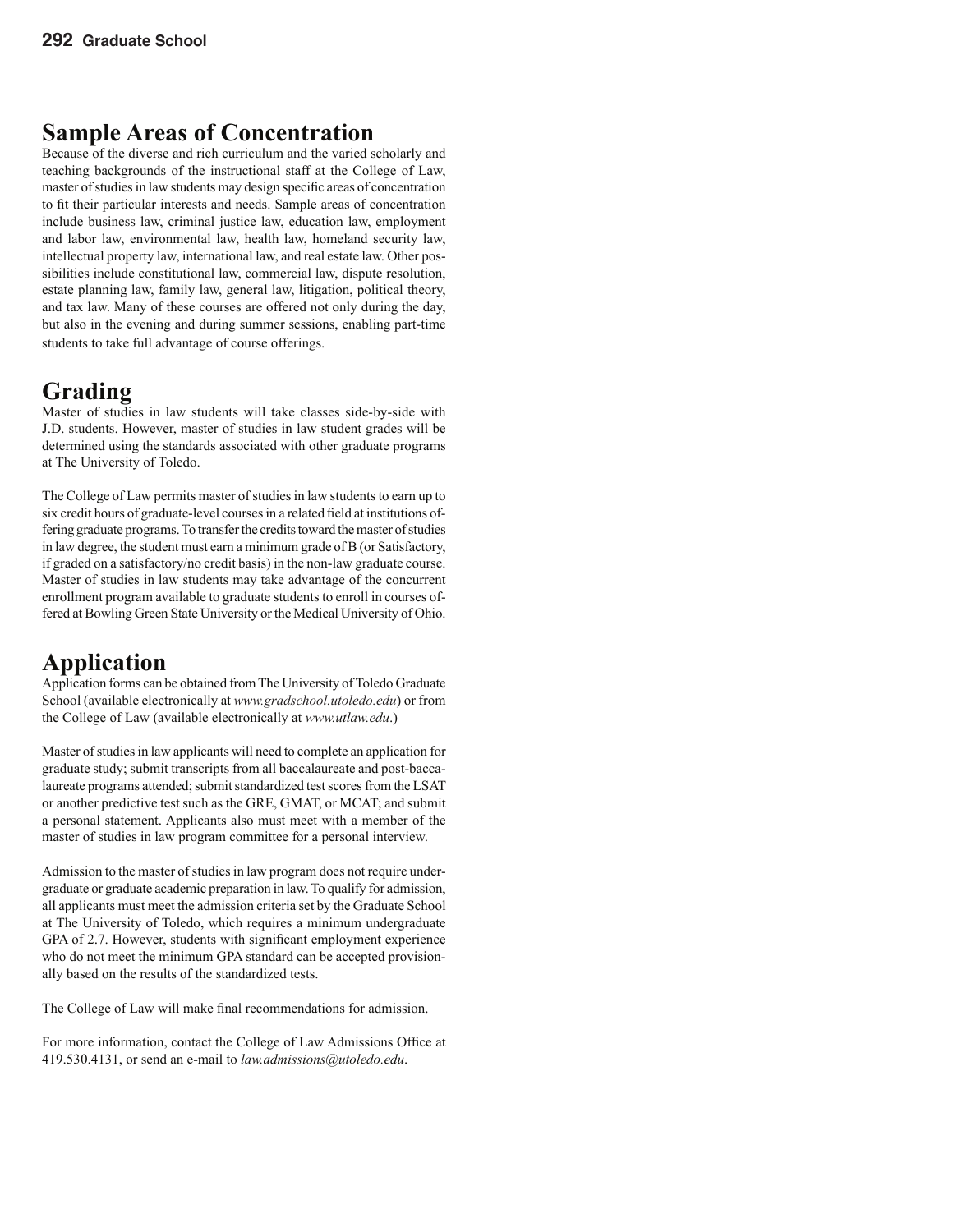## Sample Areas of Concentration

Because of the diverse and rich curriculum and the varied scholarly and teaching backgrounds of the instructional staff at the College of Law, master of studies in law students may design specific areas of concentration to fit their particular interests and needs. Sample areas of concentration include business law, criminal justice law, education law, employment and labor law, environmental law, health law, homeland security law, intellectual property law, international law, and real estate law. Other possibilities include constitutional law, commercial law, dispute resolution, estate planning law, family law, general law, litigation, political theory, and tax law. Many of these courses are offered not only during the day, but also in the evening and during summer sessions, enabling part-time students to take full advantage of course offerings.

## Grading

Master of studies in law students will take classes side-by-side with J.D. students. However, master of studies in law student grades will be determined using the standards associated with other graduate programs at The University of Toledo.

The College of Law permits master of studies in law students to earn up to six credit hours of graduate-level courses in a related field at institutions offering graduate programs. To transfer the credits toward the master of studies in law degree, the student must earn a minimum grade of B (or Satisfactory, if graded on a satisfactory/no credit basis) in the non-law graduate course. Master of studies in law students may take advantage of the concurrent enrollment program available to graduate students to enroll in courses offered at Bowling Green State University or the Medical University of Ohio.

## Application

Application forms can be obtained from The University of Toledo Graduate School (available electronically at *www.gradschool.utoledo.edu*) or from the College of Law (available electronically at *www.utlaw.edu*.)

Master of studies in law applicants will need to complete an application for graduate study; submit transcripts from all baccalaureate and post-baccalaureate programs attended; submit standardized test scores from the LSAT or another predictive test such as the GRE, GMAT, or MCAT; and submit a personal statement. Applicants also must meet with a member of the master of studies in law program committee for a personal interview.

Admission to the master of studies in law program does not require undergraduate or graduate academic preparation in law. To qualify for admission, all applicants must meet the admission criteria set by the Graduate School at The University of Toledo, which requires a minimum undergraduate GPA of 2.7. However, students with significant employment experience who do not meet the minimum GPA standard can be accepted provisionally based on the results of the standardized tests.

The College of Law will make final recommendations for admission.

For more information, contact the College of Law Admissions Office at 419.530.4131, or send an e-mail to *law.admissions@utoledo.edu*.